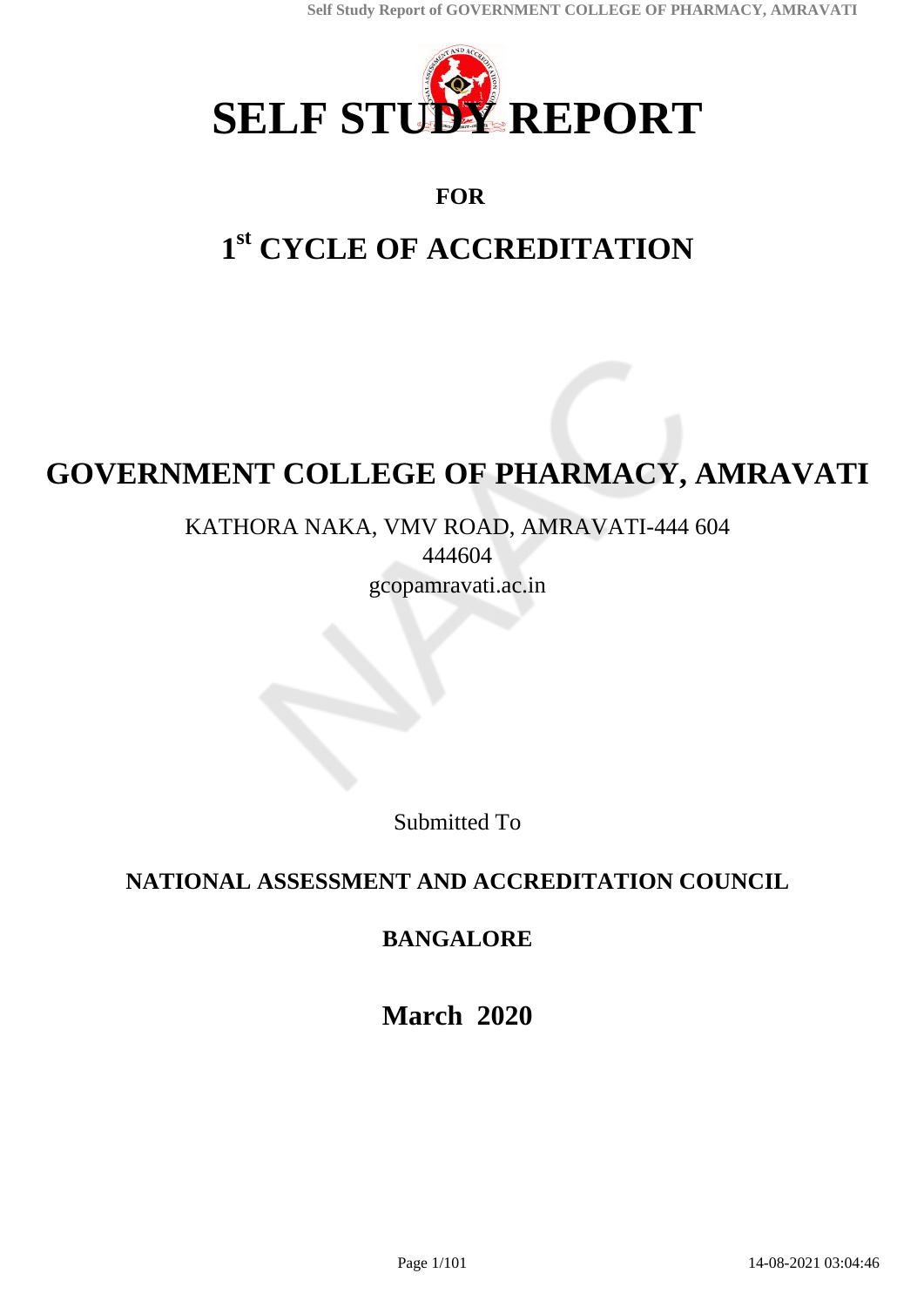# SELF STUDY REPORT

**FOR**

# 1st CYCLE OF ACCREDITATION

# GOVERNMENT COLLEGE OF PHARMACY, AMRAVATI

KATHORA NAKA, VMV ROAD, AMRAVATI-444 604
444604
gcopamravati.ac.in

Submitted To

**NATIONAL ASSESSMENT AND ACCREDITATION COUNCIL**

**BANGALORE**

**March 2020**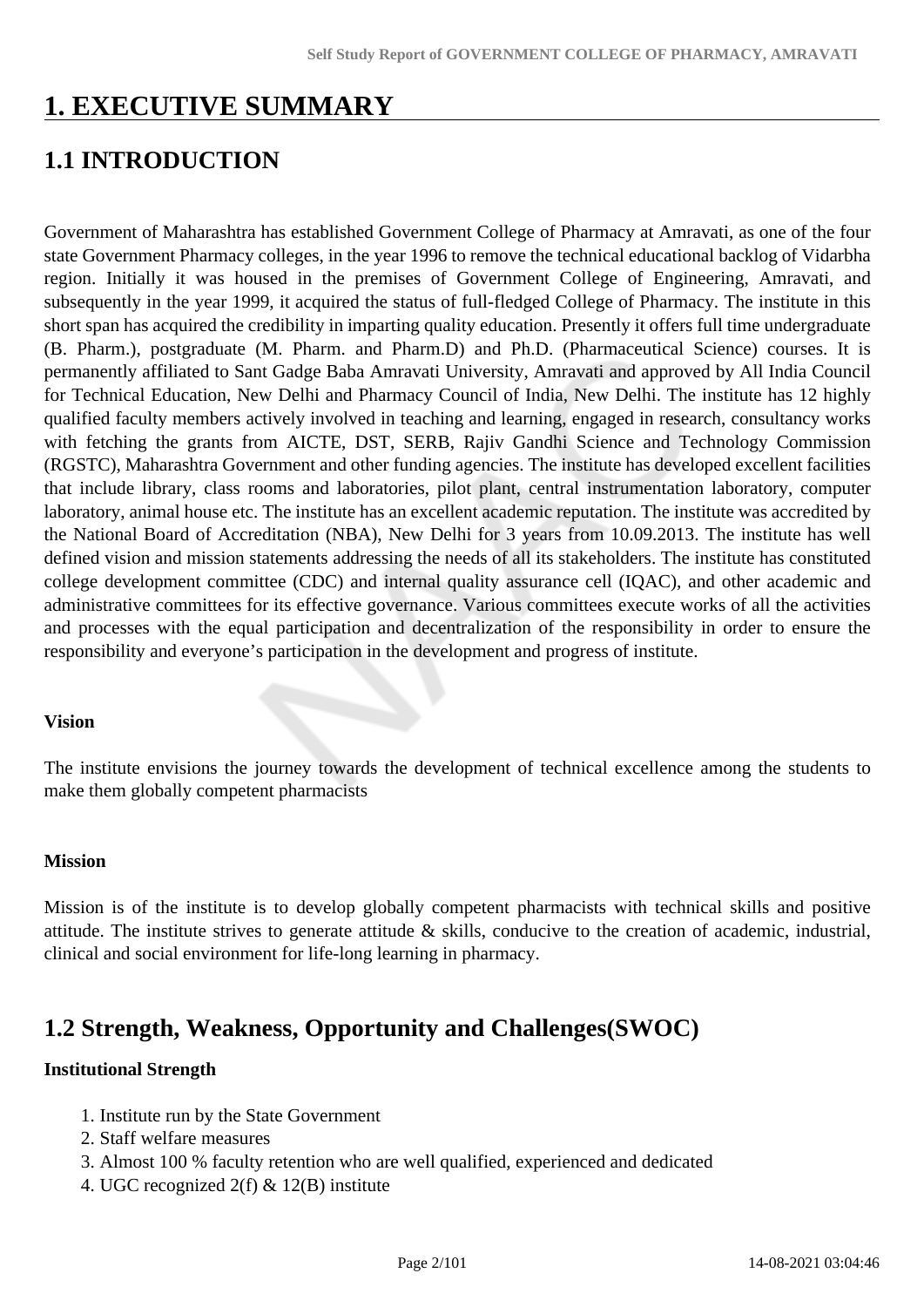# 1. EXECUTIVE SUMMARY

## 1.1 INTRODUCTION

Government of Maharashtra has established Government College of Pharmacy at Amravati, as one of the four state Government Pharmacy colleges, in the year 1996 to remove the technical educational backlog of Vidarbha region. Initially it was housed in the premises of Government College of Engineering, Amravati, and subsequently in the year 1999, it acquired the status of full-fledged College of Pharmacy. The institute in this short span has acquired the credibility in imparting quality education. Presently it offers full time undergraduate (B. Pharm.), postgraduate (M. Pharm. and Pharm.D) and Ph.D. (Pharmaceutical Science) courses. It is permanently affiliated to Sant Gadge Baba Amravati University, Amravati and approved by All India Council for Technical Education, New Delhi and Pharmacy Council of India, New Delhi. The institute has 12 highly qualified faculty members actively involved in teaching and learning, engaged in research, consultancy works with fetching the grants from AICTE, DST, SERB, Rajiv Gandhi Science and Technology Commission (RGSTC), Maharashtra Government and other funding agencies. The institute has developed excellent facilities that include library, class rooms and laboratories, pilot plant, central instrumentation laboratory, computer laboratory, animal house etc. The institute has an excellent academic reputation. The institute was accredited by the National Board of Accreditation (NBA), New Delhi for 3 years from 10.09.2013. The institute has well defined vision and mission statements addressing the needs of all its stakeholders. The institute has constituted college development committee (CDC) and internal quality assurance cell (IQAC), and other academic and administrative committees for its effective governance. Various committees execute works of all the activities and processes with the equal participation and decentralization of the responsibility in order to ensure the responsibility and everyone's participation in the development and progress of institute.

**Vision**

The institute envisions the journey towards the development of technical excellence among the students to make them globally competent pharmacists

**Mission**

Mission is of the institute is to develop globally competent pharmacists with technical skills and positive attitude. The institute strives to generate attitude & skills, conducive to the creation of academic, industrial, clinical and social environment for life-long learning in pharmacy.

## 1.2 Strength, Weakness, Opportunity and Challenges(SWOC)

**Institutional Strength**

1. Institute run by the State Government
2. Staff welfare measures
3. Almost 100 % faculty retention who are well qualified, experienced and dedicated
4. UGC recognized 2(f) & 12(B) institute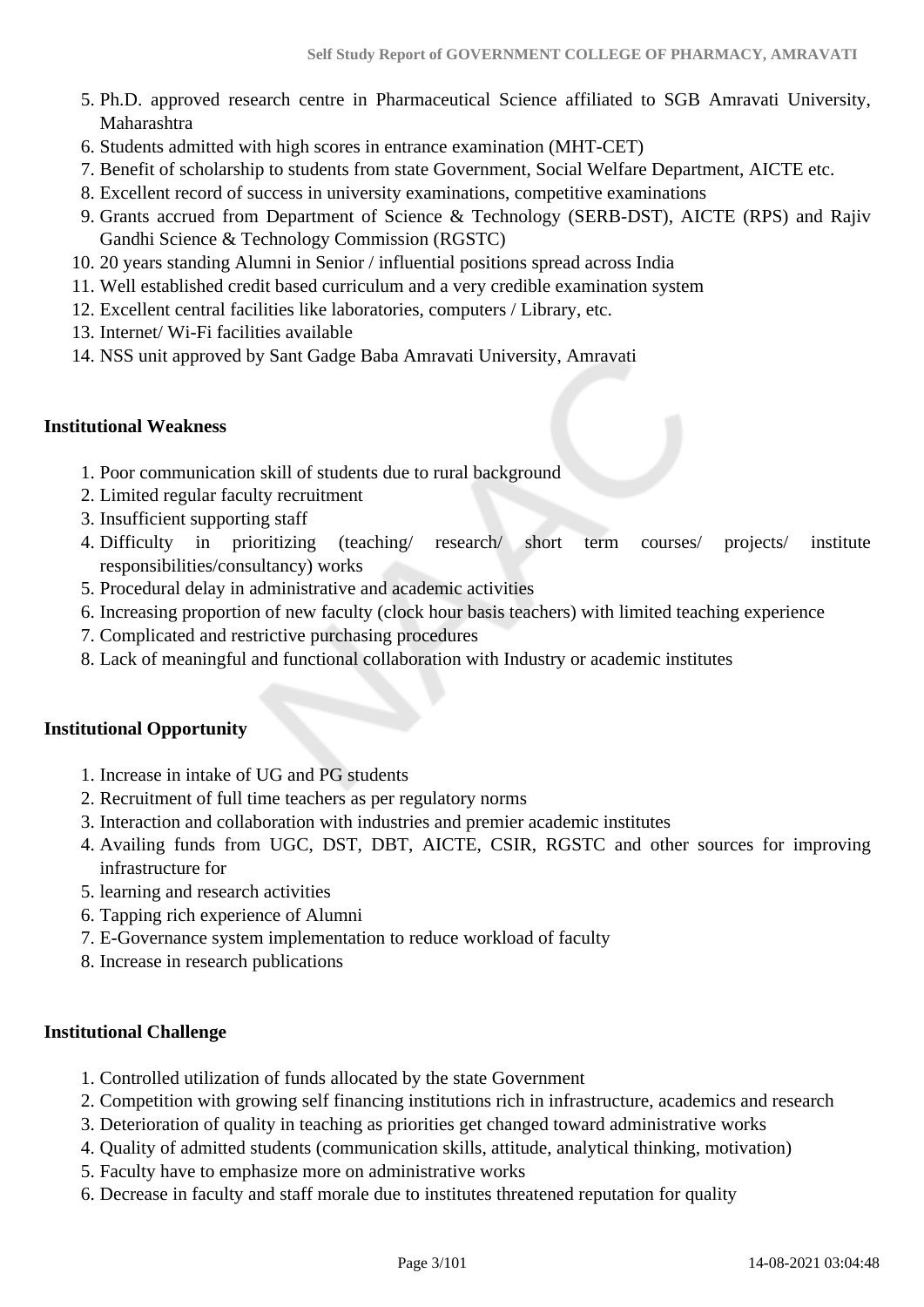5. Ph.D. approved research centre in Pharmaceutical Science affiliated to SGB Amravati University, Maharashtra
6. Students admitted with high scores in entrance examination (MHT-CET)
7. Benefit of scholarship to students from state Government, Social Welfare Department, AICTE etc.
8. Excellent record of success in university examinations, competitive examinations
9. Grants accrued from Department of Science & Technology (SERB-DST), AICTE (RPS) and Rajiv Gandhi Science & Technology Commission (RGSTC)
10. 20 years standing Alumni in Senior / influential positions spread across India
11. Well established credit based curriculum and a very credible examination system
12. Excellent central facilities like laboratories, computers / Library, etc.
13. Internet/ Wi-Fi facilities available
14. NSS unit approved by Sant Gadge Baba Amravati University, Amravati

**Institutional Weakness**

1. Poor communication skill of students due to rural background
2. Limited regular faculty recruitment
3. Insufficient supporting staff
4. Difficulty in prioritizing (teaching/ research/ short term courses/ projects/ institute responsibilities/consultancy) works
5. Procedural delay in administrative and academic activities
6. Increasing proportion of new faculty (clock hour basis teachers) with limited teaching experience
7. Complicated and restrictive purchasing procedures
8. Lack of meaningful and functional collaboration with Industry or academic institutes

**Institutional Opportunity**

1. Increase in intake of UG and PG students
2. Recruitment of full time teachers as per regulatory norms
3. Interaction and collaboration with industries and premier academic institutes
4. Availing funds from UGC, DST, DBT, AICTE, CSIR, RGSTC and other sources for improving infrastructure for
5. learning and research activities
6. Tapping rich experience of Alumni
7. E-Governance system implementation to reduce workload of faculty
8. Increase in research publications

**Institutional Challenge**

1. Controlled utilization of funds allocated by the state Government
2. Competition with growing self financing institutions rich in infrastructure, academics and research
3. Deterioration of quality in teaching as priorities get changed toward administrative works
4. Quality of admitted students (communication skills, attitude, analytical thinking, motivation)
5. Faculty have to emphasize more on administrative works
6. Decrease in faculty and staff morale due to institutes threatened reputation for quality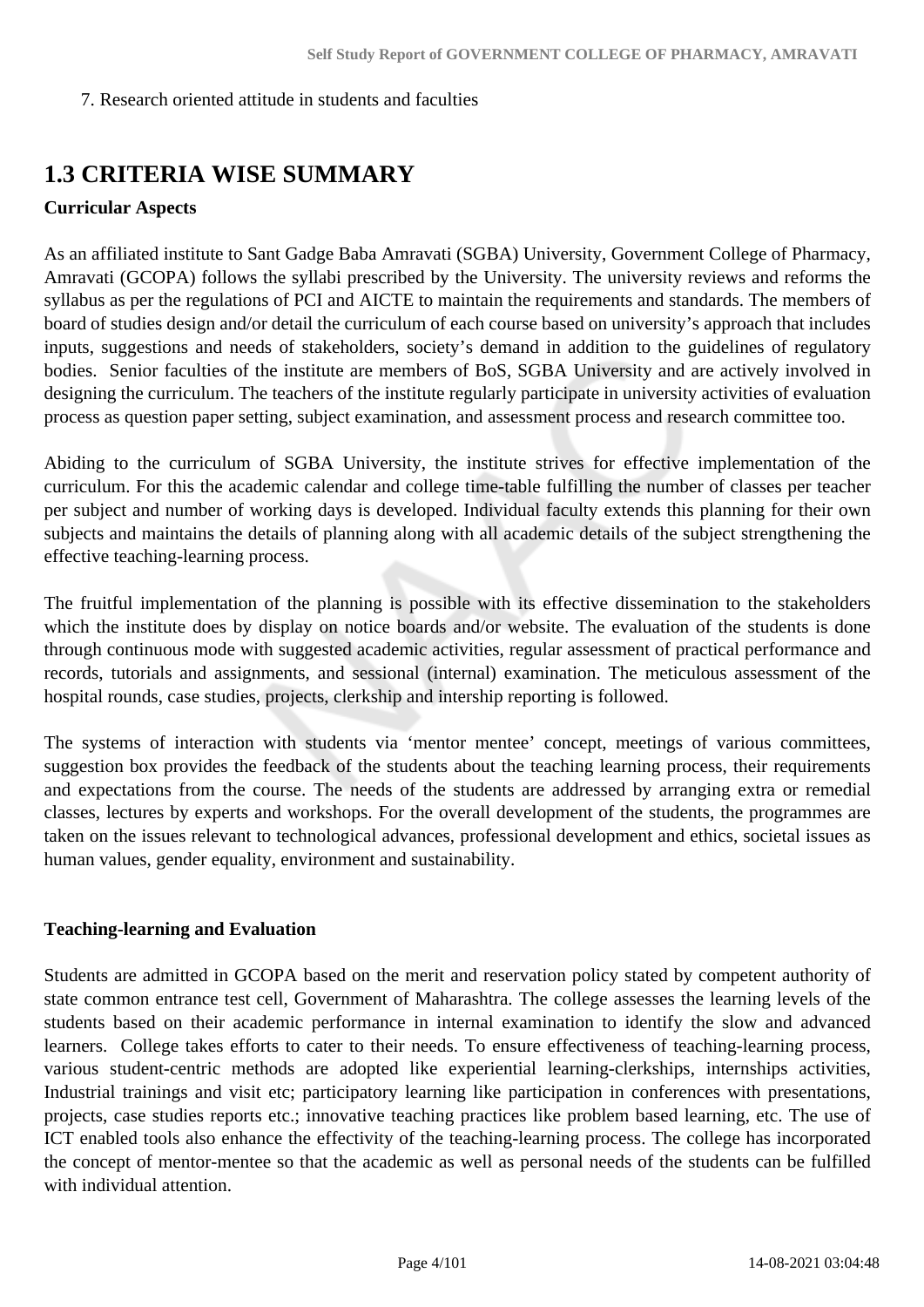7. Research oriented attitude in students and faculties

## 1.3 CRITERIA WISE SUMMARY

**Curricular Aspects**

As an affiliated institute to Sant Gadge Baba Amravati (SGBA) University, Government College of Pharmacy, Amravati (GCOPA) follows the syllabi prescribed by the University. The university reviews and reforms the syllabus as per the regulations of PCI and AICTE to maintain the requirements and standards. The members of board of studies design and/or detail the curriculum of each course based on university's approach that includes inputs, suggestions and needs of stakeholders, society's demand in addition to the guidelines of regulatory bodies. Senior faculties of the institute are members of BoS, SGBA University and are actively involved in designing the curriculum. The teachers of the institute regularly participate in university activities of evaluation process as question paper setting, subject examination, and assessment process and research committee too.

Abiding to the curriculum of SGBA University, the institute strives for effective implementation of the curriculum. For this the academic calendar and college time-table fulfilling the number of classes per teacher per subject and number of working days is developed. Individual faculty extends this planning for their own subjects and maintains the details of planning along with all academic details of the subject strengthening the effective teaching-learning process.

The fruitful implementation of the planning is possible with its effective dissemination to the stakeholders which the institute does by display on notice boards and/or website. The evaluation of the students is done through continuous mode with suggested academic activities, regular assessment of practical performance and records, tutorials and assignments, and sessional (internal) examination. The meticulous assessment of the hospital rounds, case studies, projects, clerkship and intership reporting is followed.

The systems of interaction with students via 'mentor mentee' concept, meetings of various committees, suggestion box provides the feedback of the students about the teaching learning process, their requirements and expectations from the course. The needs of the students are addressed by arranging extra or remedial classes, lectures by experts and workshops. For the overall development of the students, the programmes are taken on the issues relevant to technological advances, professional development and ethics, societal issues as human values, gender equality, environment and sustainability.

**Teaching-learning and Evaluation**

Students are admitted in GCOPA based on the merit and reservation policy stated by competent authority of state common entrance test cell, Government of Maharashtra. The college assesses the learning levels of the students based on their academic performance in internal examination to identify the slow and advanced learners. College takes efforts to cater to their needs. To ensure effectiveness of teaching-learning process, various student-centric methods are adopted like experiential learning-clerkships, internships activities, Industrial trainings and visit etc; participatory learning like participation in conferences with presentations, projects, case studies reports etc.; innovative teaching practices like problem based learning, etc. The use of ICT enabled tools also enhance the effectivity of the teaching-learning process. The college has incorporated the concept of mentor-mentee so that the academic as well as personal needs of the students can be fulfilled with individual attention.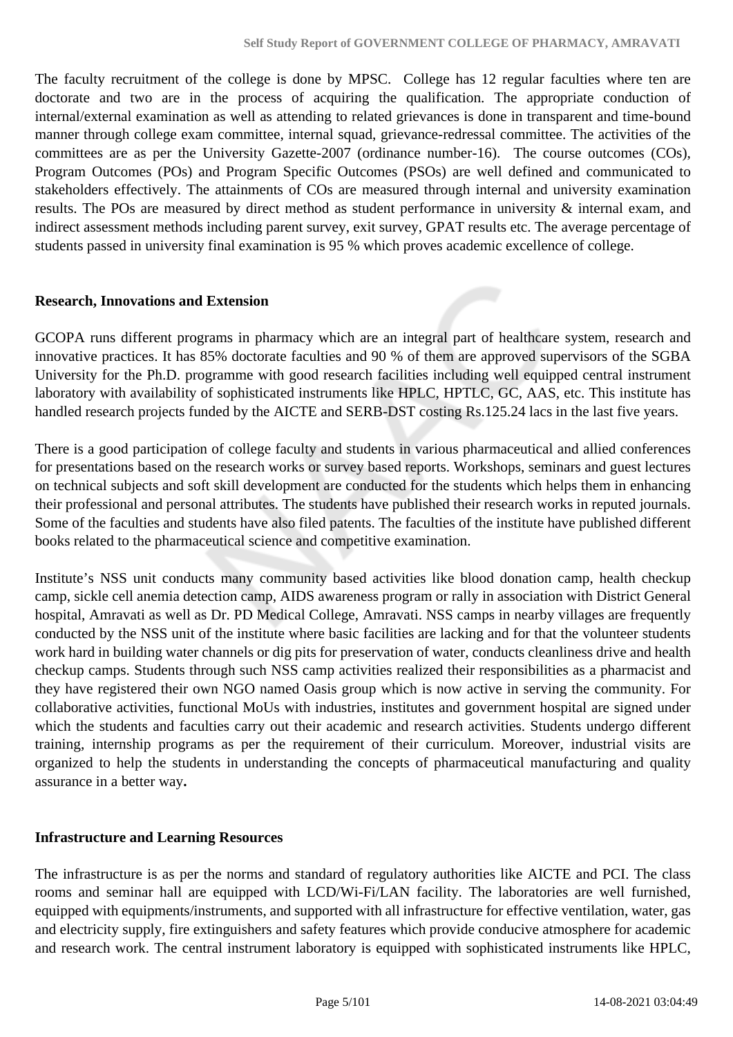The faculty recruitment of the college is done by MPSC. College has 12 regular faculties where ten are doctorate and two are in the process of acquiring the qualification. The appropriate conduction of internal/external examination as well as attending to related grievances is done in transparent and time-bound manner through college exam committee, internal squad, grievance-redressal committee. The activities of the committees are as per the University Gazette-2007 (ordinance number-16). The course outcomes (COs), Program Outcomes (POs) and Program Specific Outcomes (PSOs) are well defined and communicated to stakeholders effectively. The attainments of COs are measured through internal and university examination results. The POs are measured by direct method as student performance in university & internal exam, and indirect assessment methods including parent survey, exit survey, GPAT results etc. The average percentage of students passed in university final examination is 95 % which proves academic excellence of college.

**Research, Innovations and Extension**

GCOPA runs different programs in pharmacy which are an integral part of healthcare system, research and innovative practices. It has 85% doctorate faculties and 90 % of them are approved supervisors of the SGBA University for the Ph.D. programme with good research facilities including well equipped central instrument laboratory with availability of sophisticated instruments like HPLC, HPTLC, GC, AAS, etc. This institute has handled research projects funded by the AICTE and SERB-DST costing Rs.125.24 lacs in the last five years.

There is a good participation of college faculty and students in various pharmaceutical and allied conferences for presentations based on the research works or survey based reports. Workshops, seminars and guest lectures on technical subjects and soft skill development are conducted for the students which helps them in enhancing their professional and personal attributes. The students have published their research works in reputed journals. Some of the faculties and students have also filed patents. The faculties of the institute have published different books related to the pharmaceutical science and competitive examination.

Institute's NSS unit conducts many community based activities like blood donation camp, health checkup camp, sickle cell anemia detection camp, AIDS awareness program or rally in association with District General hospital, Amravati as well as Dr. PD Medical College, Amravati. NSS camps in nearby villages are frequently conducted by the NSS unit of the institute where basic facilities are lacking and for that the volunteer students work hard in building water channels or dig pits for preservation of water, conducts cleanliness drive and health checkup camps. Students through such NSS camp activities realized their responsibilities as a pharmacist and they have registered their own NGO named Oasis group which is now active in serving the community. For collaborative activities, functional MoUs with industries, institutes and government hospital are signed under which the students and faculties carry out their academic and research activities. Students undergo different training, internship programs as per the requirement of their curriculum. Moreover, industrial visits are organized to help the students in understanding the concepts of pharmaceutical manufacturing and quality assurance in a better way**.**

**Infrastructure and Learning Resources**

The infrastructure is as per the norms and standard of regulatory authorities like AICTE and PCI. The class rooms and seminar hall are equipped with LCD/Wi-Fi/LAN facility. The laboratories are well furnished, equipped with equipments/instruments, and supported with all infrastructure for effective ventilation, water, gas and electricity supply, fire extinguishers and safety features which provide conducive atmosphere for academic and research work. The central instrument laboratory is equipped with sophisticated instruments like HPLC,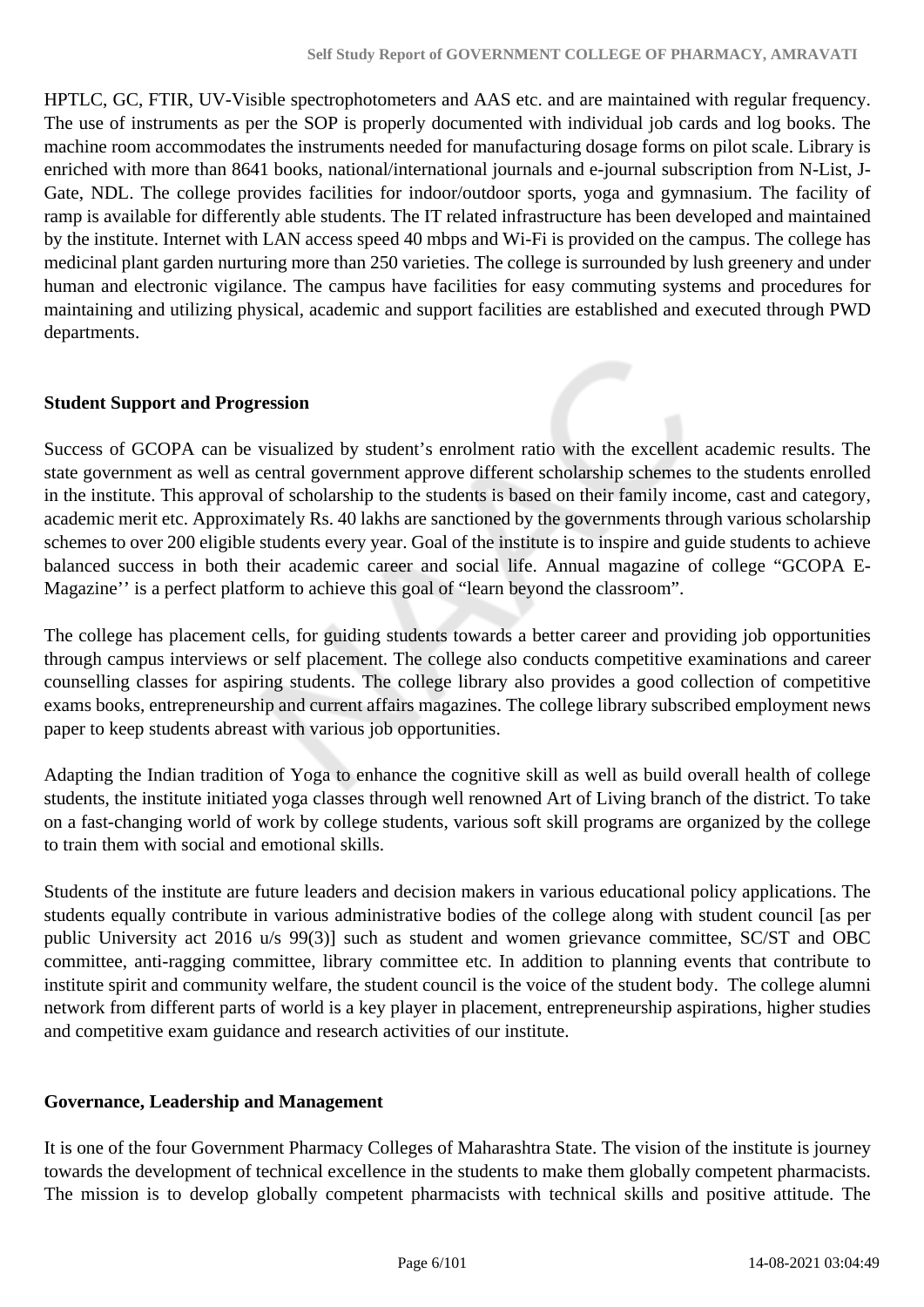HPTLC, GC, FTIR, UV-Visible spectrophotometers and AAS etc. and are maintained with regular frequency. The use of instruments as per the SOP is properly documented with individual job cards and log books. The machine room accommodates the instruments needed for manufacturing dosage forms on pilot scale. Library is enriched with more than 8641 books, national/international journals and e-journal subscription from N-List, J-Gate, NDL. The college provides facilities for indoor/outdoor sports, yoga and gymnasium. The facility of ramp is available for differently able students. The IT related infrastructure has been developed and maintained by the institute. Internet with LAN access speed 40 mbps and Wi-Fi is provided on the campus. The college has medicinal plant garden nurturing more than 250 varieties. The college is surrounded by lush greenery and under human and electronic vigilance. The campus have facilities for easy commuting systems and procedures for maintaining and utilizing physical, academic and support facilities are established and executed through PWD departments.

**Student Support and Progression**

Success of GCOPA can be visualized by student's enrolment ratio with the excellent academic results. The state government as well as central government approve different scholarship schemes to the students enrolled in the institute. This approval of scholarship to the students is based on their family income, cast and category, academic merit etc. Approximately Rs. 40 lakhs are sanctioned by the governments through various scholarship schemes to over 200 eligible students every year. Goal of the institute is to inspire and guide students to achieve balanced success in both their academic career and social life. Annual magazine of college "GCOPA E-Magazine'' is a perfect platform to achieve this goal of "learn beyond the classroom".

The college has placement cells, for guiding students towards a better career and providing job opportunities through campus interviews or self placement. The college also conducts competitive examinations and career counselling classes for aspiring students. The college library also provides a good collection of competitive exams books, entrepreneurship and current affairs magazines. The college library subscribed employment news paper to keep students abreast with various job opportunities.

Adapting the Indian tradition of Yoga to enhance the cognitive skill as well as build overall health of college students, the institute initiated yoga classes through well renowned Art of Living branch of the district. To take on a fast-changing world of work by college students, various soft skill programs are organized by the college to train them with social and emotional skills.

Students of the institute are future leaders and decision makers in various educational policy applications. The students equally contribute in various administrative bodies of the college along with student council [as per public University act 2016 u/s 99(3)] such as student and women grievance committee, SC/ST and OBC committee, anti-ragging committee, library committee etc. In addition to planning events that contribute to institute spirit and community welfare, the student council is the voice of the student body. The college alumni network from different parts of world is a key player in placement, entrepreneurship aspirations, higher studies and competitive exam guidance and research activities of our institute.

**Governance, Leadership and Management**

It is one of the four Government Pharmacy Colleges of Maharashtra State. The vision of the institute is journey towards the development of technical excellence in the students to make them globally competent pharmacists. The mission is to develop globally competent pharmacists with technical skills and positive attitude. The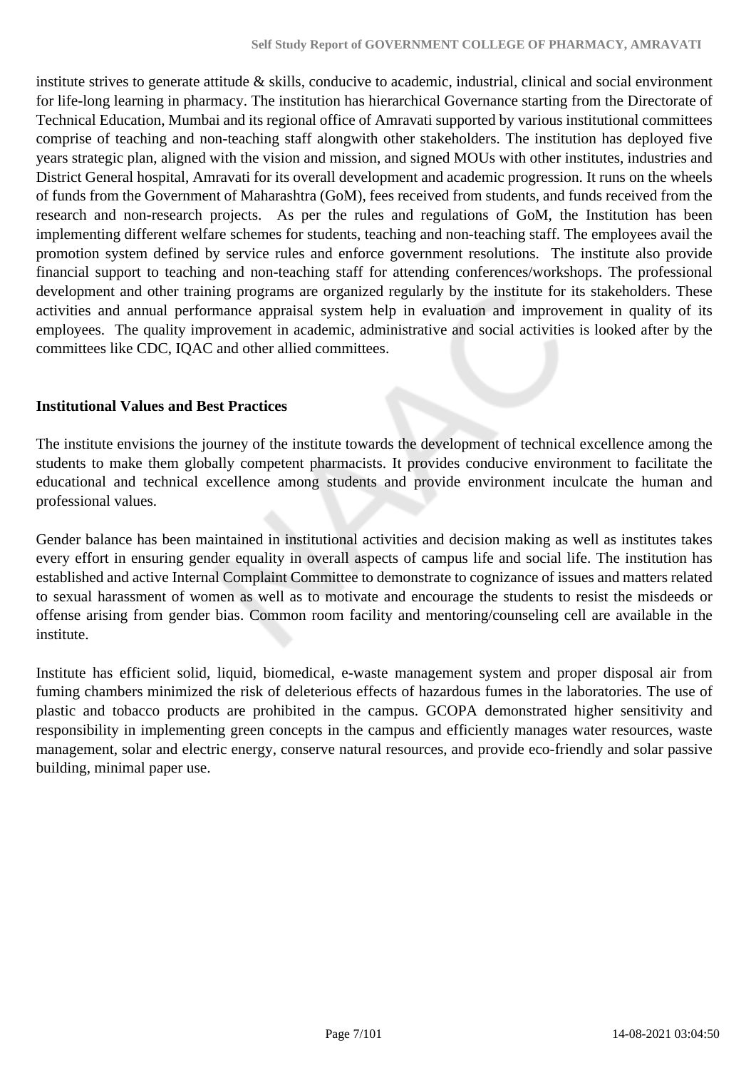institute strives to generate attitude & skills, conducive to academic, industrial, clinical and social environment for life-long learning in pharmacy. The institution has hierarchical Governance starting from the Directorate of Technical Education, Mumbai and its regional office of Amravati supported by various institutional committees comprise of teaching and non-teaching staff alongwith other stakeholders. The institution has deployed five years strategic plan, aligned with the vision and mission, and signed MOUs with other institutes, industries and District General hospital, Amravati for its overall development and academic progression. It runs on the wheels of funds from the Government of Maharashtra (GoM), fees received from students, and funds received from the research and non-research projects. As per the rules and regulations of GoM, the Institution has been implementing different welfare schemes for students, teaching and non-teaching staff. The employees avail the promotion system defined by service rules and enforce government resolutions. The institute also provide financial support to teaching and non-teaching staff for attending conferences/workshops. The professional development and other training programs are organized regularly by the institute for its stakeholders. These activities and annual performance appraisal system help in evaluation and improvement in quality of its employees. The quality improvement in academic, administrative and social activities is looked after by the committees like CDC, IQAC and other allied committees.

**Institutional Values and Best Practices**

The institute envisions the journey of the institute towards the development of technical excellence among the students to make them globally competent pharmacists. It provides conducive environment to facilitate the educational and technical excellence among students and provide environment inculcate the human and professional values.

Gender balance has been maintained in institutional activities and decision making as well as institutes takes every effort in ensuring gender equality in overall aspects of campus life and social life. The institution has established and active Internal Complaint Committee to demonstrate to cognizance of issues and matters related to sexual harassment of women as well as to motivate and encourage the students to resist the misdeeds or offense arising from gender bias. Common room facility and mentoring/counseling cell are available in the institute.

Institute has efficient solid, liquid, biomedical, e-waste management system and proper disposal air from fuming chambers minimized the risk of deleterious effects of hazardous fumes in the laboratories. The use of plastic and tobacco products are prohibited in the campus. GCOPA demonstrated higher sensitivity and responsibility in implementing green concepts in the campus and efficiently manages water resources, waste management, solar and electric energy, conserve natural resources, and provide eco-friendly and solar passive building, minimal paper use.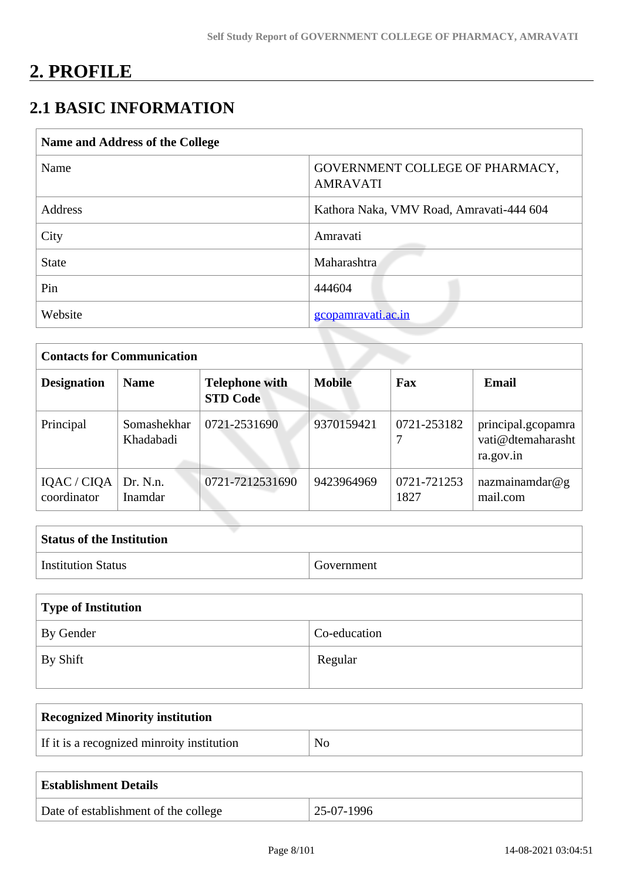# 2. PROFILE

## 2.1 BASIC INFORMATION

| Name and Address of the College | |
|---|---|
| Name | GOVERNMENT COLLEGE OF PHARMACY, AMRAVATI |
| Address | Kathora Naka, VMV Road, Amravati-444 604 |
| City | Amravati |
| State | Maharashtra |
| Pin | 444604 |
| Website | gcopamravati.ac.in |

| Contacts for Communication | | | | | |
|---|---|---|---|---|---|
| **Designation** | **Name** | **Telephone with STD Code** | **Mobile** | **Fax** | **Email** |
| Principal | Somashekhar Khadabadi | 0721-2531690 | 9370159421 | 0721-2531827 | principal.gcopamravati@dtemaharashtra.gov.in |
| IQAC / CIQA coordinator | Dr. N.n. Inamdar | 0721-7212531690 | 9423964969 | 0721-7212531827 | nazmainamdar@gmail.com |

| Status of the Institution | |
|---|---|
| Institution Status | Government |

| Type of Institution | |
|---|---|
| By Gender | Co-education |
| By Shift | Regular |

| Recognized Minority institution | |
|---|---|
| If it is a recognized minroity institution | No |

| Establishment Details | |
|---|---|
| Date of establishment of the college | 25-07-1996 |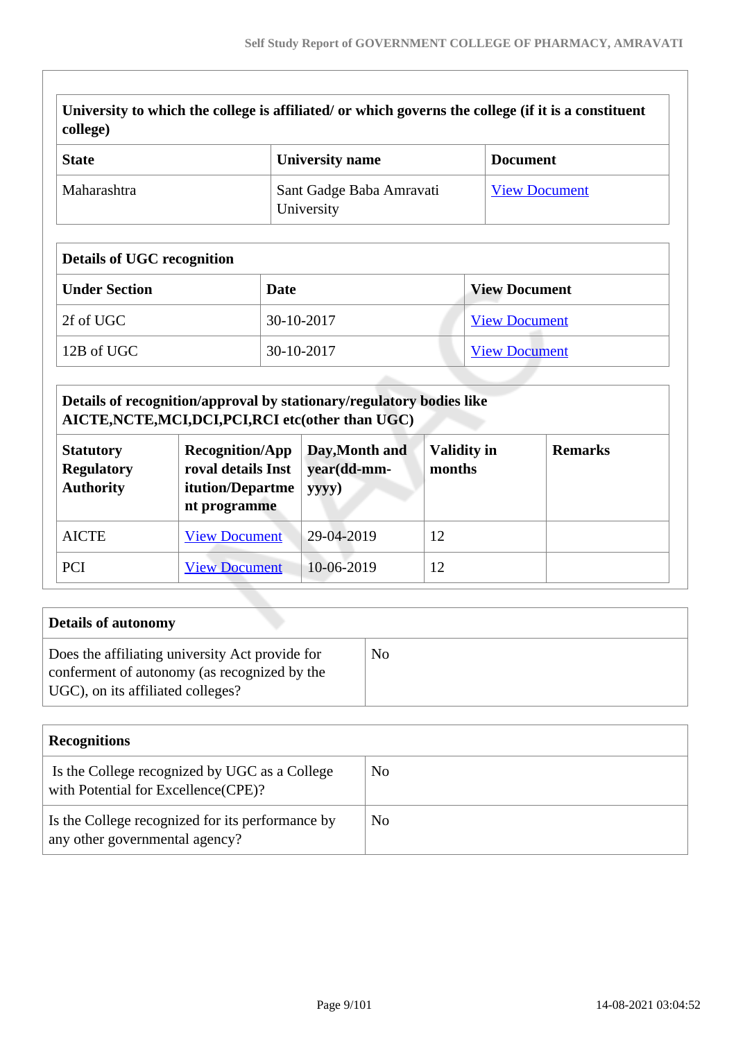| University to which the college is affiliated/ or which governs the college (if it is a constituent college) | | |
|---|---|---|
| **State** | **University name** | **Document** |
| Maharashtra | Sant Gadge Baba Amravati University | View Document |

| Details of UGC recognition | | |
|---|---|---|
| **Under Section** | **Date** | **View Document** |
| 2f of UGC | 30-10-2017 | View Document |
| 12B of UGC | 30-10-2017 | View Document |

| Details of recognition/approval by stationary/regulatory bodies like AICTE,NCTE,MCI,DCI,PCI,RCI etc(other than UGC) | | | | |
|---|---|---|---|---|
| **Statutory Regulatory Authority** | **Recognition/Approval details Institution/Department programme** | **Day,Month and year(dd-mm-yyyy)** | **Validity in months** | **Remarks** |
| AICTE | View Document | 29-04-2019 | 12 | |
| PCI | View Document | 10-06-2019 | 12 | |

| Details of autonomy | |
|---|---|
| Does the affiliating university Act provide for conferment of autonomy (as recognized by the UGC), on its affiliated colleges? | No |

| Recognitions | |
|---|---|
| Is the College recognized by UGC as a College with Potential for Excellence(CPE)? | No |
| Is the College recognized for its performance by any other governmental agency? | No |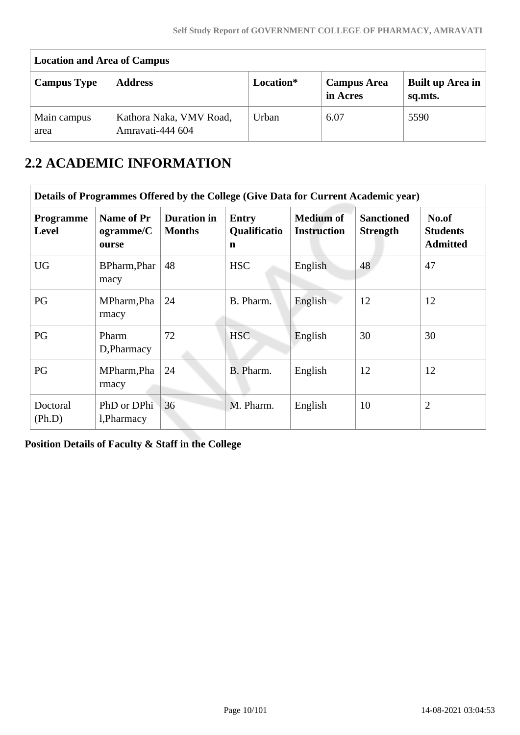| Location and Area of Campus | | | | |
|---|---|---|---|---|
| **Campus Type** | **Address** | **Location*** | **Campus Area in Acres** | **Built up Area in sq.mts.** |
| Main campus area | Kathora Naka, VMV Road, Amravati-444 604 | Urban | 6.07 | 5590 |

## 2.2 ACADEMIC INFORMATION

| Details of Programmes Offered by the College (Give Data for Current Academic year) | | | | | | |
|---|---|---|---|---|---|---|
| **Programme Level** | **Name of Programme/Course** | **Duration in Months** | **Entry Qualification** | **Medium of Instruction** | **Sanctioned Strength** | **No.of Students Admitted** |
| UG | BPharm,Pharmacy | 48 | HSC | English | 48 | 47 |
| PG | MPharm,Pharmacy | 24 | B. Pharm. | English | 12 | 12 |
| PG | Pharm D,Pharmacy | 72 | HSC | English | 30 | 30 |
| PG | MPharm,Pharmacy | 24 | B. Pharm. | English | 12 | 12 |
| Doctoral (Ph.D) | PhD or DPhil,Pharmacy | 36 | M. Pharm. | English | 10 | 2 |

**Position Details of Faculty & Staff in the College**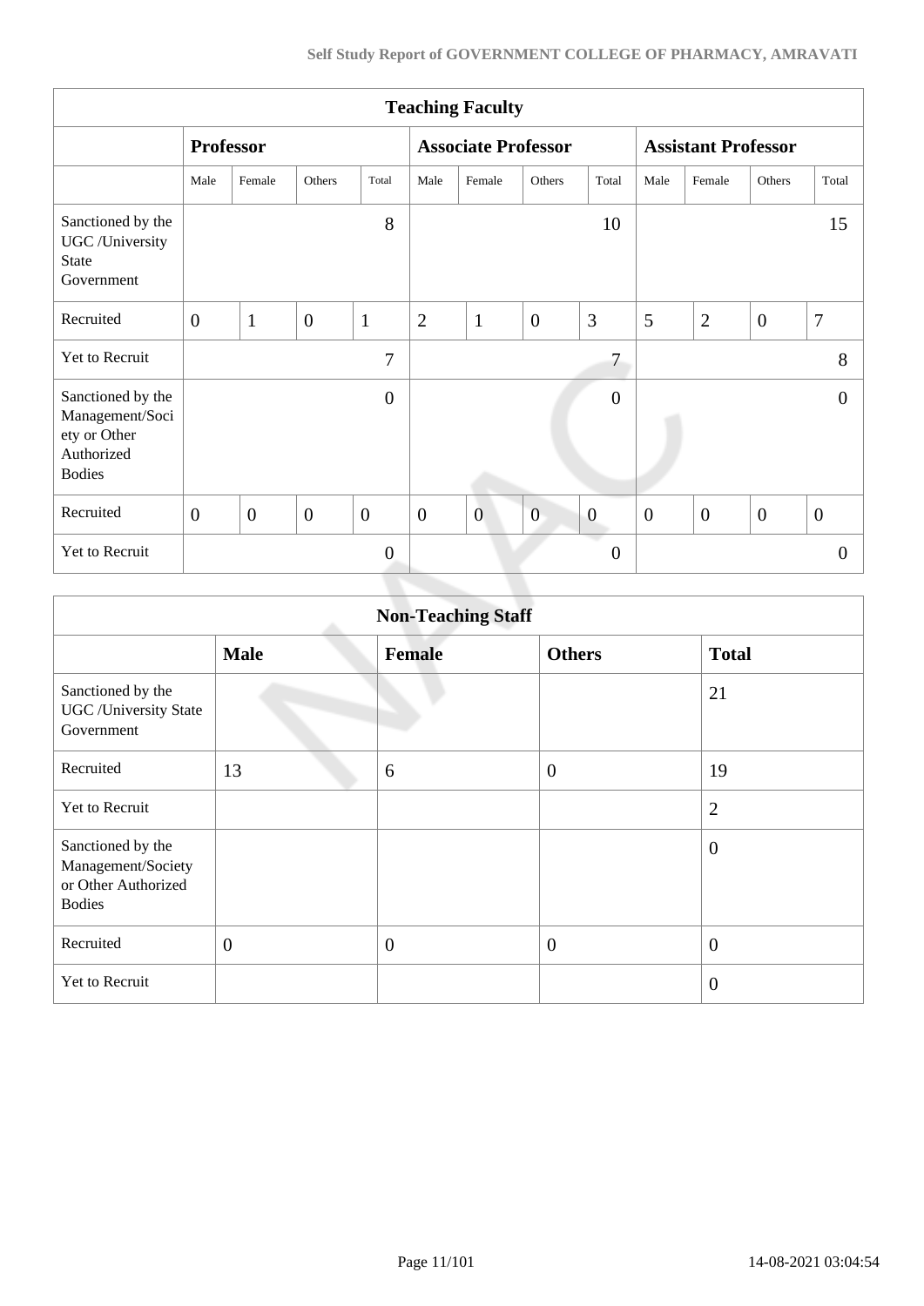| Teaching Faculty | | | | | | | | | | | | |
|---|---|---|---|---|---|---|---|---|---|---|---|---|
| | Professor | | | | Associate Professor | | | | Assistant Professor | | | |
| | Male | Female | Others | Total | Male | Female | Others | Total | Male | Female | Others | Total |
| Sanctioned by the UGC /University State Government | | | | 8 | | | | 10 | | | | 15 |
| Recruited | 0 | 1 | 0 | 1 | 2 | 1 | 0 | 3 | 5 | 2 | 0 | 7 |
| Yet to Recruit | | | | 7 | | | | 7 | | | | 8 |
| Sanctioned by the Management/Society or Other Authorized Bodies | | | | 0 | | | | 0 | | | | 0 |
| Recruited | 0 | 0 | 0 | 0 | 0 | 0 | 0 | 0 | 0 | 0 | 0 | 0 |
| Yet to Recruit | | | | 0 | | | | 0 | | | | 0 |

| Non-Teaching Staff | | | | |
|---|---|---|---|---|
| | **Male** | **Female** | **Others** | **Total** |
| Sanctioned by the UGC /University State Government | | | | 21 |
| Recruited | 13 | 6 | 0 | 19 |
| Yet to Recruit | | | | 2 |
| Sanctioned by the Management/Society or Other Authorized Bodies | | | | 0 |
| Recruited | 0 | 0 | 0 | 0 |
| Yet to Recruit | | | | 0 |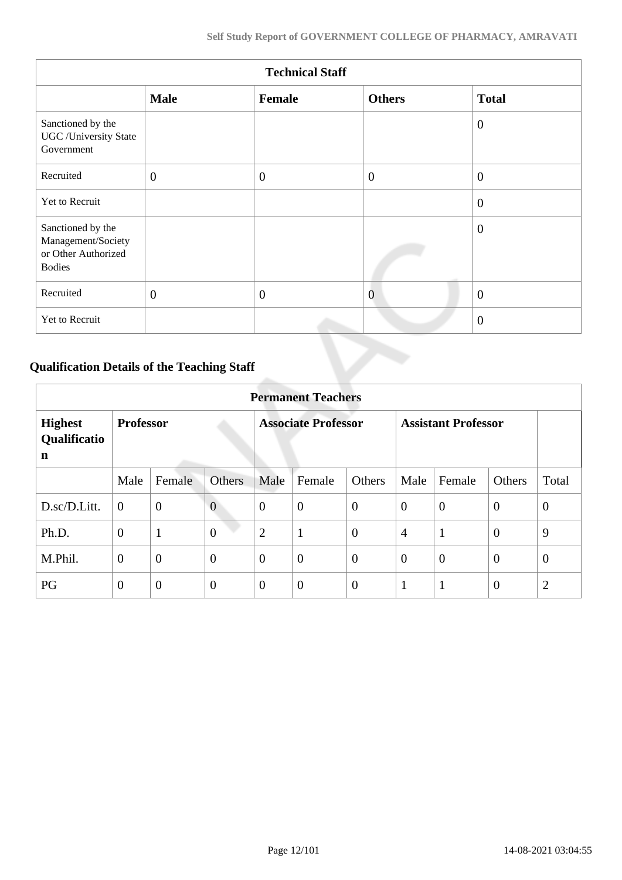| Technical Staff | | | | |
|---|---|---|---|---|
| | **Male** | **Female** | **Others** | **Total** |
| Sanctioned by the UGC /University State Government | | | | 0 |
| Recruited | 0 | 0 | 0 | 0 |
| Yet to Recruit | | | | 0 |
| Sanctioned by the Management/Society or Other Authorized Bodies | | | | 0 |
| Recruited | 0 | 0 | 0 | 0 |
| Yet to Recruit | | | | 0 |

## Qualification Details of the Teaching Staff

| Permanent Teachers | | | | | | | | | | |
|---|---|---|---|---|---|---|---|---|---|---|
| **Highest Qualification** | **Professor** | | | **Associate Professor** | | | **Assistant Professor** | | | |
| | Male | Female | Others | Male | Female | Others | Male | Female | Others | Total |
| D.sc/D.Litt. | 0 | 0 | 0 | 0 | 0 | 0 | 0 | 0 | 0 | 0 |
| Ph.D. | 0 | 1 | 0 | 2 | 1 | 0 | 4 | 1 | 0 | 9 |
| M.Phil. | 0 | 0 | 0 | 0 | 0 | 0 | 0 | 0 | 0 | 0 |
| PG | 0 | 0 | 0 | 0 | 0 | 0 | 1 | 1 | 0 | 2 |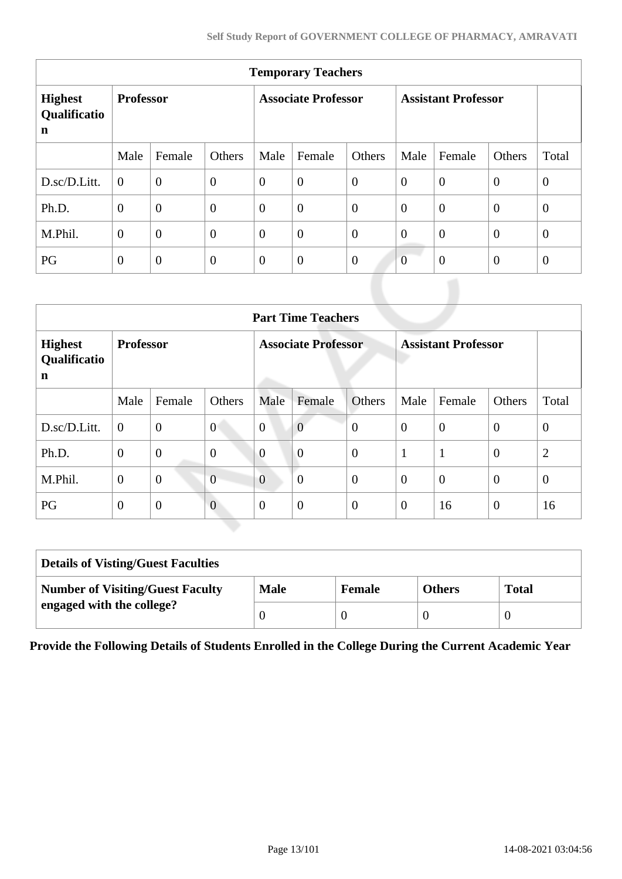| Temporary Teachers | | | | | | | | | | |
|---|---|---|---|---|---|---|---|---|---|---|
| **Highest Qualification** | **Professor** | | | **Associate Professor** | | | **Assistant Professor** | | | |
| | Male | Female | Others | Male | Female | Others | Male | Female | Others | Total |
| D.sc/D.Litt. | 0 | 0 | 0 | 0 | 0 | 0 | 0 | 0 | 0 | 0 |
| Ph.D. | 0 | 0 | 0 | 0 | 0 | 0 | 0 | 0 | 0 | 0 |
| M.Phil. | 0 | 0 | 0 | 0 | 0 | 0 | 0 | 0 | 0 | 0 |
| PG | 0 | 0 | 0 | 0 | 0 | 0 | 0 | 0 | 0 | 0 |

| Part Time Teachers | | | | | | | | | | |
|---|---|---|---|---|---|---|---|---|---|---|
| **Highest Qualification** | **Professor** | | | **Associate Professor** | | | **Assistant Professor** | | | |
| | Male | Female | Others | Male | Female | Others | Male | Female | Others | Total |
| D.sc/D.Litt. | 0 | 0 | 0 | 0 | 0 | 0 | 0 | 0 | 0 | 0 |
| Ph.D. | 0 | 0 | 0 | 0 | 0 | 0 | 1 | 1 | 0 | 2 |
| M.Phil. | 0 | 0 | 0 | 0 | 0 | 0 | 0 | 0 | 0 | 0 |
| PG | 0 | 0 | 0 | 0 | 0 | 0 | 0 | 16 | 0 | 16 |

| Details of Visting/Guest Faculties | | | | |
|---|---|---|---|---|
| **Number of Visiting/Guest Faculty engaged with the college?** | **Male** | **Female** | **Others** | **Total** |
| | 0 | 0 | 0 | 0 |

**Provide the Following Details of Students Enrolled in the College During the Current Academic Year**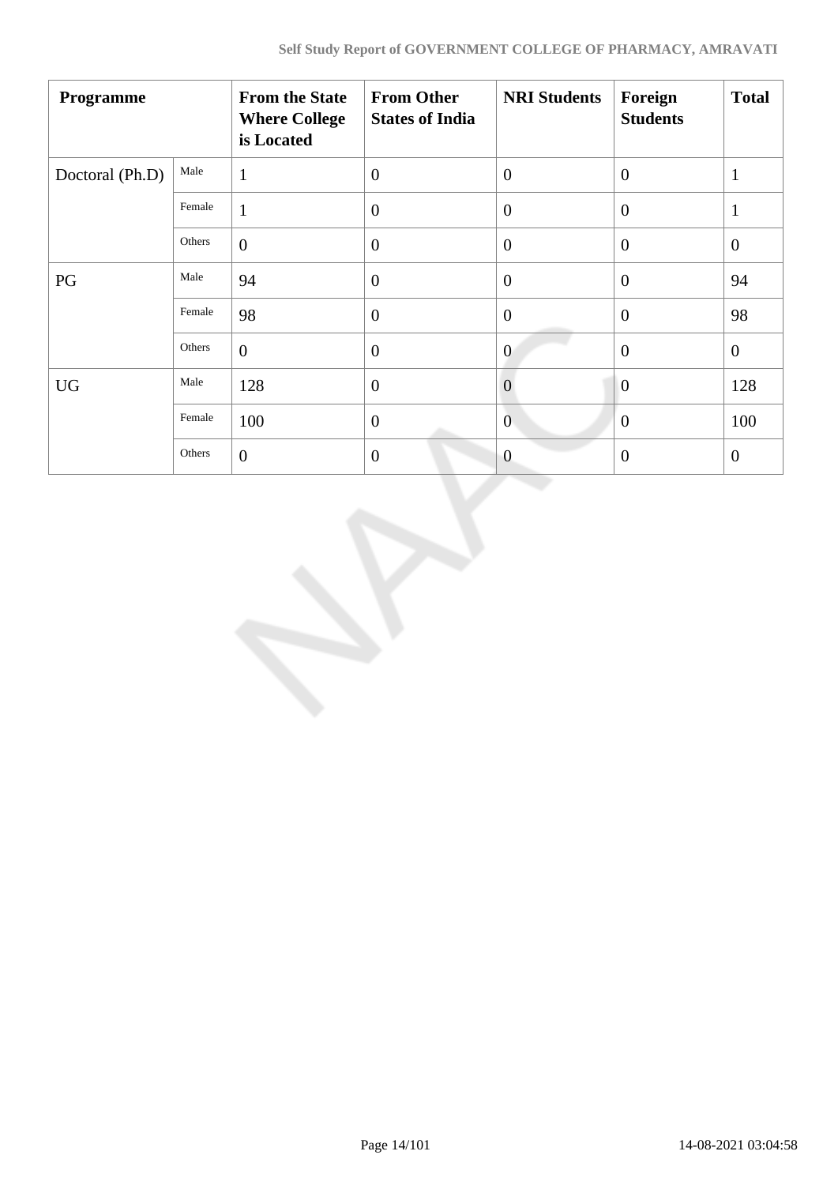| Programme | | From the State Where College is Located | From Other States of India | NRI Students | Foreign Students | Total |
|---|---|---|---|---|---|---|
| Doctoral (Ph.D) | Male | 1 | 0 | 0 | 0 | 1 |
| | Female | 1 | 0 | 0 | 0 | 1 |
| | Others | 0 | 0 | 0 | 0 | 0 |
| PG | Male | 94 | 0 | 0 | 0 | 94 |
| | Female | 98 | 0 | 0 | 0 | 98 |
| | Others | 0 | 0 | 0 | 0 | 0 |
| UG | Male | 128 | 0 | 0 | 0 | 128 |
| | Female | 100 | 0 | 0 | 0 | 100 |
| | Others | 0 | 0 | 0 | 0 | 0 |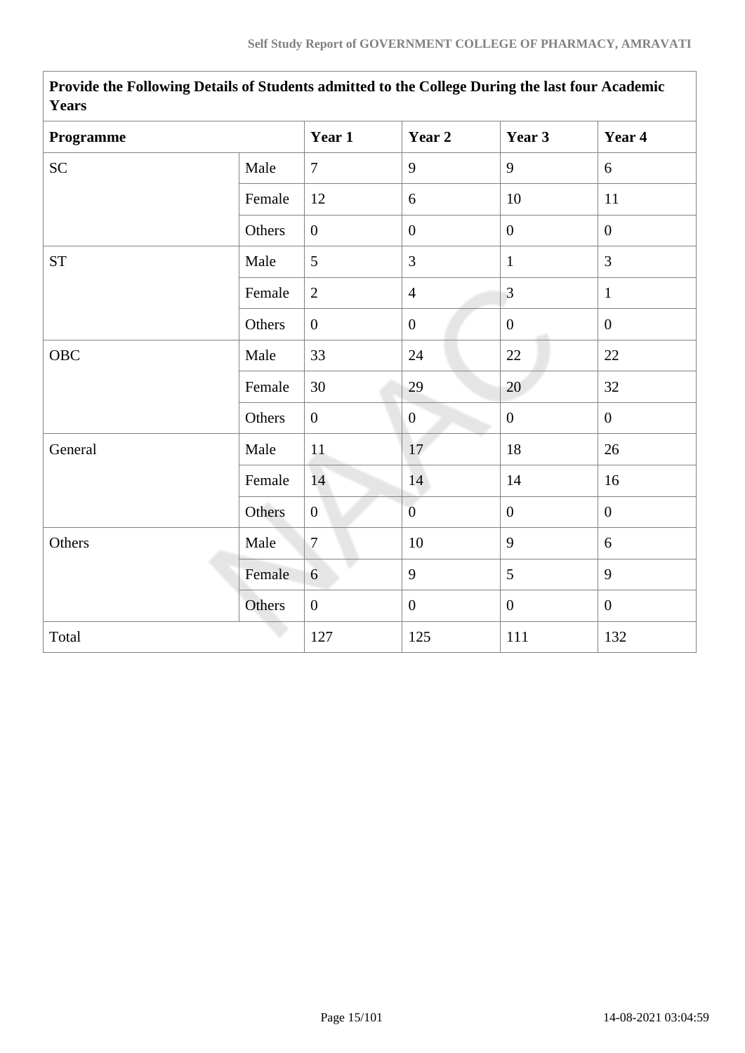| Provide the Following Details of Students admitted to the College During the last four Academic Years | | | | | |
|---|---|---|---|---|---|
| **Programme** | | **Year 1** | **Year 2** | **Year 3** | **Year 4** |
| SC | Male | 7 | 9 | 9 | 6 |
| | Female | 12 | 6 | 10 | 11 |
| | Others | 0 | 0 | 0 | 0 |
| ST | Male | 5 | 3 | 1 | 3 |
| | Female | 2 | 4 | 3 | 1 |
| | Others | 0 | 0 | 0 | 0 |
| OBC | Male | 33 | 24 | 22 | 22 |
| | Female | 30 | 29 | 20 | 32 |
| | Others | 0 | 0 | 0 | 0 |
| General | Male | 11 | 17 | 18 | 26 |
| | Female | 14 | 14 | 14 | 16 |
| | Others | 0 | 0 | 0 | 0 |
| Others | Male | 7 | 10 | 9 | 6 |
| | Female | 6 | 9 | 5 | 9 |
| | Others | 0 | 0 | 0 | 0 |
| Total | | 127 | 125 | 111 | 132 |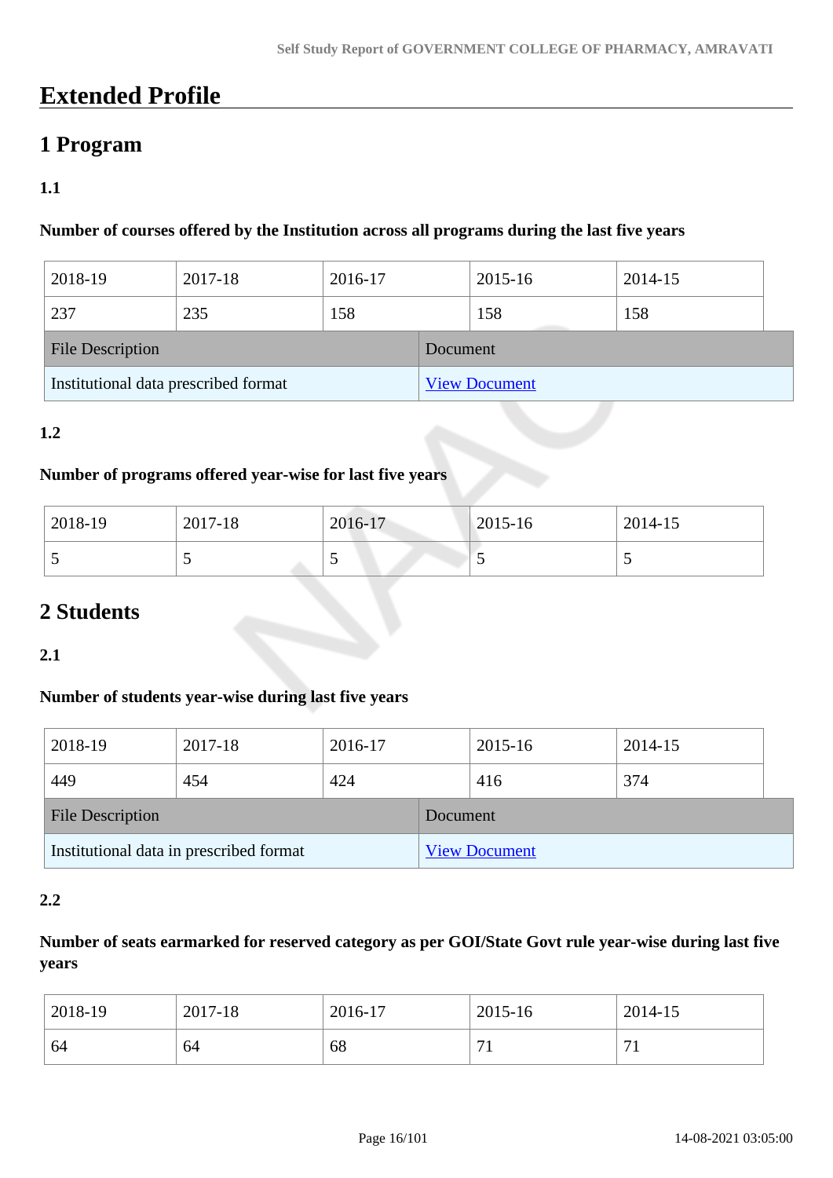# Extended Profile

## 1 Program

### 1.1

**Number of courses offered by the Institution across all programs during the last five years**

| 2018-19 | 2017-18 | 2016-17 | 2015-16 | 2014-15 |
|---|---|---|---|---|
| 237 | 235 | 158 | 158 | 158 |

| File Description | Document |
|---|---|
| Institutional data prescribed format | View Document |

### 1.2

**Number of programs offered year-wise for last five years**

| 2018-19 | 2017-18 | 2016-17 | 2015-16 | 2014-15 |
|---|---|---|---|---|
| 5 | 5 | 5 | 5 | 5 |

## 2 Students

### 2.1

**Number of students year-wise during last five years**

| 2018-19 | 2017-18 | 2016-17 | 2015-16 | 2014-15 |
|---|---|---|---|---|
| 449 | 454 | 424 | 416 | 374 |

| File Description | Document |
|---|---|
| Institutional data in prescribed format | View Document |

### 2.2

**Number of seats earmarked for reserved category as per GOI/State Govt rule year-wise during last five years**

| 2018-19 | 2017-18 | 2016-17 | 2015-16 | 2014-15 |
|---|---|---|---|---|
| 64 | 64 | 68 | 71 | 71 |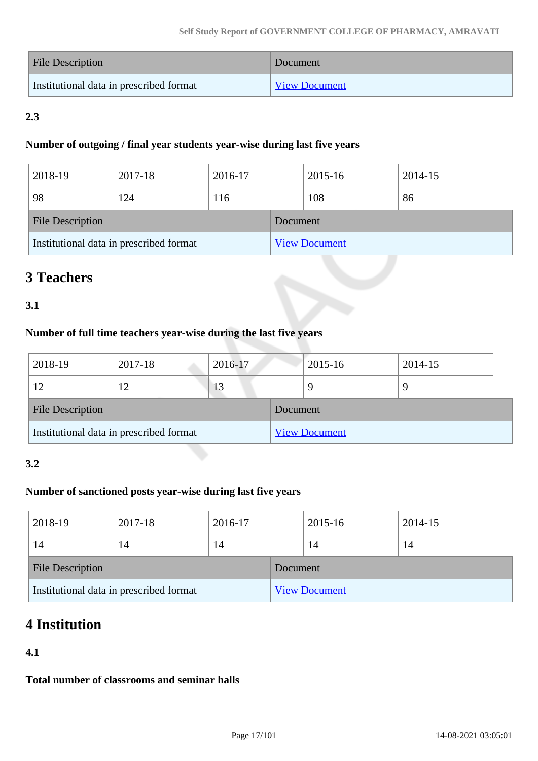| File Description | Document |
|---|---|
| Institutional data in prescribed format | View Document |

**2.3**

**Number of outgoing / final year students year-wise during last five years**

| 2018-19 | 2017-18 | 2016-17 | 2015-16 | 2014-15 |
|---|---|---|---|---|
| 98 | 124 | 116 | 108 | 86 |

| File Description | Document |
|---|---|
| Institutional data in prescribed format | View Document |

# 3 Teachers

**3.1**

**Number of full time teachers year-wise during the last five years**

| 2018-19 | 2017-18 | 2016-17 | 2015-16 | 2014-15 |
|---|---|---|---|---|
| 12 | 12 | 13 | 9 | 9 |

| File Description | Document |
|---|---|
| Institutional data in prescribed format | View Document |

**3.2**

**Number of sanctioned posts year-wise during last five years**

| 2018-19 | 2017-18 | 2016-17 | 2015-16 | 2014-15 |
|---|---|---|---|---|
| 14 | 14 | 14 | 14 | 14 |

| File Description | Document |
|---|---|
| Institutional data in prescribed format | View Document |

# 4 Institution

**4.1**

**Total number of classrooms and seminar halls**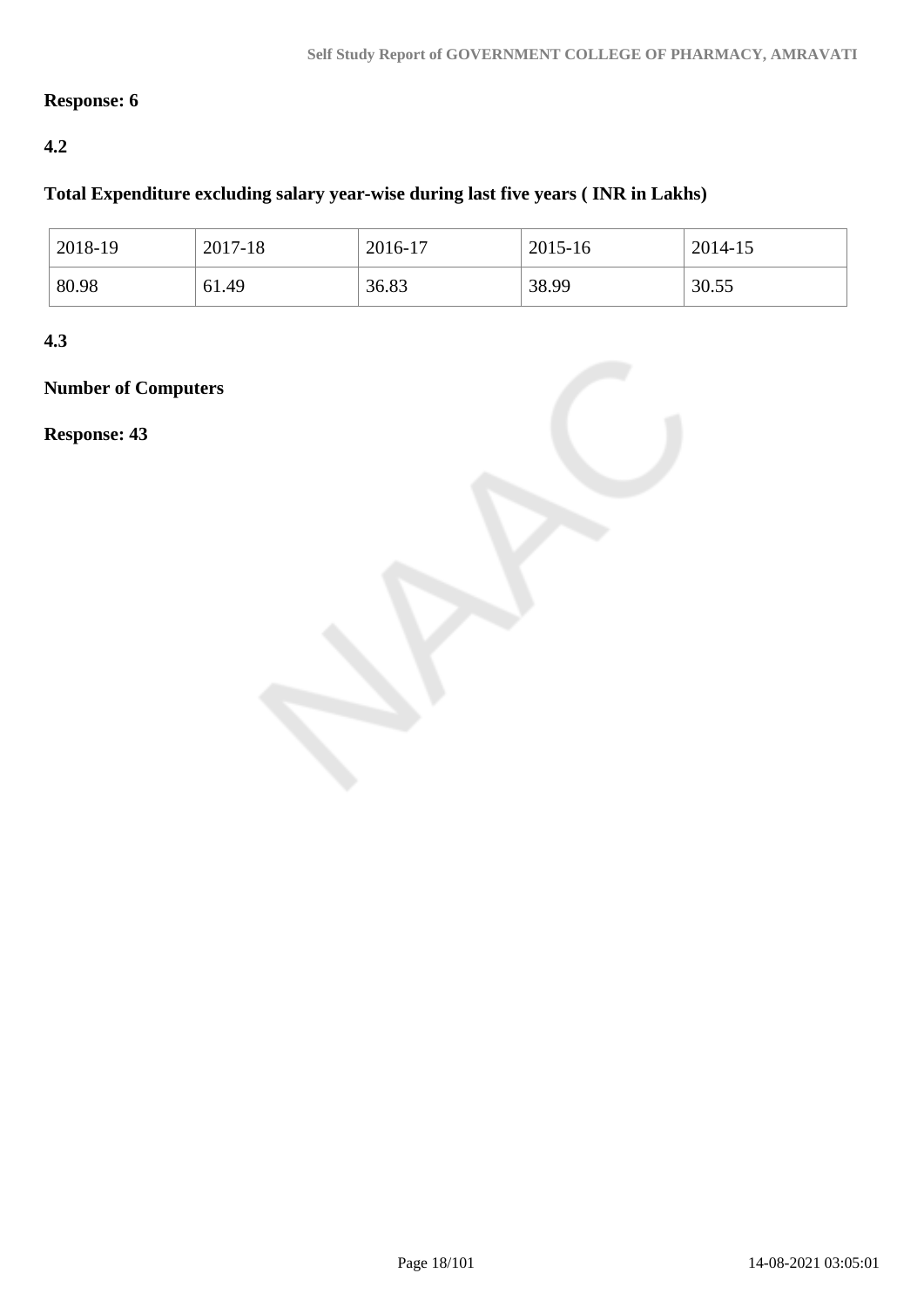**Response: 6**

**4.2**

**Total Expenditure excluding salary year-wise during last five years ( INR in Lakhs)**

| 2018-19 | 2017-18 | 2016-17 | 2015-16 | 2014-15 |
|---|---|---|---|---|
| 80.98 | 61.49 | 36.83 | 38.99 | 30.55 |

**4.3**

**Number of Computers**

**Response: 43**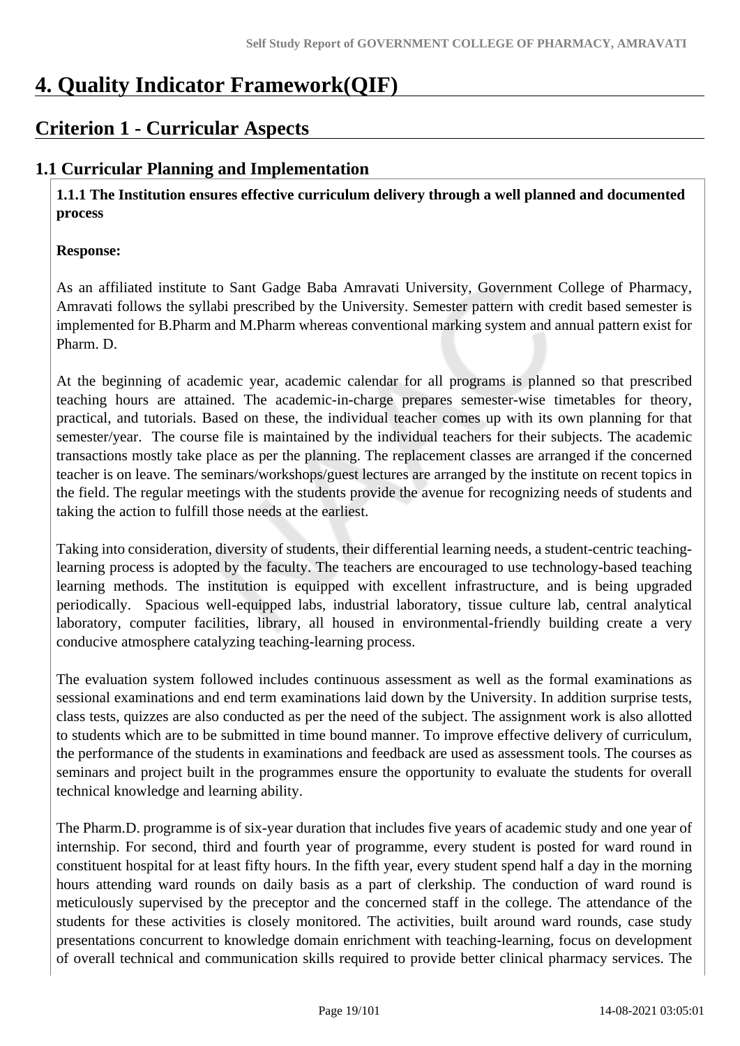# 4. Quality Indicator Framework(QIF)

## Criterion 1 - Curricular Aspects

### 1.1 Curricular Planning and Implementation

**1.1.1 The Institution ensures effective curriculum delivery through a well planned and documented process**

**Response:**

As an affiliated institute to Sant Gadge Baba Amravati University, Government College of Pharmacy, Amravati follows the syllabi prescribed by the University. Semester pattern with credit based semester is implemented for B.Pharm and M.Pharm whereas conventional marking system and annual pattern exist for Pharm. D.

At the beginning of academic year, academic calendar for all programs is planned so that prescribed teaching hours are attained. The academic-in-charge prepares semester-wise timetables for theory, practical, and tutorials. Based on these, the individual teacher comes up with its own planning for that semester/year. The course file is maintained by the individual teachers for their subjects. The academic transactions mostly take place as per the planning. The replacement classes are arranged if the concerned teacher is on leave. The seminars/workshops/guest lectures are arranged by the institute on recent topics in the field. The regular meetings with the students provide the avenue for recognizing needs of students and taking the action to fulfill those needs at the earliest.

Taking into consideration, diversity of students, their differential learning needs, a student-centric teaching-learning process is adopted by the faculty. The teachers are encouraged to use technology-based teaching learning methods. The institution is equipped with excellent infrastructure, and is being upgraded periodically. Spacious well-equipped labs, industrial laboratory, tissue culture lab, central analytical laboratory, computer facilities, library, all housed in environmental-friendly building create a very conducive atmosphere catalyzing teaching-learning process.

The evaluation system followed includes continuous assessment as well as the formal examinations as sessional examinations and end term examinations laid down by the University. In addition surprise tests, class tests, quizzes are also conducted as per the need of the subject. The assignment work is also allotted to students which are to be submitted in time bound manner. To improve effective delivery of curriculum, the performance of the students in examinations and feedback are used as assessment tools. The courses as seminars and project built in the programmes ensure the opportunity to evaluate the students for overall technical knowledge and learning ability.

The Pharm.D. programme is of six-year duration that includes five years of academic study and one year of internship. For second, third and fourth year of programme, every student is posted for ward round in constituent hospital for at least fifty hours. In the fifth year, every student spend half a day in the morning hours attending ward rounds on daily basis as a part of clerkship. The conduction of ward round is meticulously supervised by the preceptor and the concerned staff in the college. The attendance of the students for these activities is closely monitored. The activities, built around ward rounds, case study presentations concurrent to knowledge domain enrichment with teaching-learning, focus on development of overall technical and communication skills required to provide better clinical pharmacy services. The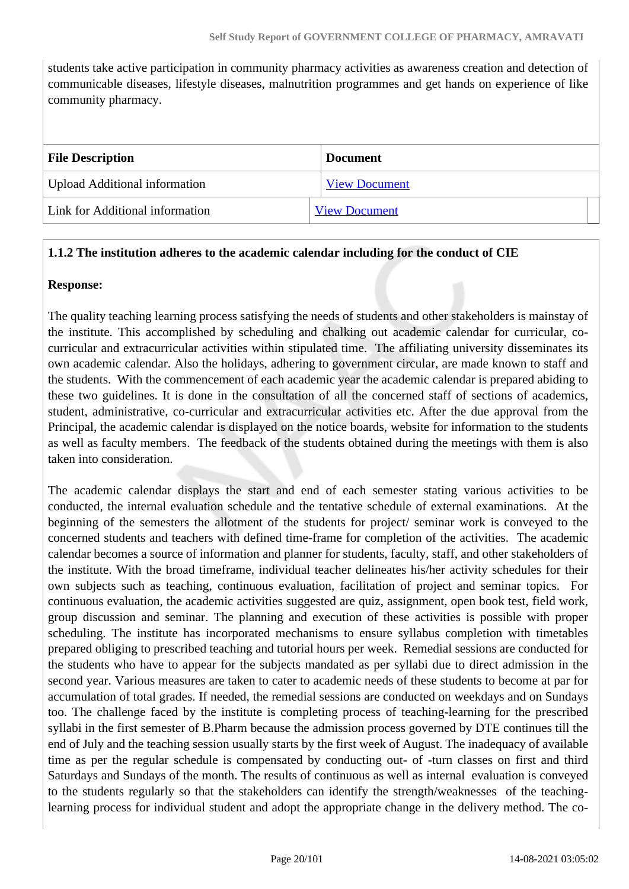students take active participation in community pharmacy activities as awareness creation and detection of communicable diseases, lifestyle diseases, malnutrition programmes and get hands on experience of like community pharmacy.

| File Description | Document |
| --- | --- |
| Upload Additional information | View Document |
| Link for Additional information | View Document |

**1.1.2 The institution adheres to the academic calendar including for the conduct of CIE**

**Response:**

The quality teaching learning process satisfying the needs of students and other stakeholders is mainstay of the institute. This accomplished by scheduling and chalking out academic calendar for curricular, co-curricular and extracurricular activities within stipulated time. The affiliating university disseminates its own academic calendar. Also the holidays, adhering to government circular, are made known to staff and the students. With the commencement of each academic year the academic calendar is prepared abiding to these two guidelines. It is done in the consultation of all the concerned staff of sections of academics, student, administrative, co-curricular and extracurricular activities etc. After the due approval from the Principal, the academic calendar is displayed on the notice boards, website for information to the students as well as faculty members. The feedback of the students obtained during the meetings with them is also taken into consideration.

The academic calendar displays the start and end of each semester stating various activities to be conducted, the internal evaluation schedule and the tentative schedule of external examinations. At the beginning of the semesters the allotment of the students for project/ seminar work is conveyed to the concerned students and teachers with defined time-frame for completion of the activities. The academic calendar becomes a source of information and planner for students, faculty, staff, and other stakeholders of the institute. With the broad timeframe, individual teacher delineates his/her activity schedules for their own subjects such as teaching, continuous evaluation, facilitation of project and seminar topics. For continuous evaluation, the academic activities suggested are quiz, assignment, open book test, field work, group discussion and seminar. The planning and execution of these activities is possible with proper scheduling. The institute has incorporated mechanisms to ensure syllabus completion with timetables prepared obliging to prescribed teaching and tutorial hours per week. Remedial sessions are conducted for the students who have to appear for the subjects mandated as per syllabi due to direct admission in the second year. Various measures are taken to cater to academic needs of these students to become at par for accumulation of total grades. If needed, the remedial sessions are conducted on weekdays and on Sundays too. The challenge faced by the institute is completing process of teaching-learning for the prescribed syllabi in the first semester of B.Pharm because the admission process governed by DTE continues till the end of July and the teaching session usually starts by the first week of August. The inadequacy of available time as per the regular schedule is compensated by conducting out- of -turn classes on first and third Saturdays and Sundays of the month. The results of continuous as well as internal evaluation is conveyed to the students regularly so that the stakeholders can identify the strength/weaknesses of the teaching-learning process for individual student and adopt the appropriate change in the delivery method. The co-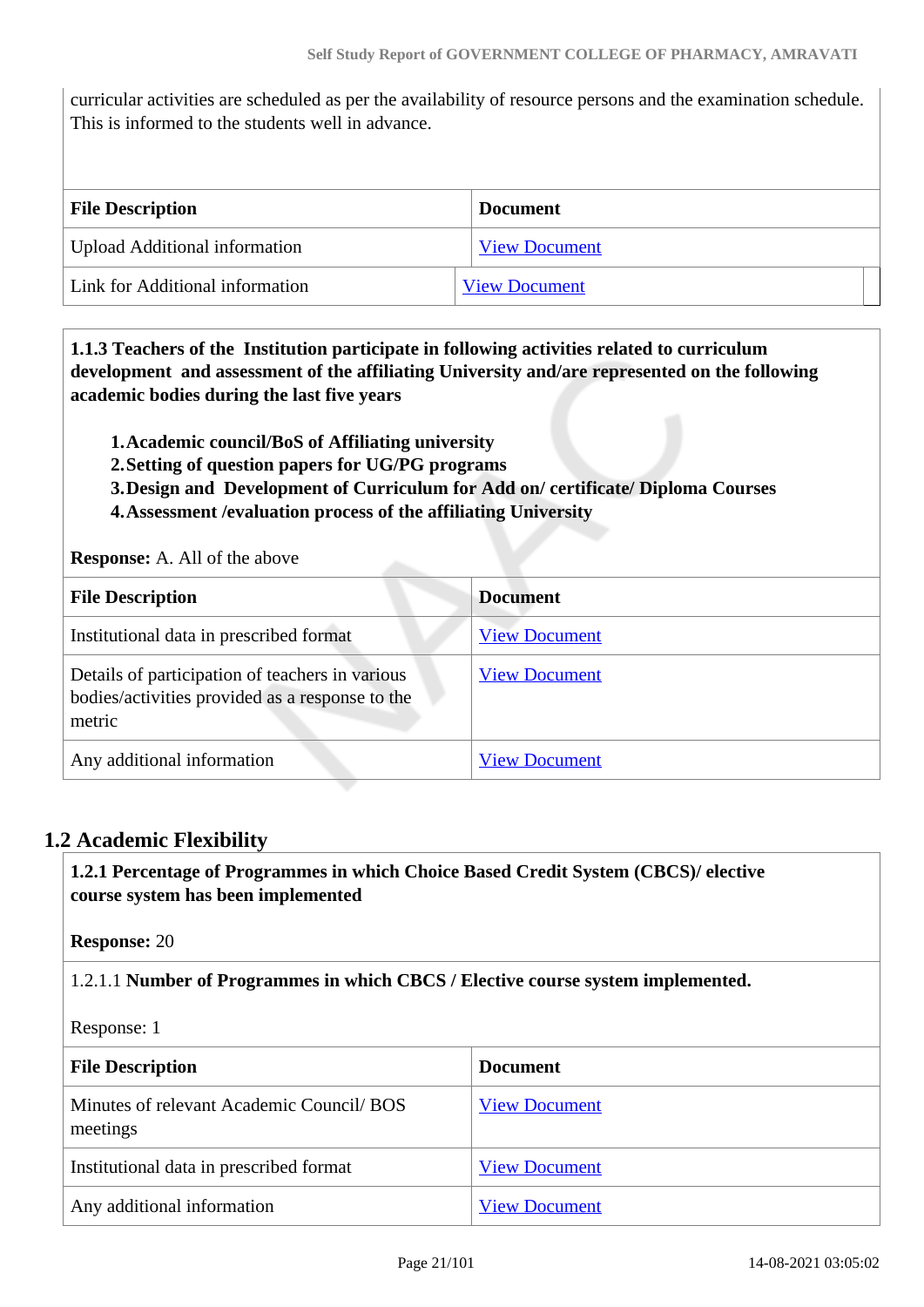curricular activities are scheduled as per the availability of resource persons and the examination schedule. This is informed to the students well in advance.

| File Description | Document |
|---|---|
| Upload Additional information | View Document |
| Link for Additional information | View Document |

**1.1.3 Teachers of the Institution participate in following activities related to curriculum development and assessment of the affiliating University and/are represented on the following academic bodies during the last five years**

1. **Academic council/BoS of Affiliating university**
2. **Setting of question papers for UG/PG programs**
3. **Design and Development of Curriculum for Add on/ certificate/ Diploma Courses**
4. **Assessment /evaluation process of the affiliating University**

**Response:** A. All of the above

| File Description | Document |
|---|---|
| Institutional data in prescribed format | View Document |
| Details of participation of teachers in various bodies/activities provided as a response to the metric | View Document |
| Any additional information | View Document |

## 1.2 Academic Flexibility

**1.2.1 Percentage of Programmes in which Choice Based Credit System (CBCS)/ elective course system has been implemented**

**Response:** 20

1.2.1.1 **Number of Programmes in which CBCS / Elective course system implemented.**

Response: 1

| File Description | Document |
|---|---|
| Minutes of relevant Academic Council/ BOS meetings | View Document |
| Institutional data in prescribed format | View Document |
| Any additional information | View Document |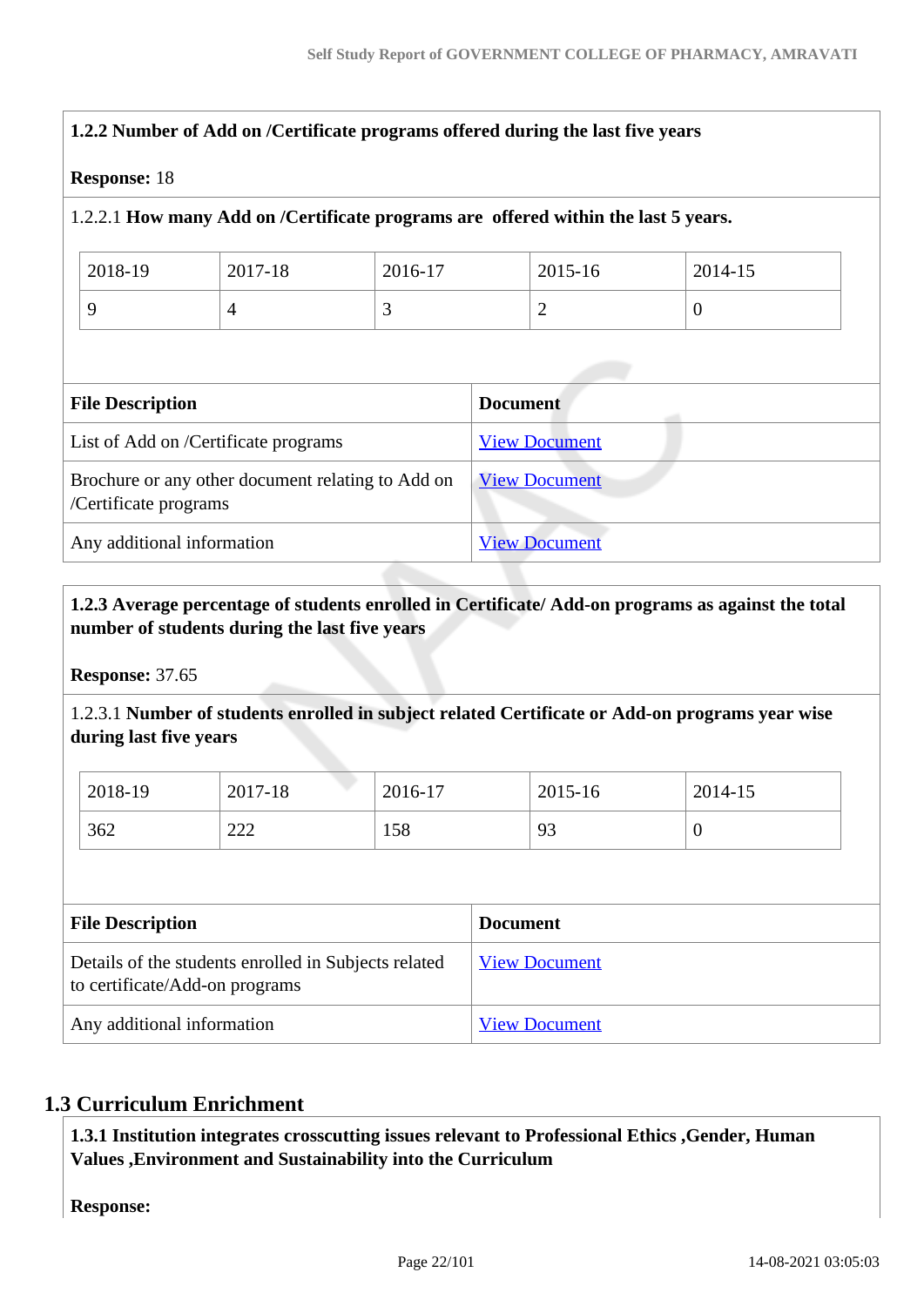**1.2.2 Number of Add on /Certificate programs offered during the last five years**

**Response:** 18

1.2.2.1 **How many Add on /Certificate programs are offered within the last 5 years.**

| 2018-19 | 2017-18 | 2016-17 | 2015-16 | 2014-15 |
|---|---|---|---|---|
| 9 | 4 | 3 | 2 | 0 |

| File Description | Document |
|---|---|
| List of Add on /Certificate programs | View Document |
| Brochure or any other document relating to Add on /Certificate programs | View Document |
| Any additional information | View Document |

**1.2.3 Average percentage of students enrolled in Certificate/ Add-on programs as against the total number of students during the last five years**

**Response:** 37.65

1.2.3.1 **Number of students enrolled in subject related Certificate or Add-on programs year wise during last five years**

| 2018-19 | 2017-18 | 2016-17 | 2015-16 | 2014-15 |
|---|---|---|---|---|
| 362 | 222 | 158 | 93 | 0 |

| File Description | Document |
|---|---|
| Details of the students enrolled in Subjects related to certificate/Add-on programs | View Document |
| Any additional information | View Document |

## 1.3 Curriculum Enrichment

**1.3.1 Institution integrates crosscutting issues relevant to Professional Ethics ,Gender, Human Values ,Environment and Sustainability into the Curriculum**

**Response:**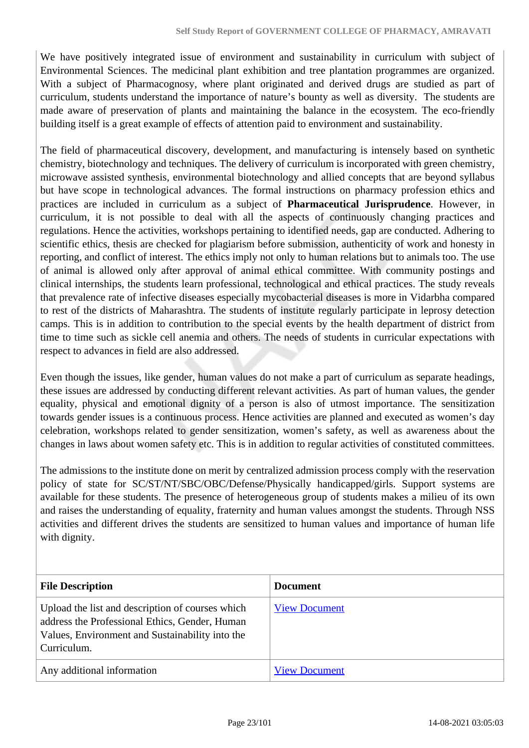We have positively integrated issue of environment and sustainability in curriculum with subject of Environmental Sciences. The medicinal plant exhibition and tree plantation programmes are organized. With a subject of Pharmacognosy, where plant originated and derived drugs are studied as part of curriculum, students understand the importance of nature's bounty as well as diversity. The students are made aware of preservation of plants and maintaining the balance in the ecosystem. The eco-friendly building itself is a great example of effects of attention paid to environment and sustainability.

The field of pharmaceutical discovery, development, and manufacturing is intensely based on synthetic chemistry, biotechnology and techniques. The delivery of curriculum is incorporated with green chemistry, microwave assisted synthesis, environmental biotechnology and allied concepts that are beyond syllabus but have scope in technological advances. The formal instructions on pharmacy profession ethics and practices are included in curriculum as a subject of **Pharmaceutical Jurisprudence**. However, in curriculum, it is not possible to deal with all the aspects of continuously changing practices and regulations. Hence the activities, workshops pertaining to identified needs, gap are conducted. Adhering to scientific ethics, thesis are checked for plagiarism before submission, authenticity of work and honesty in reporting, and conflict of interest. The ethics imply not only to human relations but to animals too. The use of animal is allowed only after approval of animal ethical committee. With community postings and clinical internships, the students learn professional, technological and ethical practices. The study reveals that prevalence rate of infective diseases especially mycobacterial diseases is more in Vidarbha compared to rest of the districts of Maharashtra. The students of institute regularly participate in leprosy detection camps. This is in addition to contribution to the special events by the health department of district from time to time such as sickle cell anemia and others. The needs of students in curricular expectations with respect to advances in field are also addressed.

Even though the issues, like gender, human values do not make a part of curriculum as separate headings, these issues are addressed by conducting different relevant activities. As part of human values, the gender equality, physical and emotional dignity of a person is also of utmost importance. The sensitization towards gender issues is a continuous process. Hence activities are planned and executed as women's day celebration, workshops related to gender sensitization, women's safety, as well as awareness about the changes in laws about women safety etc. This is in addition to regular activities of constituted committees.

The admissions to the institute done on merit by centralized admission process comply with the reservation policy of state for SC/ST/NT/SBC/OBC/Defense/Physically handicapped/girls. Support systems are available for these students. The presence of heterogeneous group of students makes a milieu of its own and raises the understanding of equality, fraternity and human values amongst the students. Through NSS activities and different drives the students are sensitized to human values and importance of human life with dignity.

| File Description | Document |
|---|---|
| Upload the list and description of courses which address the Professional Ethics, Gender, Human Values, Environment and Sustainability into the Curriculum. | View Document |
| Any additional information | View Document |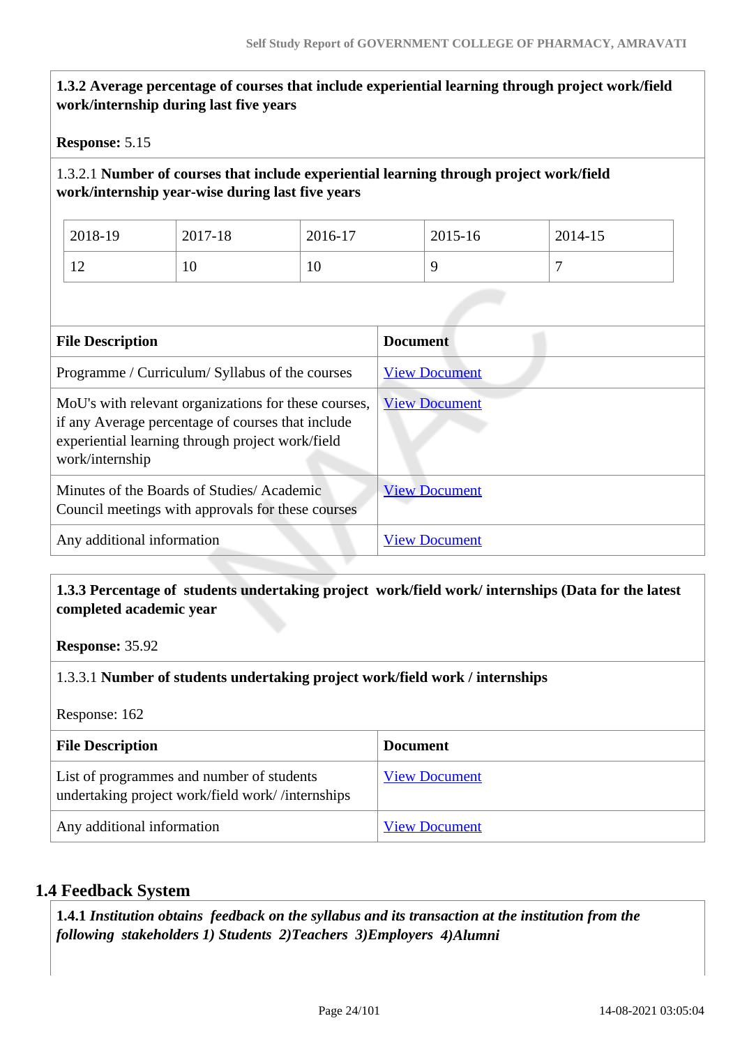**1.3.2 Average percentage of courses that include experiential learning through project work/field work/internship during last five years**

**Response:** 5.15

1.3.2.1 **Number of courses that include experiential learning through project work/field work/internship year-wise during last five years**

| 2018-19 | 2017-18 | 2016-17 | 2015-16 | 2014-15 |
|---|---|---|---|---|
| 12 | 10 | 10 | 9 | 7 |

| File Description | Document |
|---|---|
| Programme / Curriculum/ Syllabus of the courses | View Document |
| MoU's with relevant organizations for these courses, if any Average percentage of courses that include experiential learning through project work/field work/internship | View Document |
| Minutes of the Boards of Studies/ Academic Council meetings with approvals for these courses | View Document |
| Any additional information | View Document |

**1.3.3 Percentage of students undertaking project work/field work/ internships (Data for the latest completed academic year**

**Response:** 35.92

1.3.3.1 **Number of students undertaking project work/field work / internships**

Response: 162

| File Description | Document |
|---|---|
| List of programmes and number of students undertaking project work/field work/ /internships | View Document |
| Any additional information | View Document |

## 1.4 Feedback System

**1.4.1** ***Institution obtains feedback on the syllabus and its transaction at the institution from the following stakeholders 1) Students 2)Teachers 3)Employers 4)Alumni***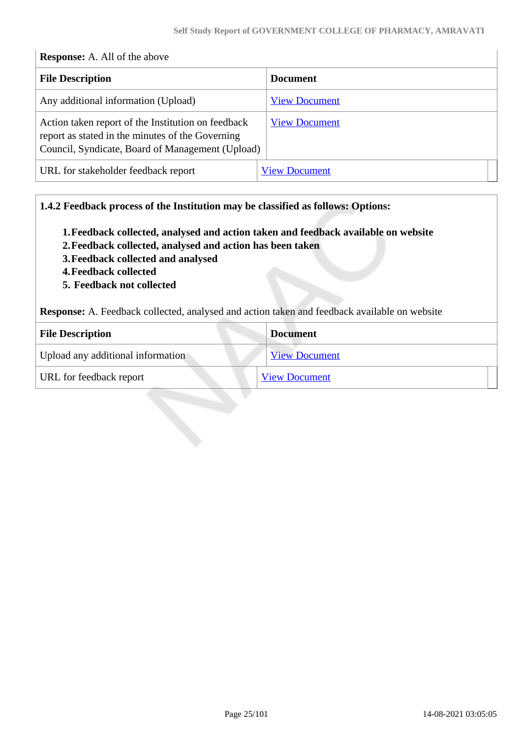**Response:** A. All of the above

| File Description | Document |
|---|---|
| Any additional information (Upload) | View Document |
| Action taken report of the Institution on feedback report as stated in the minutes of the Governing Council, Syndicate, Board of Management (Upload) | View Document |
| URL for stakeholder feedback report | View Document |

**1.4.2 Feedback process of the Institution may be classified as follows: Options:**

1. **Feedback collected, analysed and action taken and feedback available on website**
2. **Feedback collected, analysed and action has been taken**
3. **Feedback collected and analysed**
4. **Feedback collected**
5. **Feedback not collected**

**Response:** A. Feedback collected, analysed and action taken and feedback available on website

| File Description | Document |
|---|---|
| Upload any additional information | View Document |
| URL for feedback report | View Document |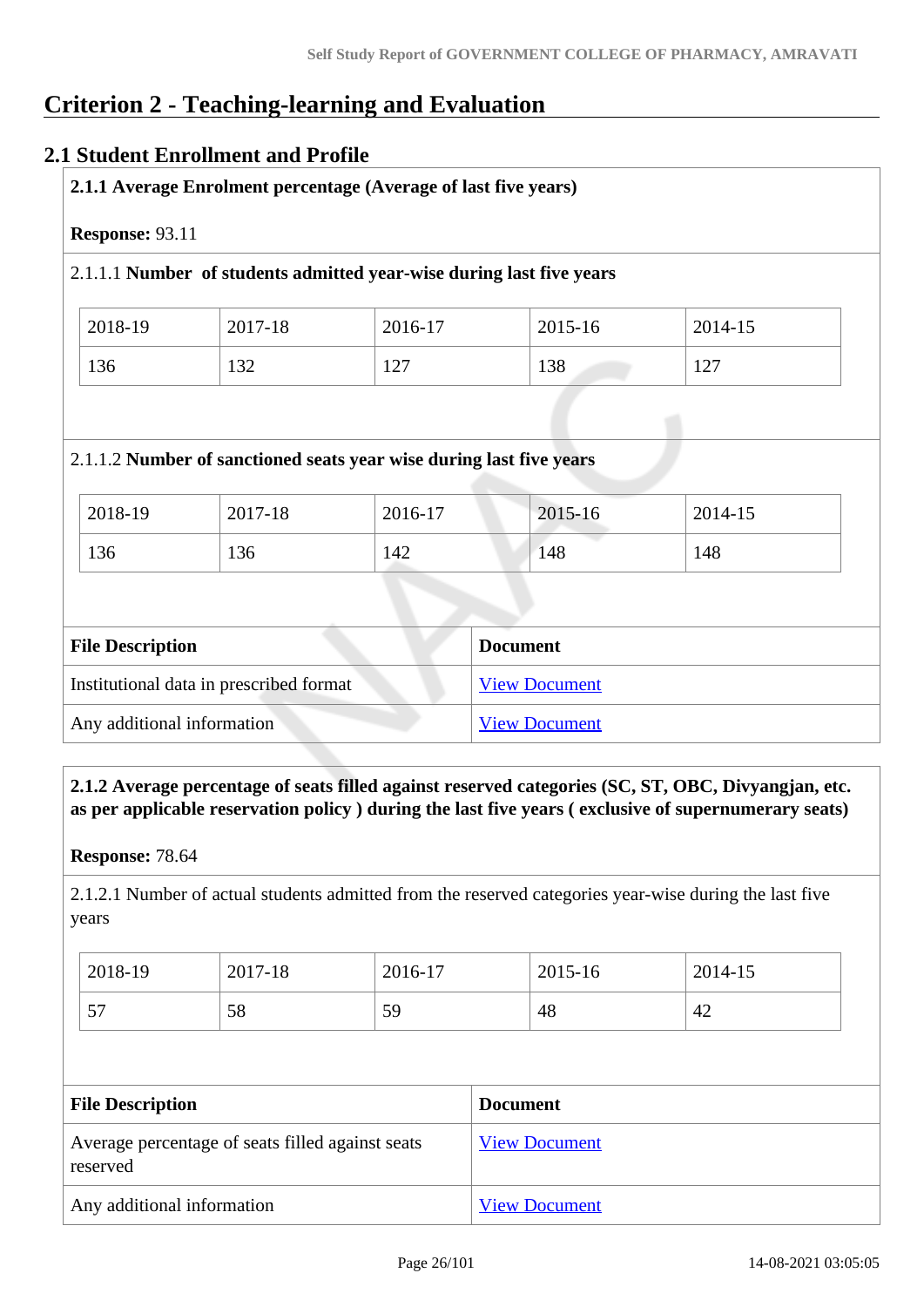# Criterion 2 - Teaching-learning and Evaluation

## 2.1 Student Enrollment and Profile

**2.1.1 Average Enrolment percentage (Average of last five years)**

**Response:** 93.11

2.1.1.1 **Number of students admitted year-wise during last five years**

| 2018-19 | 2017-18 | 2016-17 | 2015-16 | 2014-15 |
|---|---|---|---|---|
| 136 | 132 | 127 | 138 | 127 |

2.1.1.2 **Number of sanctioned seats year wise during last five years**

| 2018-19 | 2017-18 | 2016-17 | 2015-16 | 2014-15 |
|---|---|---|---|---|
| 136 | 136 | 142 | 148 | 148 |

| File Description | Document |
|---|---|
| Institutional data in prescribed format | View Document |
| Any additional information | View Document |

**2.1.2 Average percentage of seats filled against reserved categories (SC, ST, OBC, Divyangjan, etc. as per applicable reservation policy ) during the last five years ( exclusive of supernumerary seats)**

**Response:** 78.64

2.1.2.1 Number of actual students admitted from the reserved categories year-wise during the last five years

| 2018-19 | 2017-18 | 2016-17 | 2015-16 | 2014-15 |
|---|---|---|---|---|
| 57 | 58 | 59 | 48 | 42 |

| File Description | Document |
|---|---|
| Average percentage of seats filled against seats reserved | View Document |
| Any additional information | View Document |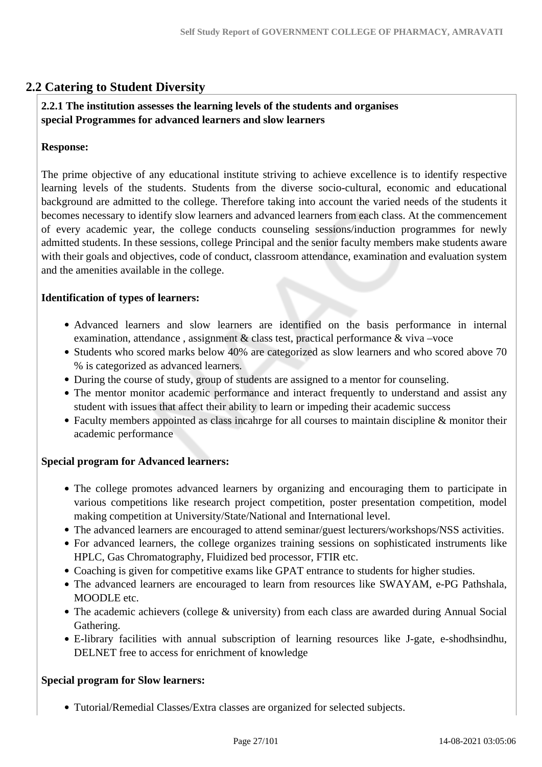## 2.2 Catering to Student Diversity

**2.2.1 The institution assesses the learning levels of the students and organises special Programmes for advanced learners and slow learners**

**Response:**

The prime objective of any educational institute striving to achieve excellence is to identify respective learning levels of the students. Students from the diverse socio-cultural, economic and educational background are admitted to the college. Therefore taking into account the varied needs of the students it becomes necessary to identify slow learners and advanced learners from each class. At the commencement of every academic year, the college conducts counseling sessions/induction programmes for newly admitted students. In these sessions, college Principal and the senior faculty members make students aware with their goals and objectives, code of conduct, classroom attendance, examination and evaluation system and the amenities available in the college.

**Identification of types of learners:**

- Advanced learners and slow learners are identified on the basis performance in internal examination, attendance , assignment & class test, practical performance & viva –voce
- Students who scored marks below 40% are categorized as slow learners and who scored above 70 % is categorized as advanced learners.
- During the course of study, group of students are assigned to a mentor for counseling.
- The mentor monitor academic performance and interact frequently to understand and assist any student with issues that affect their ability to learn or impeding their academic success
- Faculty members appointed as class incahrge for all courses to maintain discipline & monitor their academic performance

**Special program for Advanced learners:**

- The college promotes advanced learners by organizing and encouraging them to participate in various competitions like research project competition, poster presentation competition, model making competition at University/State/National and International level.
- The advanced learners are encouraged to attend seminar/guest lecturers/workshops/NSS activities.
- For advanced learners, the college organizes training sessions on sophisticated instruments like HPLC, Gas Chromatography, Fluidized bed processor, FTIR etc.
- Coaching is given for competitive exams like GPAT entrance to students for higher studies.
- The advanced learners are encouraged to learn from resources like SWAYAM, e-PG Pathshala, MOODLE etc.
- The academic achievers (college & university) from each class are awarded during Annual Social Gathering.
- E-library facilities with annual subscription of learning resources like J-gate, e-shodhsindhu, DELNET free to access for enrichment of knowledge

**Special program for Slow learners:**

- Tutorial/Remedial Classes/Extra classes are organized for selected subjects.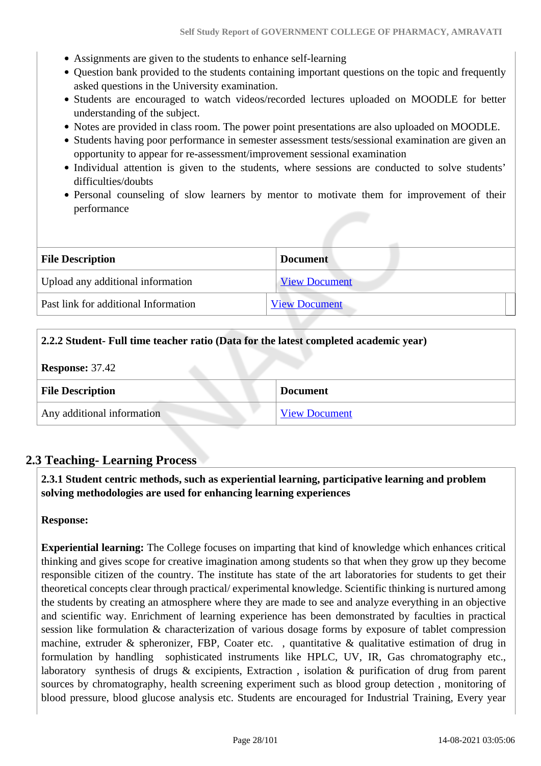- Assignments are given to the students to enhance self-learning
- Question bank provided to the students containing important questions on the topic and frequently asked questions in the University examination.
- Students are encouraged to watch videos/recorded lectures uploaded on MOODLE for better understanding of the subject.
- Notes are provided in class room. The power point presentations are also uploaded on MOODLE.
- Students having poor performance in semester assessment tests/sessional examination are given an opportunity to appear for re-assessment/improvement sessional examination
- Individual attention is given to the students, where sessions are conducted to solve students' difficulties/doubts
- Personal counseling of slow learners by mentor to motivate them for improvement of their performance

| File Description | Document |
|---|---|
| Upload any additional information | View Document |
| Past link for additional Information | View Document |

**2.2.2 Student- Full time teacher ratio (Data for the latest completed academic year)**

**Response:** 37.42

| File Description | Document |
|---|---|
| Any additional information | View Document |

## 2.3 Teaching- Learning Process

**2.3.1 Student centric methods, such as experiential learning, participative learning and problem solving methodologies are used for enhancing learning experiences**

**Response:**

**Experiential learning:** The College focuses on imparting that kind of knowledge which enhances critical thinking and gives scope for creative imagination among students so that when they grow up they become responsible citizen of the country. The institute has state of the art laboratories for students to get their theoretical concepts clear through practical/ experimental knowledge. Scientific thinking is nurtured among the students by creating an atmosphere where they are made to see and analyze everything in an objective and scientific way. Enrichment of learning experience has been demonstrated by faculties in practical session like formulation & characterization of various dosage forms by exposure of tablet compression machine, extruder & spheronizer, FBP, Coater etc. , quantitative & qualitative estimation of drug in formulation by handling sophisticated instruments like HPLC, UV, IR, Gas chromatography etc., laboratory synthesis of drugs & excipients, Extraction , isolation & purification of drug from parent sources by chromatography, health screening experiment such as blood group detection , monitoring of blood pressure, blood glucose analysis etc. Students are encouraged for Industrial Training, Every year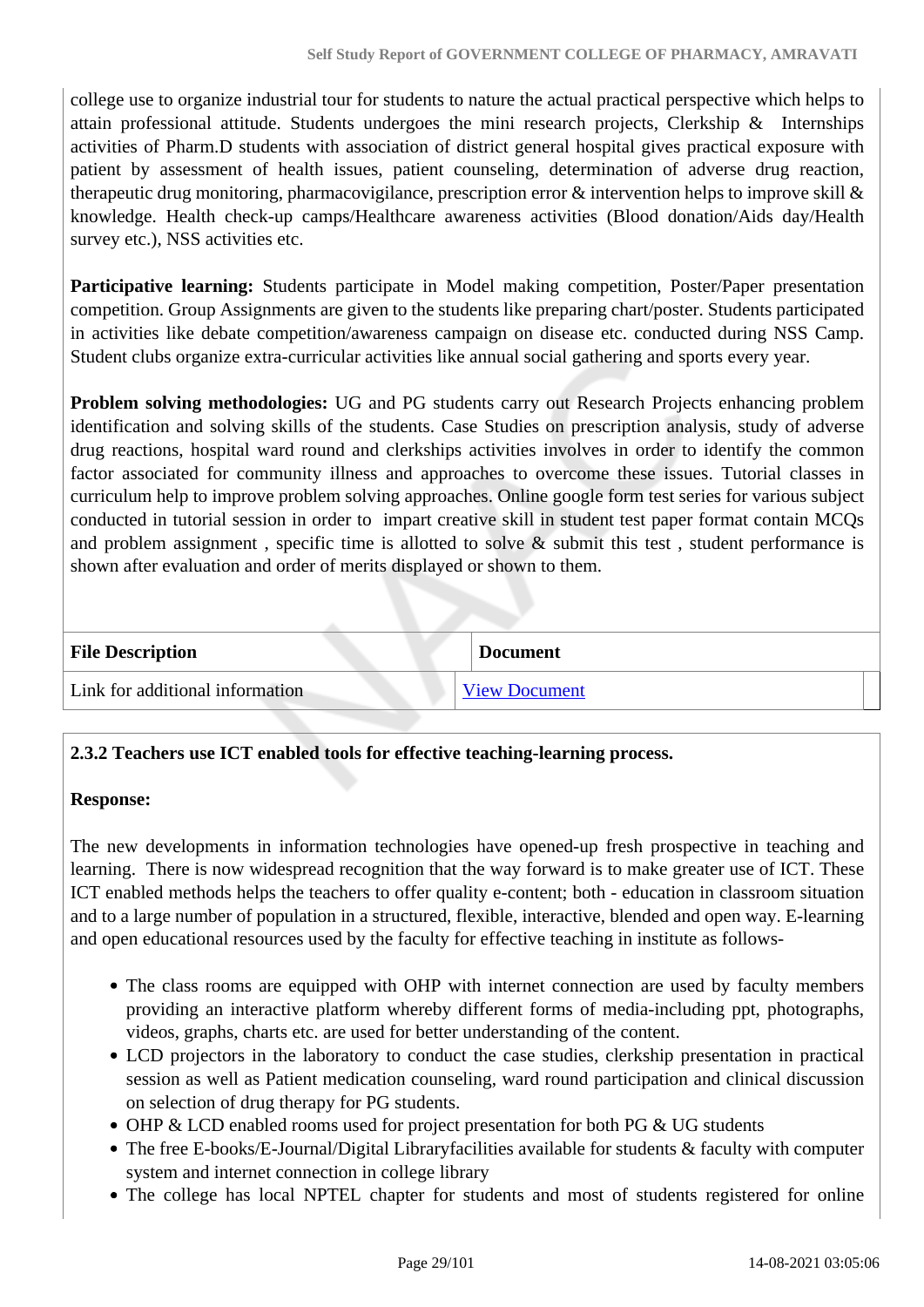college use to organize industrial tour for students to nature the actual practical perspective which helps to attain professional attitude. Students undergoes the mini research projects, Clerkship & Internships activities of Pharm.D students with association of district general hospital gives practical exposure with patient by assessment of health issues, patient counseling, determination of adverse drug reaction, therapeutic drug monitoring, pharmacovigilance, prescription error & intervention helps to improve skill & knowledge. Health check-up camps/Healthcare awareness activities (Blood donation/Aids day/Health survey etc.), NSS activities etc.

**Participative learning:** Students participate in Model making competition, Poster/Paper presentation competition. Group Assignments are given to the students like preparing chart/poster. Students participated in activities like debate competition/awareness campaign on disease etc. conducted during NSS Camp. Student clubs organize extra-curricular activities like annual social gathering and sports every year.

**Problem solving methodologies:** UG and PG students carry out Research Projects enhancing problem identification and solving skills of the students. Case Studies on prescription analysis, study of adverse drug reactions, hospital ward round and clerkships activities involves in order to identify the common factor associated for community illness and approaches to overcome these issues. Tutorial classes in curriculum help to improve problem solving approaches. Online google form test series for various subject conducted in tutorial session in order to impart creative skill in student test paper format contain MCQs and problem assignment , specific time is allotted to solve & submit this test , student performance is shown after evaluation and order of merits displayed or shown to them.

| File Description | Document |
|---|---|
| Link for additional information | View Document |

**2.3.2 Teachers use ICT enabled tools for effective teaching-learning process.**

**Response:**

The new developments in information technologies have opened-up fresh prospective in teaching and learning. There is now widespread recognition that the way forward is to make greater use of ICT. These ICT enabled methods helps the teachers to offer quality e-content; both - education in classroom situation and to a large number of population in a structured, flexible, interactive, blended and open way. E-learning and open educational resources used by the faculty for effective teaching in institute as follows-

- The class rooms are equipped with OHP with internet connection are used by faculty members providing an interactive platform whereby different forms of media-including ppt, photographs, videos, graphs, charts etc. are used for better understanding of the content.
- LCD projectors in the laboratory to conduct the case studies, clerkship presentation in practical session as well as Patient medication counseling, ward round participation and clinical discussion on selection of drug therapy for PG students.
- OHP & LCD enabled rooms used for project presentation for both PG & UG students
- The free E-books/E-Journal/Digital Libraryfacilities available for students & faculty with computer system and internet connection in college library
- The college has local NPTEL chapter for students and most of students registered for online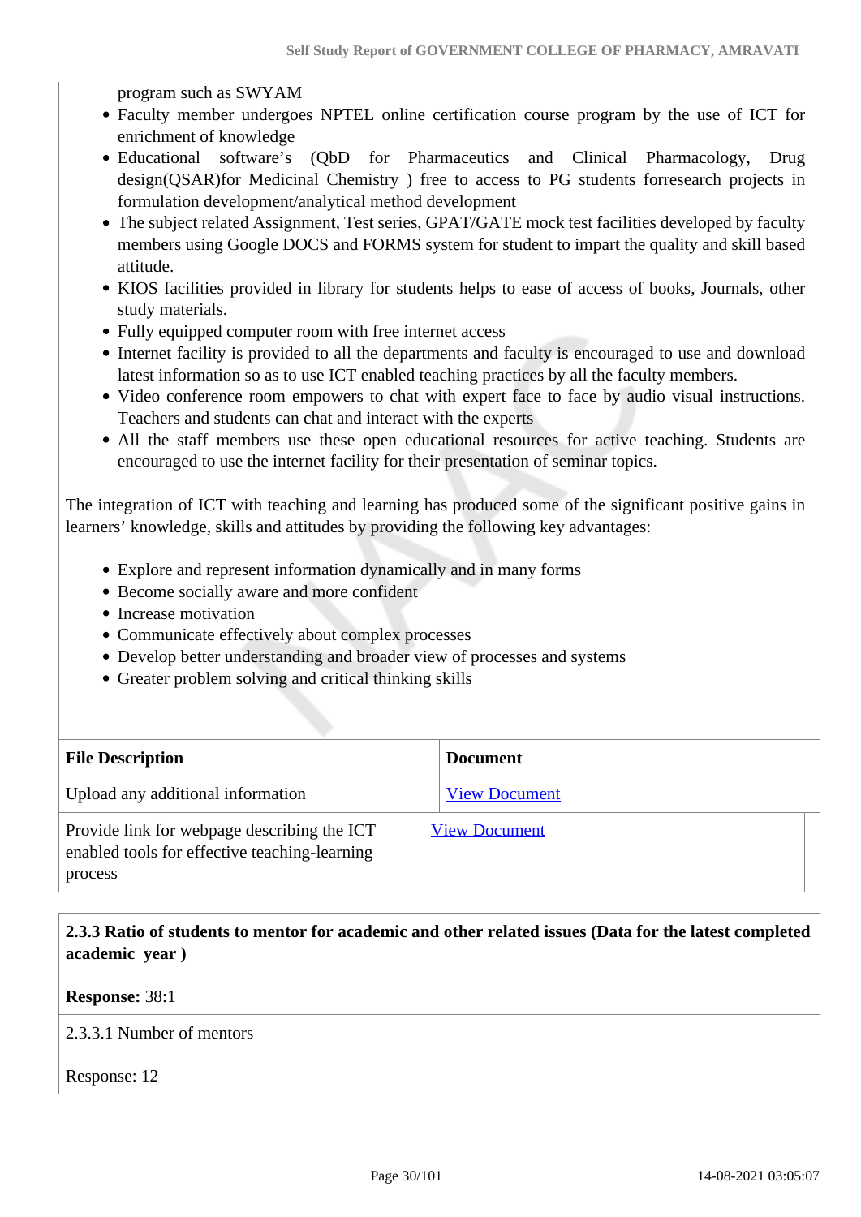program such as SWYAM

- Faculty member undergoes NPTEL online certification course program by the use of ICT for enrichment of knowledge
- Educational software's (QbD for Pharmaceutics and Clinical Pharmacology, Drug design(QSAR)for Medicinal Chemistry ) free to access to PG students forresearch projects in formulation development/analytical method development
- The subject related Assignment, Test series, GPAT/GATE mock test facilities developed by faculty members using Google DOCS and FORMS system for student to impart the quality and skill based attitude.
- KIOS facilities provided in library for students helps to ease of access of books, Journals, other study materials.
- Fully equipped computer room with free internet access
- Internet facility is provided to all the departments and faculty is encouraged to use and download latest information so as to use ICT enabled teaching practices by all the faculty members.
- Video conference room empowers to chat with expert face to face by audio visual instructions. Teachers and students can chat and interact with the experts
- All the staff members use these open educational resources for active teaching. Students are encouraged to use the internet facility for their presentation of seminar topics.

The integration of ICT with teaching and learning has produced some of the significant positive gains in learners' knowledge, skills and attitudes by providing the following key advantages:

- Explore and represent information dynamically and in many forms
- Become socially aware and more confident
- Increase motivation
- Communicate effectively about complex processes
- Develop better understanding and broader view of processes and systems
- Greater problem solving and critical thinking skills

| File Description | Document |
| --- | --- |
| Upload any additional information | View Document |
| Provide link for webpage describing the ICT enabled tools for effective teaching-learning process | View Document |

**2.3.3 Ratio of students to mentor for academic and other related issues (Data for the latest completed academic year )**

**Response:** 38:1

2.3.3.1 Number of mentors

Response: 12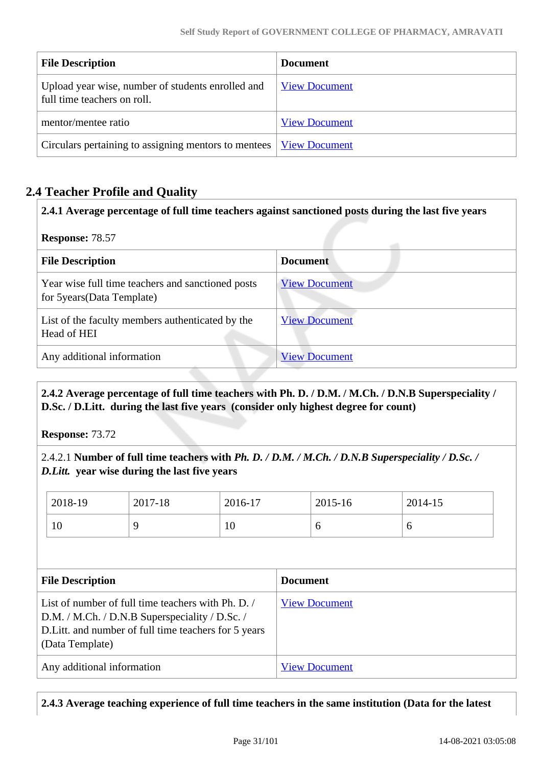| File Description | Document |
| --- | --- |
| Upload year wise, number of students enrolled and full time teachers on roll. | View Document |
| mentor/mentee ratio | View Document |
| Circulars pertaining to assigning mentors to mentees | View Document |

## 2.4 Teacher Profile and Quality

**2.4.1 Average percentage of full time teachers against sanctioned posts during the last five years**

**Response:** 78.57

| File Description | Document |
| --- | --- |
| Year wise full time teachers and sanctioned posts for 5years(Data Template) | View Document |
| List of the faculty members authenticated by the Head of HEI | View Document |
| Any additional information | View Document |

**2.4.2 Average percentage of full time teachers with Ph. D. / D.M. / M.Ch. / D.N.B Superspeciality / D.Sc. / D.Litt. during the last five years (consider only highest degree for count)**

**Response:** 73.72

2.4.2.1 **Number of full time teachers with *Ph. D. / D.M. / M.Ch. / D.N.B Superspeciality / D.Sc. / D.Litt.* year wise during the last five years**

| 2018-19 | 2017-18 | 2016-17 | 2015-16 | 2014-15 |
| --- | --- | --- | --- | --- |
| 10 | 9 | 10 | 6 | 6 |

| File Description | Document |
| --- | --- |
| List of number of full time teachers with Ph. D. / D.M. / M.Ch. / D.N.B Superspeciality / D.Sc. / D.Litt. and number of full time teachers for 5 years (Data Template) | View Document |
| Any additional information | View Document |

**2.4.3 Average teaching experience of full time teachers in the same institution (Data for the latest**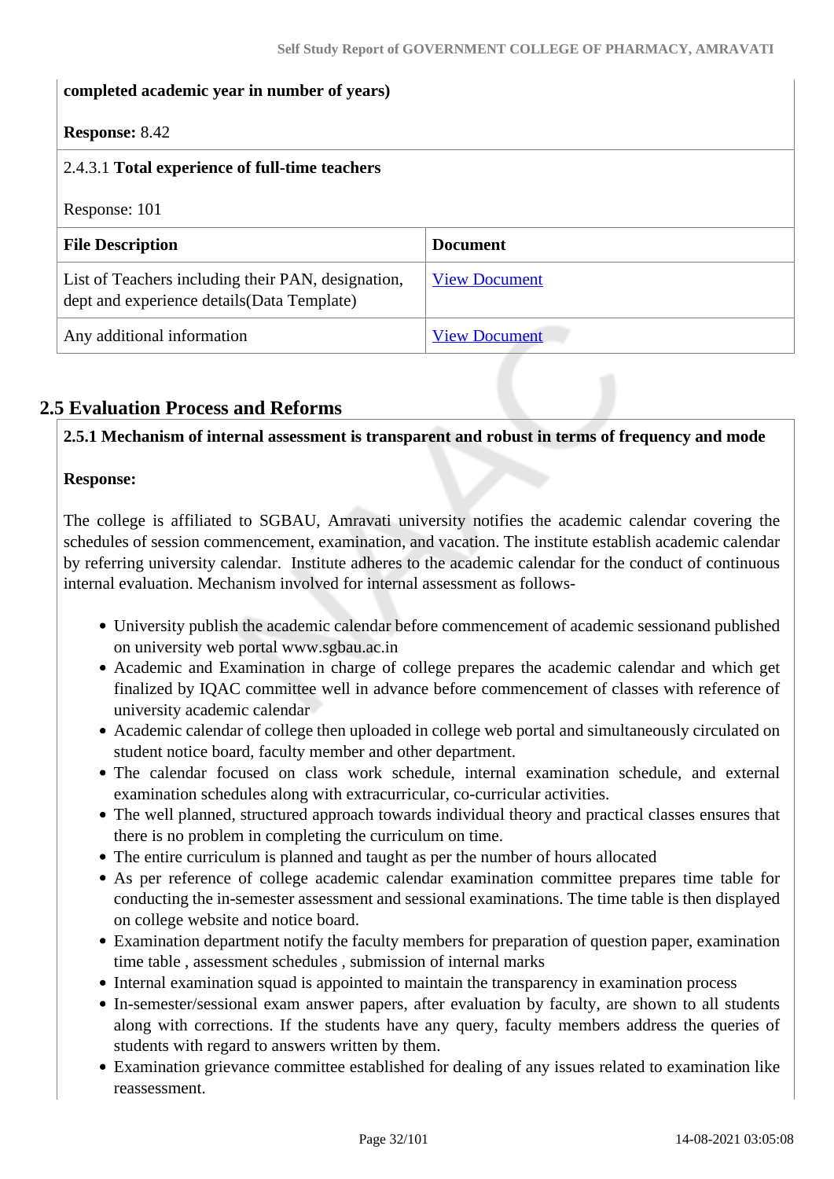**completed academic year in number of years)**

**Response:** 8.42

2.4.3.1 **Total experience of full-time teachers**

Response: 101

| File Description | Document |
| --- | --- |
| List of Teachers including their PAN, designation, dept and experience details(Data Template) | View Document |
| Any additional information | View Document |

## 2.5 Evaluation Process and Reforms

**2.5.1 Mechanism of internal assessment is transparent and robust in terms of frequency and mode**

**Response:**

The college is affiliated to SGBAU, Amravati university notifies the academic calendar covering the schedules of session commencement, examination, and vacation. The institute establish academic calendar by referring university calendar. Institute adheres to the academic calendar for the conduct of continuous internal evaluation. Mechanism involved for internal assessment as follows-

- University publish the academic calendar before commencement of academic sessionand published on university web portal www.sgbau.ac.in
- Academic and Examination in charge of college prepares the academic calendar and which get finalized by IQAC committee well in advance before commencement of classes with reference of university academic calendar
- Academic calendar of college then uploaded in college web portal and simultaneously circulated on student notice board, faculty member and other department.
- The calendar focused on class work schedule, internal examination schedule, and external examination schedules along with extracurricular, co-curricular activities.
- The well planned, structured approach towards individual theory and practical classes ensures that there is no problem in completing the curriculum on time.
- The entire curriculum is planned and taught as per the number of hours allocated
- As per reference of college academic calendar examination committee prepares time table for conducting the in-semester assessment and sessional examinations. The time table is then displayed on college website and notice board.
- Examination department notify the faculty members for preparation of question paper, examination time table , assessment schedules , submission of internal marks
- Internal examination squad is appointed to maintain the transparency in examination process
- In-semester/sessional exam answer papers, after evaluation by faculty, are shown to all students along with corrections. If the students have any query, faculty members address the queries of students with regard to answers written by them.
- Examination grievance committee established for dealing of any issues related to examination like reassessment.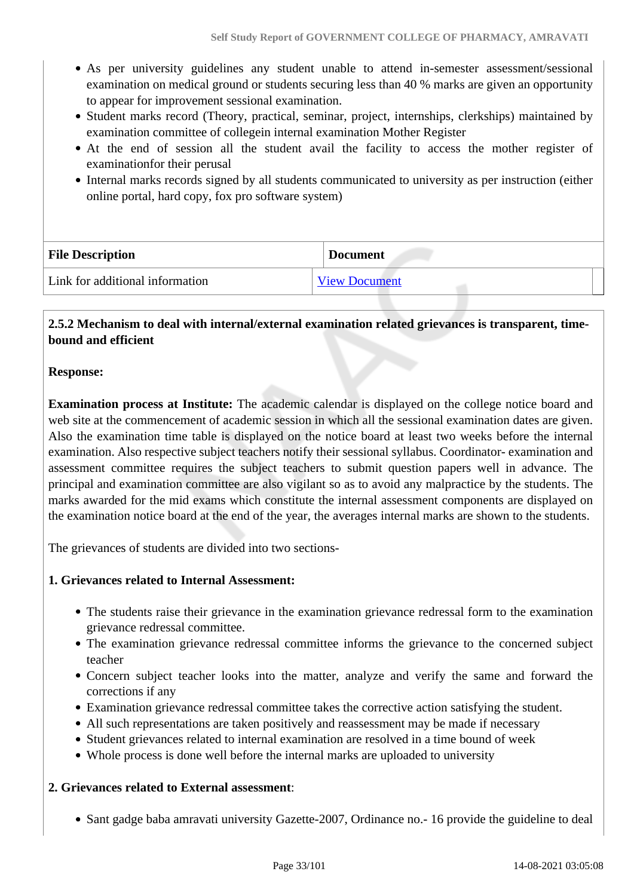- As per university guidelines any student unable to attend in-semester assessment/sessional examination on medical ground or students securing less than 40 % marks are given an opportunity to appear for improvement sessional examination.
- Student marks record (Theory, practical, seminar, project, internships, clerkships) maintained by examination committee of collegein internal examination Mother Register
- At the end of session all the student avail the facility to access the mother register of examinationfor their perusal
- Internal marks records signed by all students communicated to university as per instruction (either online portal, hard copy, fox pro software system)

| File Description | Document |
|---|---|
| Link for additional information | View Document |

**2.5.2 Mechanism to deal with internal/external examination related grievances is transparent, time-bound and efficient**

**Response:**

**Examination process at Institute:** The academic calendar is displayed on the college notice board and web site at the commencement of academic session in which all the sessional examination dates are given. Also the examination time table is displayed on the notice board at least two weeks before the internal examination. Also respective subject teachers notify their sessional syllabus. Coordinator- examination and assessment committee requires the subject teachers to submit question papers well in advance. The principal and examination committee are also vigilant so as to avoid any malpractice by the students. The marks awarded for the mid exams which constitute the internal assessment components are displayed on the examination notice board at the end of the year, the averages internal marks are shown to the students.

The grievances of students are divided into two sections-

**1. Grievances related to Internal Assessment:**

- The students raise their grievance in the examination grievance redressal form to the examination grievance redressal committee.
- The examination grievance redressal committee informs the grievance to the concerned subject teacher
- Concern subject teacher looks into the matter, analyze and verify the same and forward the corrections if any
- Examination grievance redressal committee takes the corrective action satisfying the student.
- All such representations are taken positively and reassessment may be made if necessary
- Student grievances related to internal examination are resolved in a time bound of week
- Whole process is done well before the internal marks are uploaded to university

**2. Grievances related to External assessment**:

- Sant gadge baba amravati university Gazette-2007, Ordinance no.- 16 provide the guideline to deal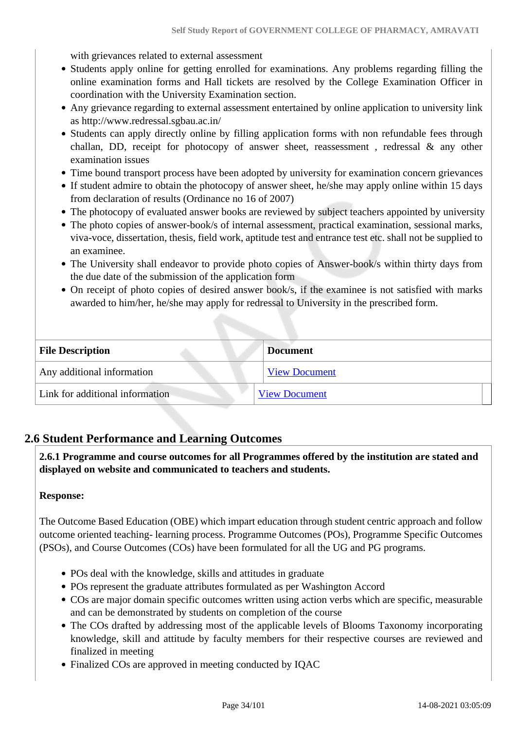with grievances related to external assessment

- Students apply online for getting enrolled for examinations. Any problems regarding filling the online examination forms and Hall tickets are resolved by the College Examination Officer in coordination with the University Examination section.
- Any grievance regarding to external assessment entertained by online application to university link as http://www.redressal.sgbau.ac.in/
- Students can apply directly online by filling application forms with non refundable fees through challan, DD, receipt for photocopy of answer sheet, reassessment , redressal & any other examination issues
- Time bound transport process have been adopted by university for examination concern grievances
- If student admire to obtain the photocopy of answer sheet, he/she may apply online within 15 days from declaration of results (Ordinance no 16 of 2007)
- The photocopy of evaluated answer books are reviewed by subject teachers appointed by university
- The photo copies of answer-book/s of internal assessment, practical examination, sessional marks, viva-voce, dissertation, thesis, field work, aptitude test and entrance test etc. shall not be supplied to an examinee.
- The University shall endeavor to provide photo copies of Answer-book/s within thirty days from the due date of the submission of the application form
- On receipt of photo copies of desired answer book/s, if the examinee is not satisfied with marks awarded to him/her, he/she may apply for redressal to University in the prescribed form.

| File Description | Document |
|---|---|
| Any additional information | View Document |
| Link for additional information | View Document |

## 2.6 Student Performance and Learning Outcomes

**2.6.1 Programme and course outcomes for all Programmes offered by the institution are stated and displayed on website and communicated to teachers and students.**

**Response:**

The Outcome Based Education (OBE) which impart education through student centric approach and follow outcome oriented teaching- learning process. Programme Outcomes (POs), Programme Specific Outcomes (PSOs), and Course Outcomes (COs) have been formulated for all the UG and PG programs.

- POs deal with the knowledge, skills and attitudes in graduate
- POs represent the graduate attributes formulated as per Washington Accord
- COs are major domain specific outcomes written using action verbs which are specific, measurable and can be demonstrated by students on completion of the course
- The COs drafted by addressing most of the applicable levels of Blooms Taxonomy incorporating knowledge, skill and attitude by faculty members for their respective courses are reviewed and finalized in meeting
- Finalized COs are approved in meeting conducted by IQAC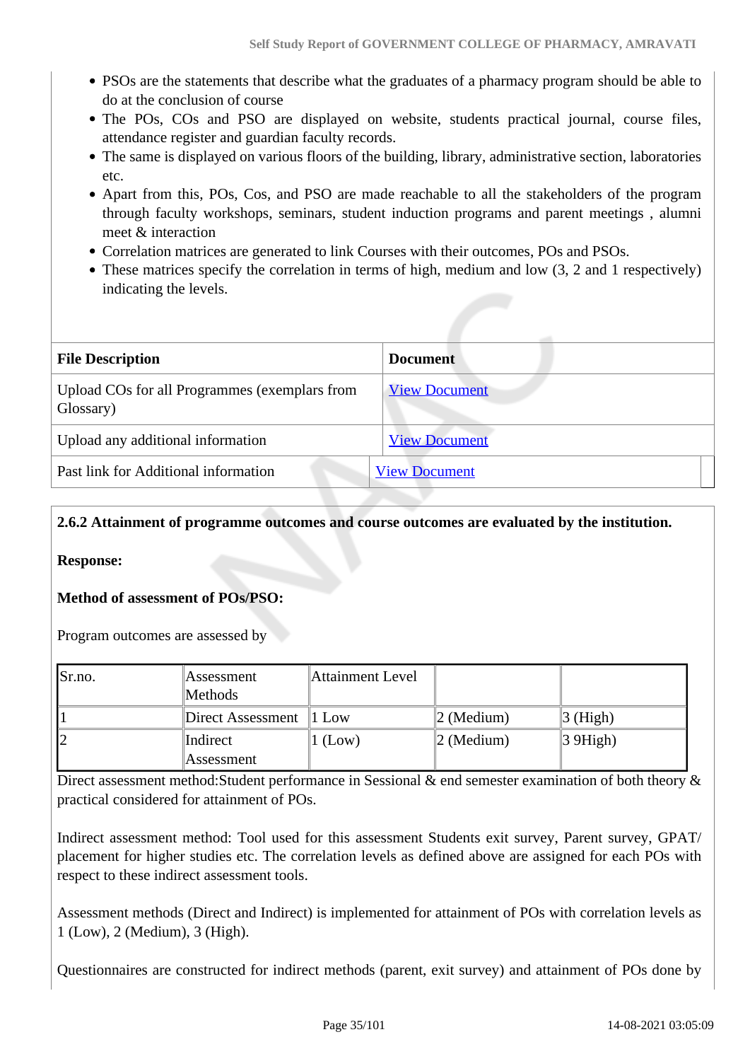- PSOs are the statements that describe what the graduates of a pharmacy program should be able to do at the conclusion of course
- The POs, COs and PSO are displayed on website, students practical journal, course files, attendance register and guardian faculty records.
- The same is displayed on various floors of the building, library, administrative section, laboratories etc.
- Apart from this, POs, Cos, and PSO are made reachable to all the stakeholders of the program through faculty workshops, seminars, student induction programs and parent meetings , alumni meet & interaction
- Correlation matrices are generated to link Courses with their outcomes, POs and PSOs.
- These matrices specify the correlation in terms of high, medium and low (3, 2 and 1 respectively) indicating the levels.

| File Description | Document |
|---|---|
| Upload COs for all Programmes (exemplars from Glossary) | View Document |
| Upload any additional information | View Document |
| Past link for Additional information | View Document |

**2.6.2 Attainment of programme outcomes and course outcomes are evaluated by the institution.**

**Response:**

**Method of assessment of POs/PSO:**

Program outcomes are assessed by

| Sr.no. | Assessment Methods | Attainment Level | | |
|---|---|---|---|---|
| 1 | Direct Assessment | 1 Low | 2 (Medium) | 3 (High) |
| 2 | Indirect Assessment | 1 (Low) | 2 (Medium) | 3 9High) |

Direct assessment method:Student performance in Sessional & end semester examination of both theory & practical considered for attainment of POs.

Indirect assessment method: Tool used for this assessment Students exit survey, Parent survey, GPAT/ placement for higher studies etc. The correlation levels as defined above are assigned for each POs with respect to these indirect assessment tools.

Assessment methods (Direct and Indirect) is implemented for attainment of POs with correlation levels as 1 (Low), 2 (Medium), 3 (High).

Questionnaires are constructed for indirect methods (parent, exit survey) and attainment of POs done by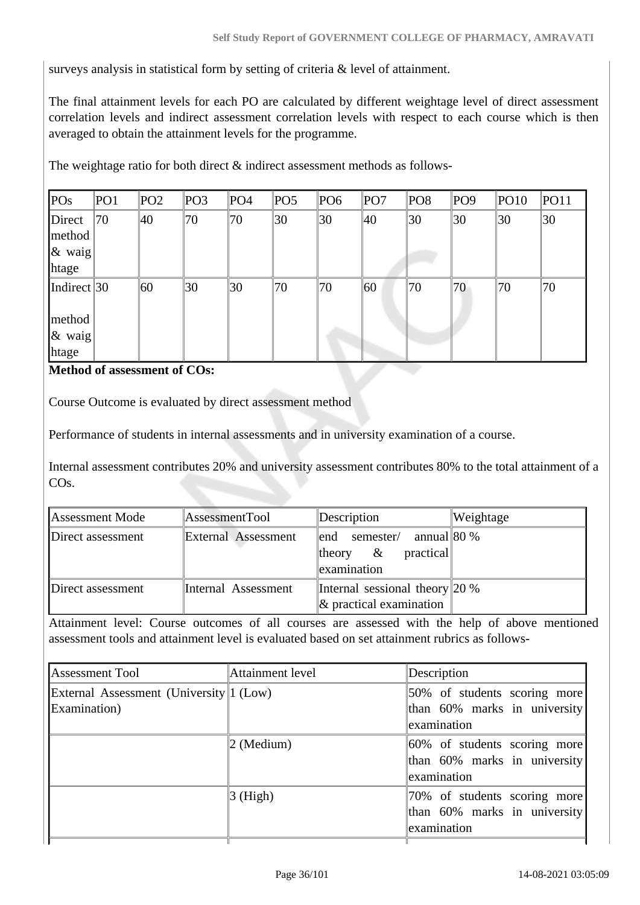surveys analysis in statistical form by setting of criteria & level of attainment.

The final attainment levels for each PO are calculated by different weightage level of direct assessment correlation levels and indirect assessment correlation levels with respect to each course which is then averaged to obtain the attainment levels for the programme.

The weightage ratio for both direct & indirect assessment methods as follows-

| POs | PO1 | PO2 | PO3 | PO4 | PO5 | PO6 | PO7 | PO8 | PO9 | PO10 | PO11 |
|---|---|---|---|---|---|---|---|---|---|---|---|
| Direct method & waightage | 70 | 40 | 70 | 70 | 30 | 30 | 40 | 30 | 30 | 30 | 30 |
| Indirect method & waightage | 30 | 60 | 30 | 30 | 70 | 70 | 60 | 70 | 70 | 70 | 70 |

**Method of assessment of COs:**

Course Outcome is evaluated by direct assessment method

Performance of students in internal assessments and in university examination of a course.

Internal assessment contributes 20% and university assessment contributes 80% to the total attainment of a COs.

| Assessment Mode | AssessmentTool | Description | Weightage |
|---|---|---|---|
| Direct assessment | External Assessment | end semester/ annual theory & practical examination | 80 % |
| Direct assessment | Internal Assessment | Internal sessional theory & practical examination | 20 % |

Attainment level: Course outcomes of all courses are assessed with the help of above mentioned assessment tools and attainment level is evaluated based on set attainment rubrics as follows-

| Assessment Tool | Attainment level | Description |
|---|---|---|
| External Assessment (University Examination) | 1 (Low) | 50% of students scoring more than 60% marks in university examination |
| | 2 (Medium) | 60% of students scoring more than 60% marks in university examination |
| | 3 (High) | 70% of students scoring more than 60% marks in university examination |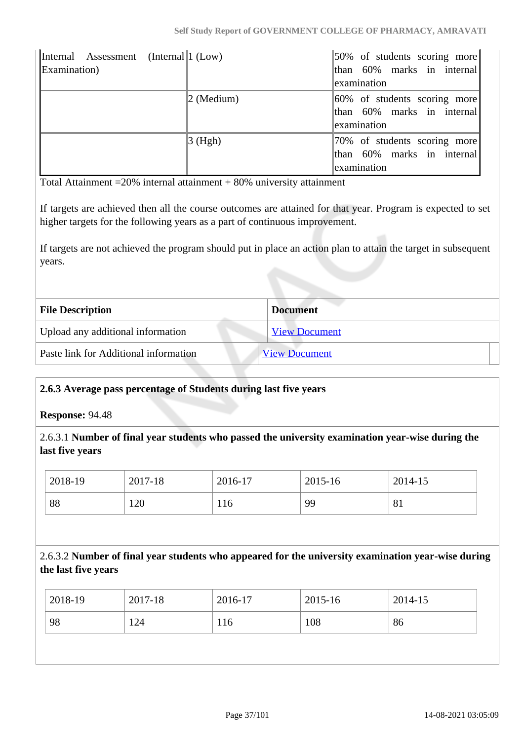| Internal Assessment (Internal Examination) | 1 (Low) | 50% of students scoring more than 60% marks in internal examination |
|---|---|---|
| | 2 (Medium) | 60% of students scoring more than 60% marks in internal examination |
| | 3 (Hgh) | 70% of students scoring more than 60% marks in internal examination |

Total Attainment =20% internal attainment + 80% university attainment

If targets are achieved then all the course outcomes are attained for that year. Program is expected to set higher targets for the following years as a part of continuous improvement.

If targets are not achieved the program should put in place an action plan to attain the target in subsequent years.

| File Description | Document |
|---|---|
| Upload any additional information | View Document |
| Paste link for Additional information | View Document |

**2.6.3 Average pass percentage of Students during last five years**

**Response:** 94.48

2.6.3.1 **Number of final year students who passed the university examination year-wise during the last five years**

| 2018-19 | 2017-18 | 2016-17 | 2015-16 | 2014-15 |
|---|---|---|---|---|
| 88 | 120 | 116 | 99 | 81 |

2.6.3.2 **Number of final year students who appeared for the university examination year-wise during the last five years**

| 2018-19 | 2017-18 | 2016-17 | 2015-16 | 2014-15 |
|---|---|---|---|---|
| 98 | 124 | 116 | 108 | 86 |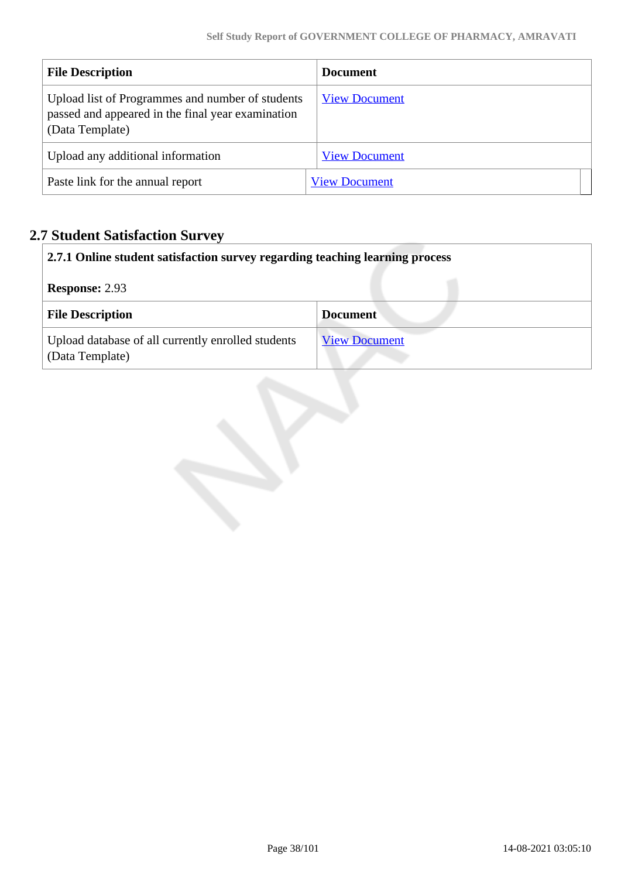| File Description | Document |
|---|---|
| Upload list of Programmes and number of students passed and appeared in the final year examination (Data Template) | View Document |
| Upload any additional information | View Document |
| Paste link for the annual report | View Document |

## 2.7 Student Satisfaction Survey

**2.7.1 Online student satisfaction survey regarding teaching learning process**

**Response:** 2.93

| File Description | Document |
|---|---|
| Upload database of all currently enrolled students (Data Template) | View Document |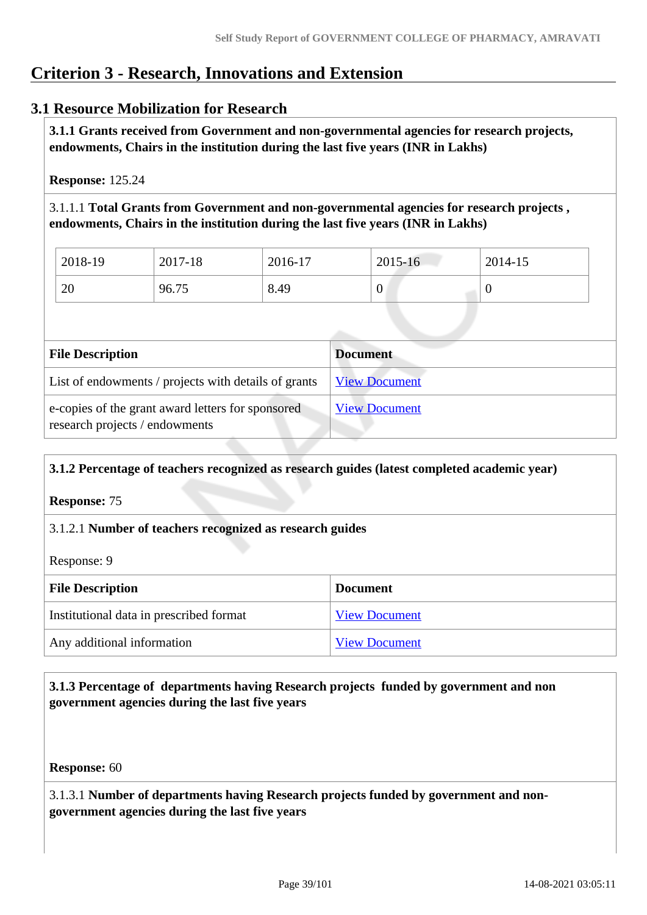# Criterion 3 - Research, Innovations and Extension

## 3.1 Resource Mobilization for Research

**3.1.1 Grants received from Government and non-governmental agencies for research projects, endowments, Chairs in the institution during the last five years (INR in Lakhs)**

**Response:** 125.24

3.1.1.1 **Total Grants from Government and non-governmental agencies for research projects , endowments, Chairs in the institution during the last five years (INR in Lakhs)**

| 2018-19 | 2017-18 | 2016-17 | 2015-16 | 2014-15 |
|---|---|---|---|---|
| 20 | 96.75 | 8.49 | 0 | 0 |

| File Description | Document |
|---|---|
| List of endowments / projects with details of grants | View Document |
| e-copies of the grant award letters for sponsored research projects / endowments | View Document |

**3.1.2 Percentage of teachers recognized as research guides (latest completed academic year)**

**Response:** 75

3.1.2.1 **Number of teachers recognized as research guides**

Response: 9

| File Description | Document |
|---|---|
| Institutional data in prescribed format | View Document |
| Any additional information | View Document |

**3.1.3 Percentage of departments having Research projects funded by government and non government agencies during the last five years**

**Response:** 60

3.1.3.1 **Number of departments having Research projects funded by government and non-government agencies during the last five years**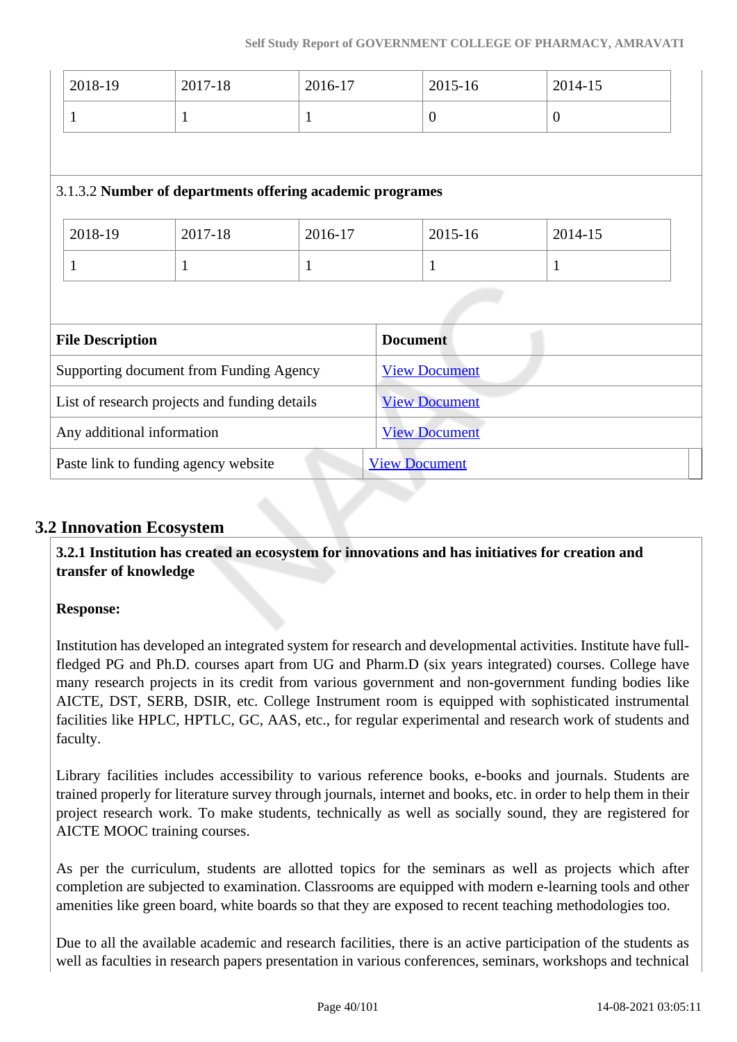| 2018-19 | 2017-18 | 2016-17 | 2015-16 | 2014-15 |
|---|---|---|---|---|
| 1 | 1 | 1 | 0 | 0 |

3.1.3.2 **Number of departments offering academic programes**

| 2018-19 | 2017-18 | 2016-17 | 2015-16 | 2014-15 |
|---|---|---|---|---|
| 1 | 1 | 1 | 1 | 1 |

| File Description | Document |
|---|---|
| Supporting document from Funding Agency | View Document |
| List of research projects and funding details | View Document |
| Any additional information | View Document |
| Paste link to funding agency website | View Document |

## 3.2 Innovation Ecosystem

**3.2.1 Institution has created an ecosystem for innovations and has initiatives for creation and transfer of knowledge**

**Response:**

Institution has developed an integrated system for research and developmental activities. Institute have full-fledged PG and Ph.D. courses apart from UG and Pharm.D (six years integrated) courses. College have many research projects in its credit from various government and non-government funding bodies like AICTE, DST, SERB, DSIR, etc. College Instrument room is equipped with sophisticated instrumental facilities like HPLC, HPTLC, GC, AAS, etc., for regular experimental and research work of students and faculty.

Library facilities includes accessibility to various reference books, e-books and journals. Students are trained properly for literature survey through journals, internet and books, etc. in order to help them in their project research work. To make students, technically as well as socially sound, they are registered for AICTE MOOC training courses.

As per the curriculum, students are allotted topics for the seminars as well as projects which after completion are subjected to examination. Classrooms are equipped with modern e-learning tools and other amenities like green board, white boards so that they are exposed to recent teaching methodologies too.

Due to all the available academic and research facilities, there is an active participation of the students as well as faculties in research papers presentation in various conferences, seminars, workshops and technical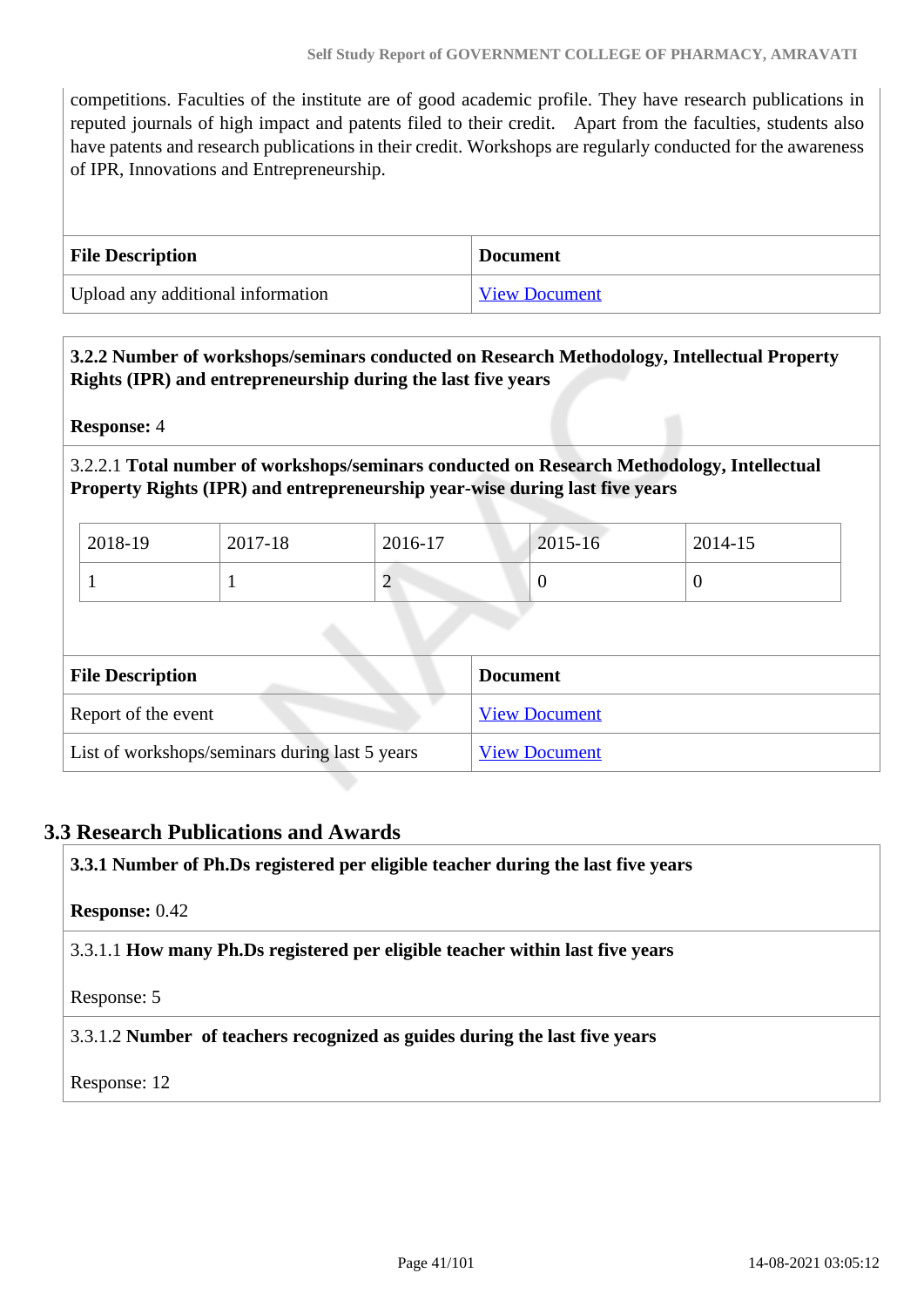competitions. Faculties of the institute are of good academic profile. They have research publications in reputed journals of high impact and patents filed to their credit. Apart from the faculties, students also have patents and research publications in their credit. Workshops are regularly conducted for the awareness of IPR, Innovations and Entrepreneurship.

| File Description | Document |
|---|---|
| Upload any additional information | View Document |

**3.2.2 Number of workshops/seminars conducted on Research Methodology, Intellectual Property Rights (IPR) and entrepreneurship during the last five years**

**Response:** 4

3.2.2.1 **Total number of workshops/seminars conducted on Research Methodology, Intellectual Property Rights (IPR) and entrepreneurship year-wise during last five years**

| 2018-19 | 2017-18 | 2016-17 | 2015-16 | 2014-15 |
|---|---|---|---|---|
| 1 | 1 | 2 | 0 | 0 |

| File Description | Document |
|---|---|
| Report of the event | View Document |
| List of workshops/seminars during last 5 years | View Document |

## 3.3 Research Publications and Awards

**3.3.1 Number of Ph.Ds registered per eligible teacher during the last five years**

**Response:** 0.42

3.3.1.1 **How many Ph.Ds registered per eligible teacher within last five years**

Response: 5

3.3.1.2 **Number of teachers recognized as guides during the last five years**

Response: 12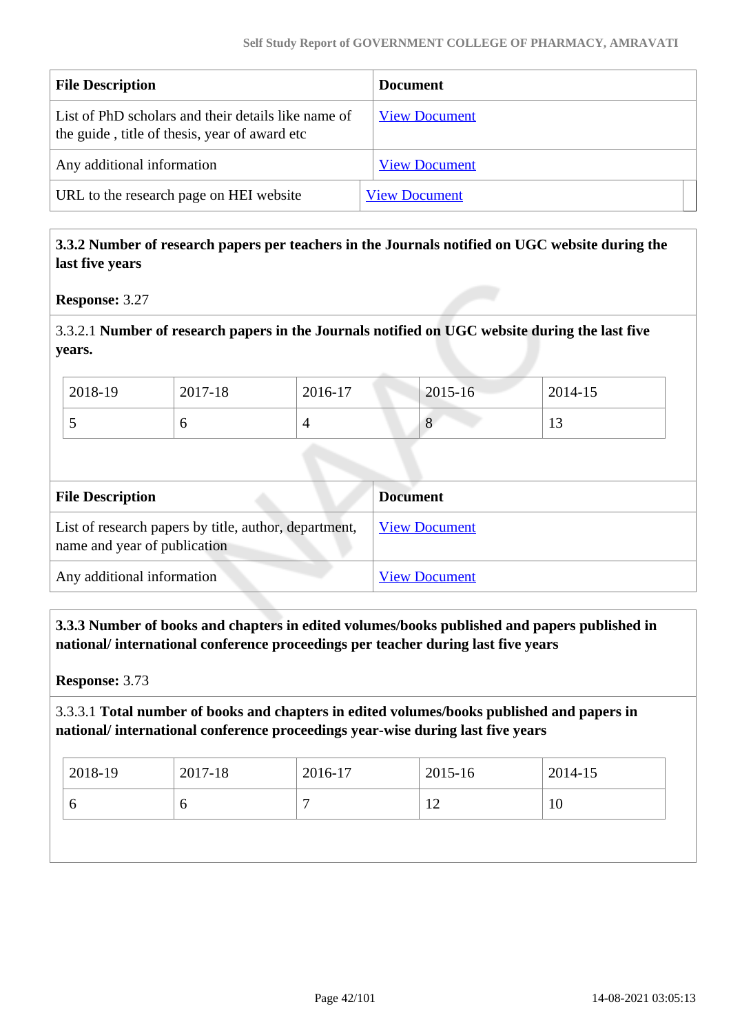| File Description | Document |
|---|---|
| List of PhD scholars and their details like name of the guide , title of thesis, year of award etc | View Document |
| Any additional information | View Document |
| URL to the research page on HEI website | View Document |

**3.3.2 Number of research papers per teachers in the Journals notified on UGC website during the last five years**

**Response:** 3.27

3.3.2.1 **Number of research papers in the Journals notified on UGC website during the last five years.**

| 2018-19 | 2017-18 | 2016-17 | 2015-16 | 2014-15 |
|---|---|---|---|---|
| 5 | 6 | 4 | 8 | 13 |

| File Description | Document |
|---|---|
| List of research papers by title, author, department, name and year of publication | View Document |
| Any additional information | View Document |

**3.3.3 Number of books and chapters in edited volumes/books published and papers published in national/ international conference proceedings per teacher during last five years**

**Response:** 3.73

3.3.3.1 **Total number of books and chapters in edited volumes/books published and papers in national/ international conference proceedings year-wise during last five years**

| 2018-19 | 2017-18 | 2016-17 | 2015-16 | 2014-15 |
|---|---|---|---|---|
| 6 | 6 | 7 | 12 | 10 |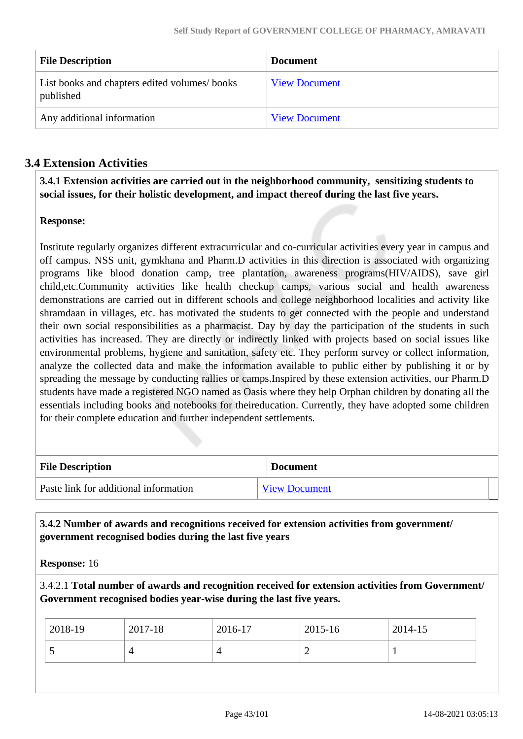| File Description | Document |
|---|---|
| List books and chapters edited volumes/ books published | View Document |
| Any additional information | View Document |

## 3.4 Extension Activities

**3.4.1 Extension activities are carried out in the neighborhood community, sensitizing students to social issues, for their holistic development, and impact thereof during the last five years.**

**Response:**

Institute regularly organizes different extracurricular and co-curricular activities every year in campus and off campus. NSS unit, gymkhana and Pharm.D activities in this direction is associated with organizing programs like blood donation camp, tree plantation, awareness programs(HIV/AIDS), save girl child,etc.Community activities like health checkup camps, various social and health awareness demonstrations are carried out in different schools and college neighborhood localities and activity like shramdaan in villages, etc. has motivated the students to get connected with the people and understand their own social responsibilities as a pharmacist. Day by day the participation of the students in such activities has increased. They are directly or indirectly linked with projects based on social issues like environmental problems, hygiene and sanitation, safety etc. They perform survey or collect information, analyze the collected data and make the information available to public either by publishing it or by spreading the message by conducting rallies or camps.Inspired by these extension activities, our Pharm.D students have made a registered NGO named as Oasis where they help Orphan children by donating all the essentials including books and notebooks for theireducation. Currently, they have adopted some children for their complete education and further independent settlements.

| File Description | Document |
|---|---|
| Paste link for additional information | View Document |

**3.4.2 Number of awards and recognitions received for extension activities from government/ government recognised bodies during the last five years**

**Response:** 16

3.4.2.1 **Total number of awards and recognition received for extension activities from Government/ Government recognised bodies year-wise during the last five years.**

| 2018-19 | 2017-18 | 2016-17 | 2015-16 | 2014-15 |
|---|---|---|---|---|
| 5 | 4 | 4 | 2 | 1 |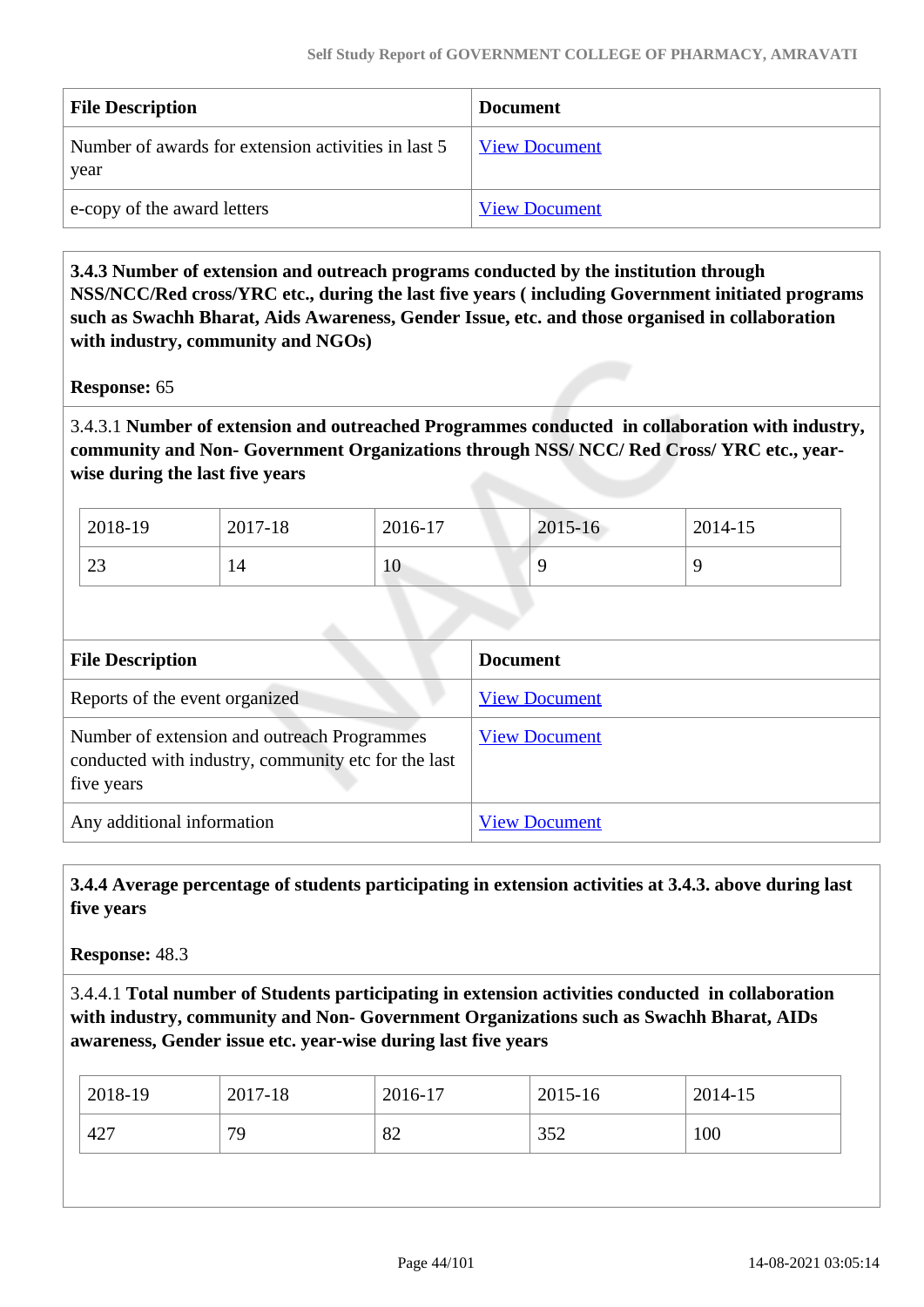| File Description | Document |
|---|---|
| Number of awards for extension activities in last 5 year | View Document |
| e-copy of the award letters | View Document |

**3.4.3 Number of extension and outreach programs conducted by the institution through NSS/NCC/Red cross/YRC etc., during the last five years ( including Government initiated programs such as Swachh Bharat, Aids Awareness, Gender Issue, etc. and those organised in collaboration with industry, community and NGOs)**

**Response:** 65

3.4.3.1 **Number of extension and outreached Programmes conducted in collaboration with industry, community and Non- Government Organizations through NSS/ NCC/ Red Cross/ YRC etc., year-wise during the last five years**

| 2018-19 | 2017-18 | 2016-17 | 2015-16 | 2014-15 |
|---|---|---|---|---|
| 23 | 14 | 10 | 9 | 9 |

| File Description | Document |
|---|---|
| Reports of the event organized | View Document |
| Number of extension and outreach Programmes conducted with industry, community etc for the last five years | View Document |
| Any additional information | View Document |

**3.4.4 Average percentage of students participating in extension activities at 3.4.3. above during last five years**

**Response:** 48.3

3.4.4.1 **Total number of Students participating in extension activities conducted in collaboration with industry, community and Non- Government Organizations such as Swachh Bharat, AIDs awareness, Gender issue etc. year-wise during last five years**

| 2018-19 | 2017-18 | 2016-17 | 2015-16 | 2014-15 |
|---|---|---|---|---|
| 427 | 79 | 82 | 352 | 100 |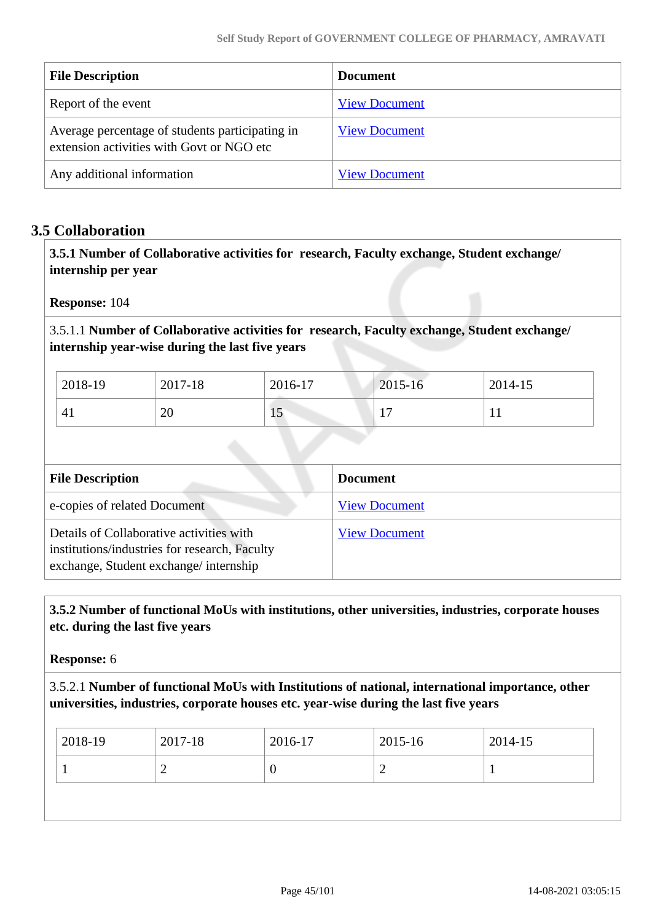| File Description | Document |
|---|---|
| Report of the event | View Document |
| Average percentage of students participating in extension activities with Govt or NGO etc | View Document |
| Any additional information | View Document |

## 3.5 Collaboration

**3.5.1 Number of Collaborative activities for research, Faculty exchange, Student exchange/ internship per year**

**Response:** 104

3.5.1.1 **Number of Collaborative activities for research, Faculty exchange, Student exchange/ internship year-wise during the last five years**

| 2018-19 | 2017-18 | 2016-17 | 2015-16 | 2014-15 |
|---|---|---|---|---|
| 41 | 20 | 15 | 17 | 11 |

| File Description | Document |
|---|---|
| e-copies of related Document | View Document |
| Details of Collaborative activities with institutions/industries for research, Faculty exchange, Student exchange/ internship | View Document |

**3.5.2 Number of functional MoUs with institutions, other universities, industries, corporate houses etc. during the last five years**

**Response:** 6

3.5.2.1 **Number of functional MoUs with Institutions of national, international importance, other universities, industries, corporate houses etc. year-wise during the last five years**

| 2018-19 | 2017-18 | 2016-17 | 2015-16 | 2014-15 |
|---|---|---|---|---|
| 1 | 2 | 0 | 2 | 1 |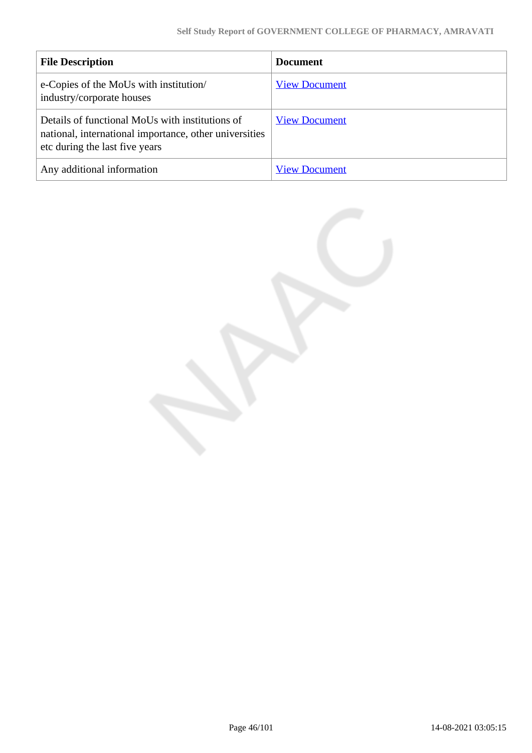| File Description | Document |
| --- | --- |
| e-Copies of the MoUs with institution/ industry/corporate houses | View Document |
| Details of functional MoUs with institutions of national, international importance, other universities etc during the last five years | View Document |
| Any additional information | View Document |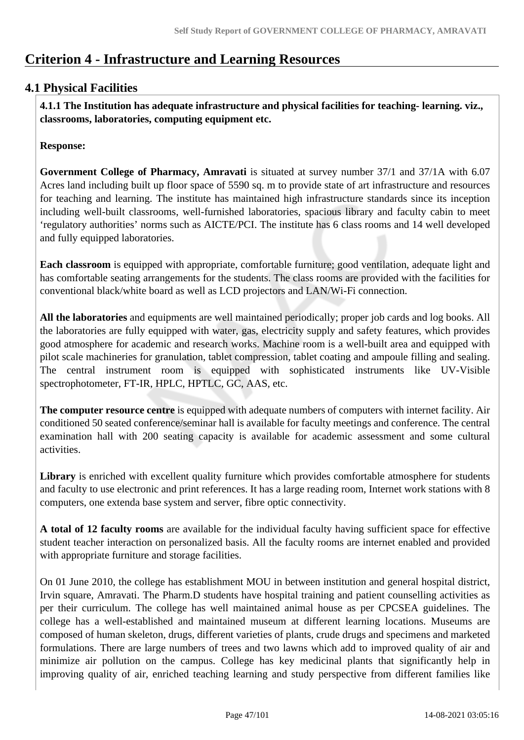# Criterion 4 - Infrastructure and Learning Resources

## 4.1 Physical Facilities

**4.1.1 The Institution has adequate infrastructure and physical facilities for teaching- learning. viz., classrooms, laboratories, computing equipment etc.**

**Response:**

**Government College of Pharmacy, Amravati** is situated at survey number 37/1 and 37/1A with 6.07 Acres land including built up floor space of 5590 sq. m to provide state of art infrastructure and resources for teaching and learning. The institute has maintained high infrastructure standards since its inception including well-built classrooms, well-furnished laboratories, spacious library and faculty cabin to meet 'regulatory authorities' norms such as AICTE/PCI. The institute has 6 class rooms and 14 well developed and fully equipped laboratories.

**Each classroom** is equipped with appropriate, comfortable furniture; good ventilation, adequate light and has comfortable seating arrangements for the students. The class rooms are provided with the facilities for conventional black/white board as well as LCD projectors and LAN/Wi-Fi connection.

**All the laboratories** and equipments are well maintained periodically; proper job cards and log books. All the laboratories are fully equipped with water, gas, electricity supply and safety features, which provides good atmosphere for academic and research works. Machine room is a well-built area and equipped with pilot scale machineries for granulation, tablet compression, tablet coating and ampoule filling and sealing. The central instrument room is equipped with sophisticated instruments like UV-Visible spectrophotometer, FT-IR, HPLC, HPTLC, GC, AAS, etc.

**The computer resource centre** is equipped with adequate numbers of computers with internet facility. Air conditioned 50 seated conference/seminar hall is available for faculty meetings and conference. The central examination hall with 200 seating capacity is available for academic assessment and some cultural activities.

**Library** is enriched with excellent quality furniture which provides comfortable atmosphere for students and faculty to use electronic and print references. It has a large reading room, Internet work stations with 8 computers, one extenda base system and server, fibre optic connectivity.

**A total of 12 faculty rooms** are available for the individual faculty having sufficient space for effective student teacher interaction on personalized basis. All the faculty rooms are internet enabled and provided with appropriate furniture and storage facilities.

On 01 June 2010, the college has establishment MOU in between institution and general hospital district, Irvin square, Amravati. The Pharm.D students have hospital training and patient counselling activities as per their curriculum. The college has well maintained animal house as per CPCSEA guidelines. The college has a well-established and maintained museum at different learning locations. Museums are composed of human skeleton, drugs, different varieties of plants, crude drugs and specimens and marketed formulations. There are large numbers of trees and two lawns which add to improved quality of air and minimize air pollution on the campus. College has key medicinal plants that significantly help in improving quality of air, enriched teaching learning and study perspective from different families like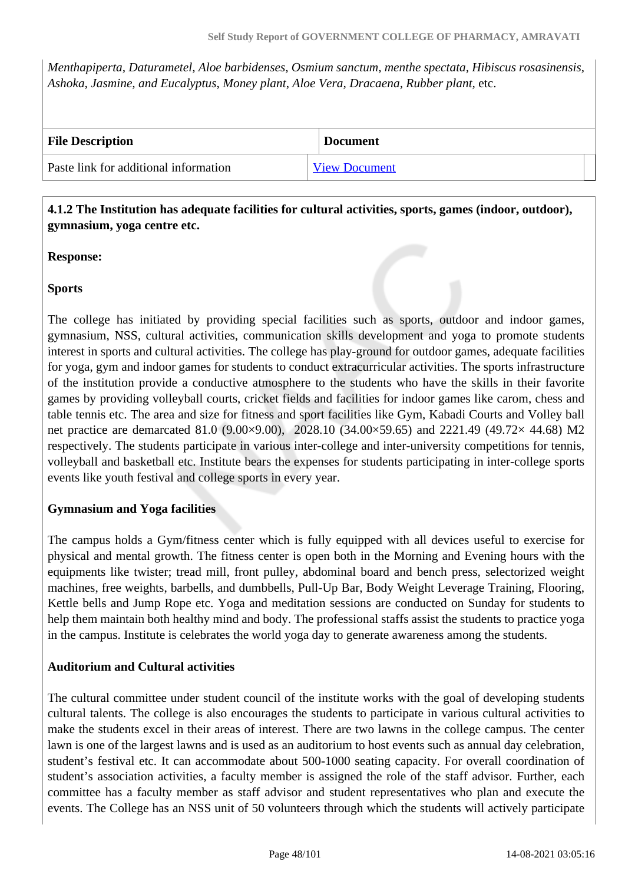*Menthapiperta, Daturametel, Aloe barbidenses, Osmium sanctum, menthe spectata, Hibiscus rosasinensis, Ashoka, Jasmine, and Eucalyptus, Money plant, Aloe Vera, Dracaena, Rubber plant,* etc.

| File Description | Document |
|---|---|
| Paste link for additional information | View Document |

**4.1.2 The Institution has adequate facilities for cultural activities, sports, games (indoor, outdoor), gymnasium, yoga centre etc.**

**Response:**

**Sports**

The college has initiated by providing special facilities such as sports, outdoor and indoor games, gymnasium, NSS, cultural activities, communication skills development and yoga to promote students interest in sports and cultural activities. The college has play-ground for outdoor games, adequate facilities for yoga, gym and indoor games for students to conduct extracurricular activities. The sports infrastructure of the institution provide a conductive atmosphere to the students who have the skills in their favorite games by providing volleyball courts, cricket fields and facilities for indoor games like carom, chess and table tennis etc. The area and size for fitness and sport facilities like Gym, Kabadi Courts and Volley ball net practice are demarcated 81.0 (9.00×9.00), 2028.10 (34.00×59.65) and 2221.49 (49.72× 44.68) M2 respectively. The students participate in various inter-college and inter-university competitions for tennis, volleyball and basketball etc. Institute bears the expenses for students participating in inter-college sports events like youth festival and college sports in every year.

**Gymnasium and Yoga facilities**

The campus holds a Gym/fitness center which is fully equipped with all devices useful to exercise for physical and mental growth. The fitness center is open both in the Morning and Evening hours with the equipments like twister; tread mill, front pulley, abdominal board and bench press, selectorized weight machines, free weights, barbells, and dumbbells, Pull-Up Bar, Body Weight Leverage Training, Flooring, Kettle bells and Jump Rope etc. Yoga and meditation sessions are conducted on Sunday for students to help them maintain both healthy mind and body. The professional staffs assist the students to practice yoga in the campus. Institute is celebrates the world yoga day to generate awareness among the students.

**Auditorium and Cultural activities**

The cultural committee under student council of the institute works with the goal of developing students cultural talents. The college is also encourages the students to participate in various cultural activities to make the students excel in their areas of interest. There are two lawns in the college campus. The center lawn is one of the largest lawns and is used as an auditorium to host events such as annual day celebration, student's festival etc. It can accommodate about 500-1000 seating capacity. For overall coordination of student's association activities, a faculty member is assigned the role of the staff advisor. Further, each committee has a faculty member as staff advisor and student representatives who plan and execute the events. The College has an NSS unit of 50 volunteers through which the students will actively participate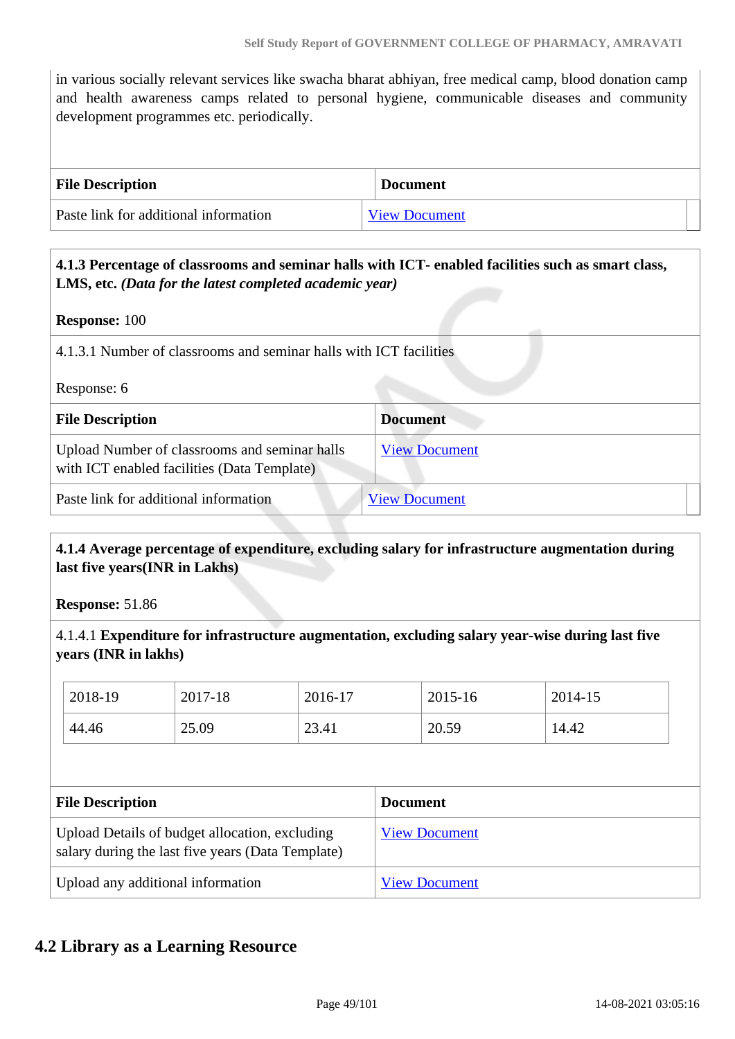in various socially relevant services like swacha bharat abhiyan, free medical camp, blood donation camp and health awareness camps related to personal hygiene, communicable diseases and community development programmes etc. periodically.

| File Description | Document |
|---|---|
| Paste link for additional information | View Document |

**4.1.3 Percentage of classrooms and seminar halls with ICT- enabled facilities such as smart class, LMS, etc.** ***(Data for the latest completed academic year)***

**Response:** 100

4.1.3.1 Number of classrooms and seminar halls with ICT facilities

Response: 6

| File Description | Document |
|---|---|
| Upload Number of classrooms and seminar halls with ICT enabled facilities (Data Template) | View Document |
| Paste link for additional information | View Document |

**4.1.4 Average percentage of expenditure, excluding salary for infrastructure augmentation during last five years(INR in Lakhs)**

**Response:** 51.86

4.1.4.1 **Expenditure for infrastructure augmentation, excluding salary year-wise during last five years (INR in lakhs)**

| 2018-19 | 2017-18 | 2016-17 | 2015-16 | 2014-15 |
|---|---|---|---|---|
| 44.46 | 25.09 | 23.41 | 20.59 | 14.42 |

| File Description | Document |
|---|---|
| Upload Details of budget allocation, excluding salary during the last five years (Data Template) | View Document |
| Upload any additional information | View Document |

## 4.2 Library as a Learning Resource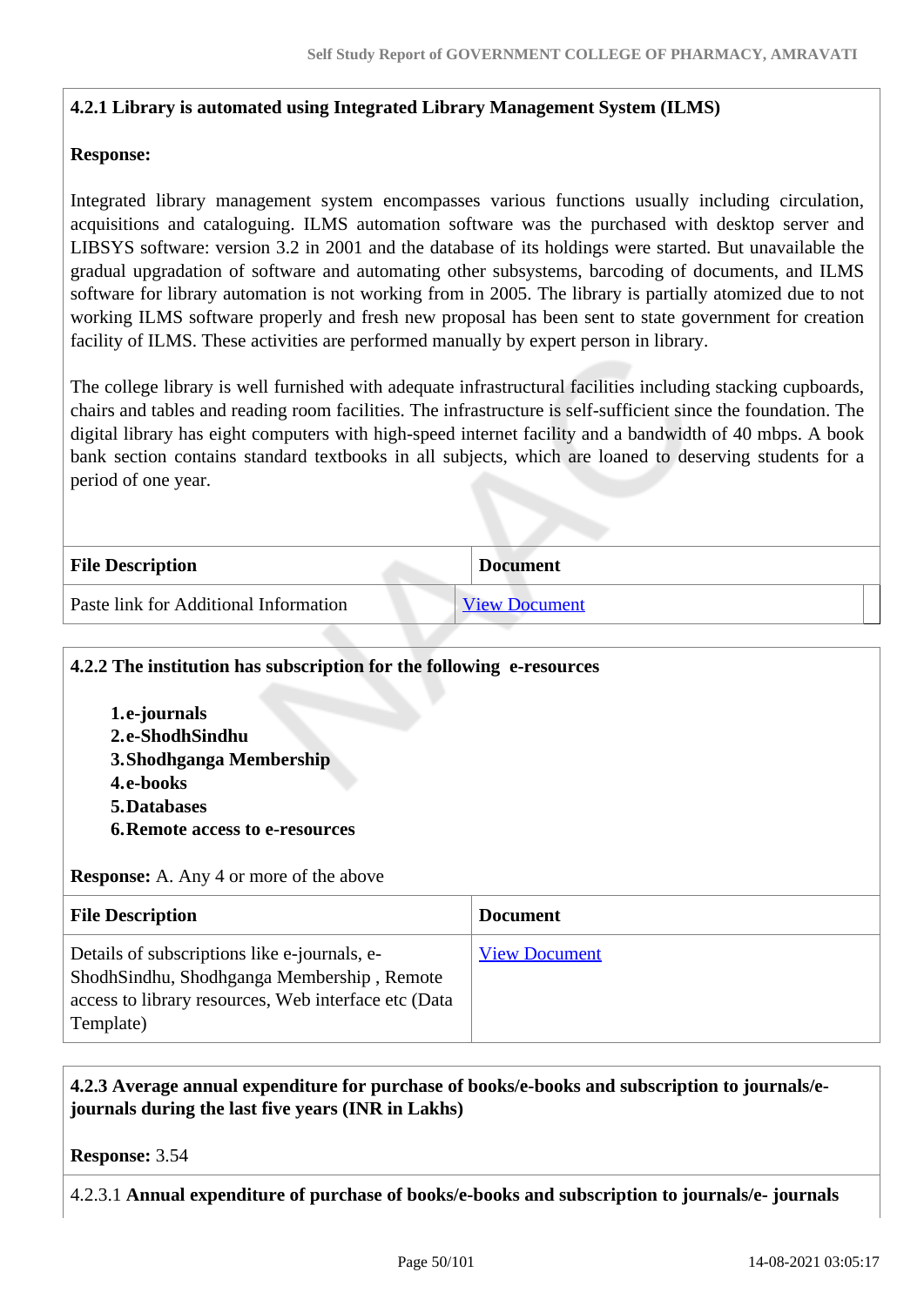**4.2.1 Library is automated using Integrated Library Management System (ILMS)**

**Response:**

Integrated library management system encompasses various functions usually including circulation, acquisitions and cataloguing. ILMS automation software was the purchased with desktop server and LIBSYS software: version 3.2 in 2001 and the database of its holdings were started. But unavailable the gradual upgradation of software and automating other subsystems, barcoding of documents, and ILMS software for library automation is not working from in 2005. The library is partially atomized due to not working ILMS software properly and fresh new proposal has been sent to state government for creation facility of ILMS. These activities are performed manually by expert person in library.

The college library is well furnished with adequate infrastructural facilities including stacking cupboards, chairs and tables and reading room facilities. The infrastructure is self-sufficient since the foundation. The digital library has eight computers with high-speed internet facility and a bandwidth of 40 mbps. A book bank section contains standard textbooks in all subjects, which are loaned to deserving students for a period of one year.

| File Description | Document |
|---|---|
| Paste link for Additional Information | View Document |

**4.2.2 The institution has subscription for the following e-resources**

1. **e-journals**
2. **e-ShodhSindhu**
3. **Shodhganga Membership**
4. **e-books**
5. **Databases**
6. **Remote access to e-resources**

**Response:** A. Any 4 or more of the above

| File Description | Document |
|---|---|
| Details of subscriptions like e-journals, e-ShodhSindhu, Shodhganga Membership , Remote access to library resources, Web interface etc (Data Template) | View Document |

**4.2.3 Average annual expenditure for purchase of books/e-books and subscription to journals/e-journals during the last five years (INR in Lakhs)**

**Response:** 3.54

4.2.3.1 **Annual expenditure of purchase of books/e-books and subscription to journals/e- journals**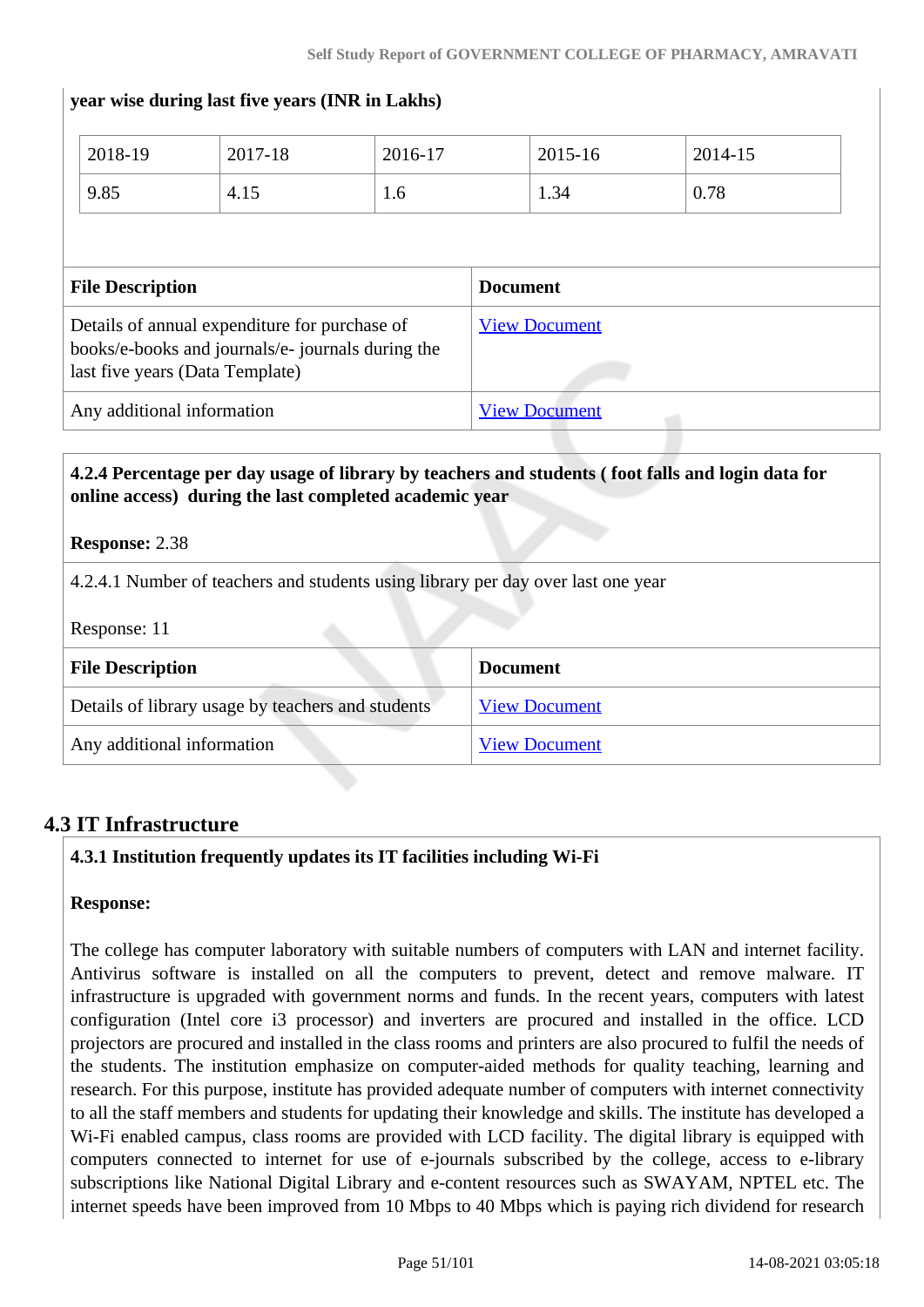year wise during last five years (INR in Lakhs)

| 2018-19 | 2017-18 | 2016-17 | 2015-16 | 2014-15 |
|---|---|---|---|---|
| 9.85 | 4.15 | 1.6 | 1.34 | 0.78 |

| File Description | Document |
|---|---|
| Details of annual expenditure for purchase of books/e-books and journals/e- journals during the last five years (Data Template) | View Document |
| Any additional information | View Document |

**4.2.4 Percentage per day usage of library by teachers and students ( foot falls and login data for online access) during the last completed academic year**

**Response:** 2.38

4.2.4.1 Number of teachers and students using library per day over last one year

Response: 11

| File Description | Document |
|---|---|
| Details of library usage by teachers and students | View Document |
| Any additional information | View Document |

## 4.3 IT Infrastructure

**4.3.1 Institution frequently updates its IT facilities including Wi-Fi**

**Response:**

The college has computer laboratory with suitable numbers of computers with LAN and internet facility. Antivirus software is installed on all the computers to prevent, detect and remove malware. IT infrastructure is upgraded with government norms and funds. In the recent years, computers with latest configuration (Intel core i3 processor) and inverters are procured and installed in the office. LCD projectors are procured and installed in the class rooms and printers are also procured to fulfil the needs of the students. The institution emphasize on computer-aided methods for quality teaching, learning and research. For this purpose, institute has provided adequate number of computers with internet connectivity to all the staff members and students for updating their knowledge and skills. The institute has developed a Wi-Fi enabled campus, class rooms are provided with LCD facility. The digital library is equipped with computers connected to internet for use of e-journals subscribed by the college, access to e-library subscriptions like National Digital Library and e-content resources such as SWAYAM, NPTEL etc. The internet speeds have been improved from 10 Mbps to 40 Mbps which is paying rich dividend for research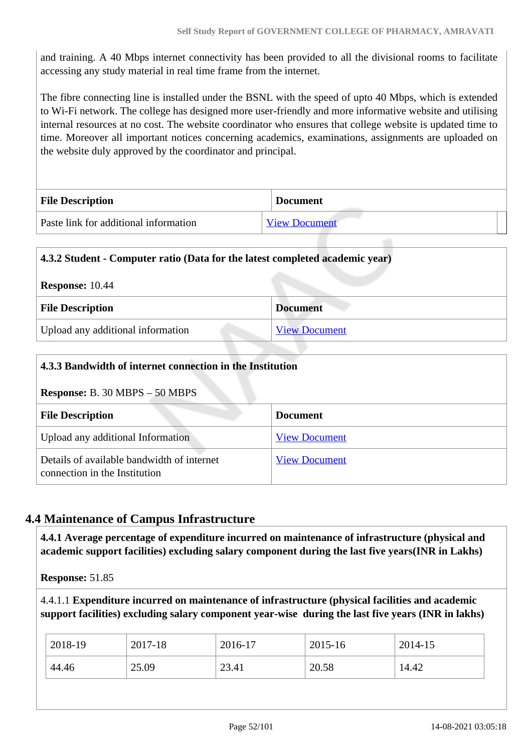and training. A 40 Mbps internet connectivity has been provided to all the divisional rooms to facilitate accessing any study material in real time frame from the internet.

The fibre connecting line is installed under the BSNL with the speed of upto 40 Mbps, which is extended to Wi-Fi network. The college has designed more user-friendly and more informative website and utilising internal resources at no cost. The website coordinator who ensures that college website is updated time to time. Moreover all important notices concerning academics, examinations, assignments are uploaded on the website duly approved by the coordinator and principal.

| File Description | Document |
|---|---|
| Paste link for additional information | View Document |

**4.3.2 Student - Computer ratio (Data for the latest completed academic year)**

**Response:** 10.44

| File Description | Document |
|---|---|
| Upload any additional information | View Document |

**4.3.3 Bandwidth of internet connection in the Institution**

**Response:** B. 30 MBPS – 50 MBPS

| File Description | Document |
|---|---|
| Upload any additional Information | View Document |
| Details of available bandwidth of internet connection in the Institution | View Document |

## 4.4 Maintenance of Campus Infrastructure

**4.4.1 Average percentage of expenditure incurred on maintenance of infrastructure (physical and academic support facilities) excluding salary component during the last five years(INR in Lakhs)**

**Response:** 51.85

4.4.1.1 **Expenditure incurred on maintenance of infrastructure (physical facilities and academic support facilities) excluding salary component year-wise during the last five years (INR in lakhs)**

| 2018-19 | 2017-18 | 2016-17 | 2015-16 | 2014-15 |
|---|---|---|---|---|
| 44.46 | 25.09 | 23.41 | 20.58 | 14.42 |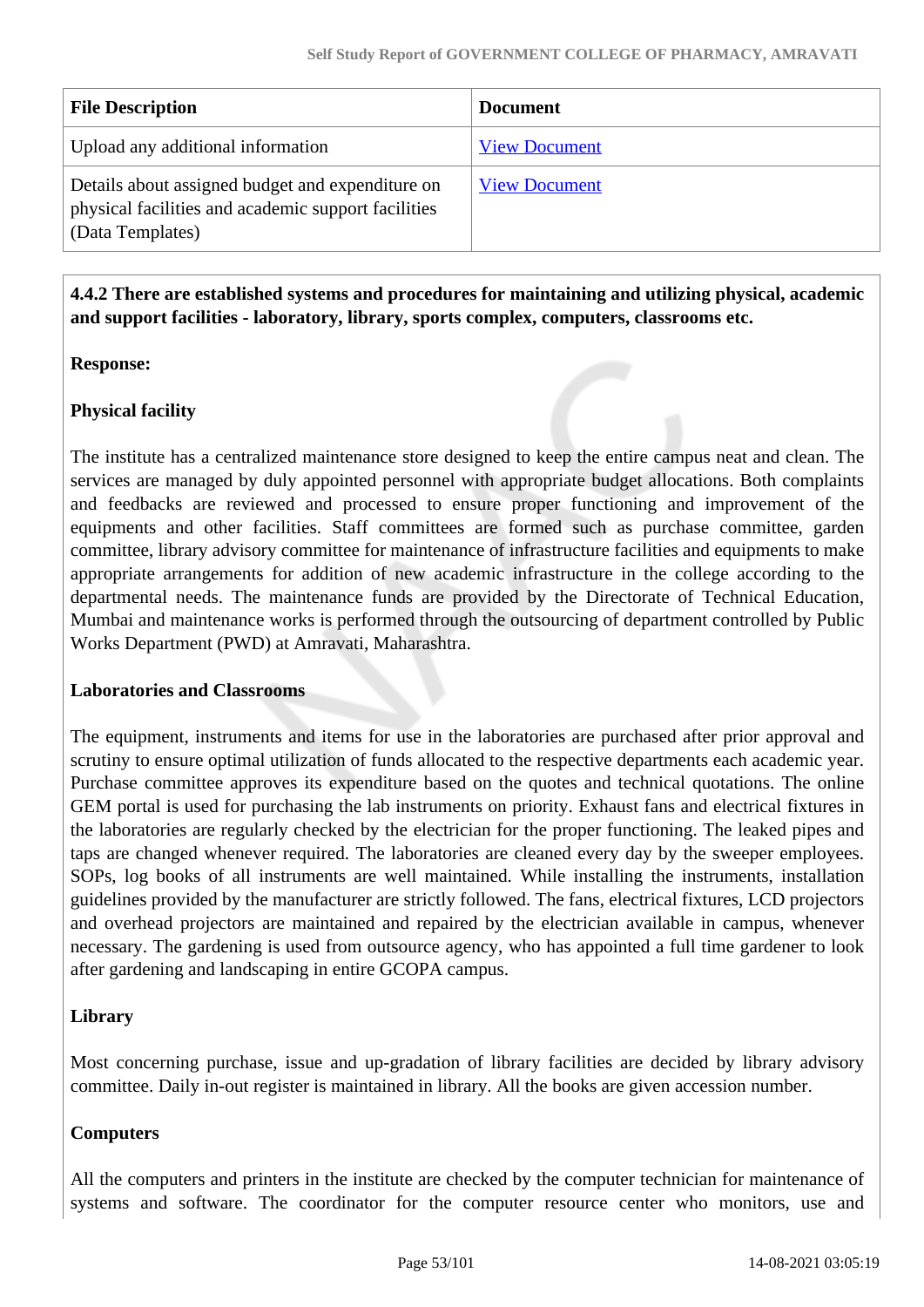| File Description | Document |
| --- | --- |
| Upload any additional information | View Document |
| Details about assigned budget and expenditure on physical facilities and academic support facilities (Data Templates) | View Document |

**4.4.2 There are established systems and procedures for maintaining and utilizing physical, academic and support facilities - laboratory, library, sports complex, computers, classrooms etc.**

**Response:**

**Physical facility**

The institute has a centralized maintenance store designed to keep the entire campus neat and clean. The services are managed by duly appointed personnel with appropriate budget allocations. Both complaints and feedbacks are reviewed and processed to ensure proper functioning and improvement of the equipments and other facilities. Staff committees are formed such as purchase committee, garden committee, library advisory committee for maintenance of infrastructure facilities and equipments to make appropriate arrangements for addition of new academic infrastructure in the college according to the departmental needs. The maintenance funds are provided by the Directorate of Technical Education, Mumbai and maintenance works is performed through the outsourcing of department controlled by Public Works Department (PWD) at Amravati, Maharashtra.

**Laboratories and Classrooms**

The equipment, instruments and items for use in the laboratories are purchased after prior approval and scrutiny to ensure optimal utilization of funds allocated to the respective departments each academic year. Purchase committee approves its expenditure based on the quotes and technical quotations. The online GEM portal is used for purchasing the lab instruments on priority. Exhaust fans and electrical fixtures in the laboratories are regularly checked by the electrician for the proper functioning. The leaked pipes and taps are changed whenever required. The laboratories are cleaned every day by the sweeper employees. SOPs, log books of all instruments are well maintained. While installing the instruments, installation guidelines provided by the manufacturer are strictly followed. The fans, electrical fixtures, LCD projectors and overhead projectors are maintained and repaired by the electrician available in campus, whenever necessary. The gardening is used from outsource agency, who has appointed a full time gardener to look after gardening and landscaping in entire GCOPA campus.

**Library**

Most concerning purchase, issue and up-gradation of library facilities are decided by library advisory committee. Daily in-out register is maintained in library. All the books are given accession number.

**Computers**

All the computers and printers in the institute are checked by the computer technician for maintenance of systems and software. The coordinator for the computer resource center who monitors, use and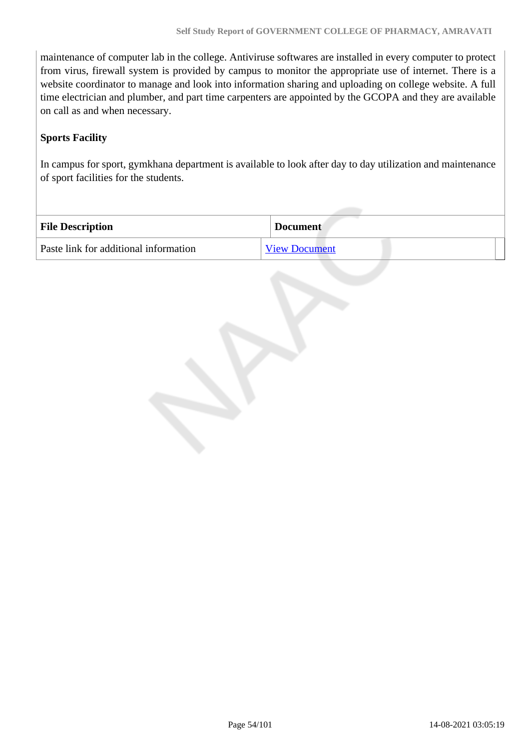maintenance of computer lab in the college. Antiviruse softwares are installed in every computer to protect from virus, firewall system is provided by campus to monitor the appropriate use of internet. There is a website coordinator to manage and look into information sharing and uploading on college website. A full time electrician and plumber, and part time carpenters are appointed by the GCOPA and they are available on call as and when necessary.

**Sports Facility**

In campus for sport, gymkhana department is available to look after day to day utilization and maintenance of sport facilities for the students.

| File Description | Document |
|---|---|
| Paste link for additional information | View Document |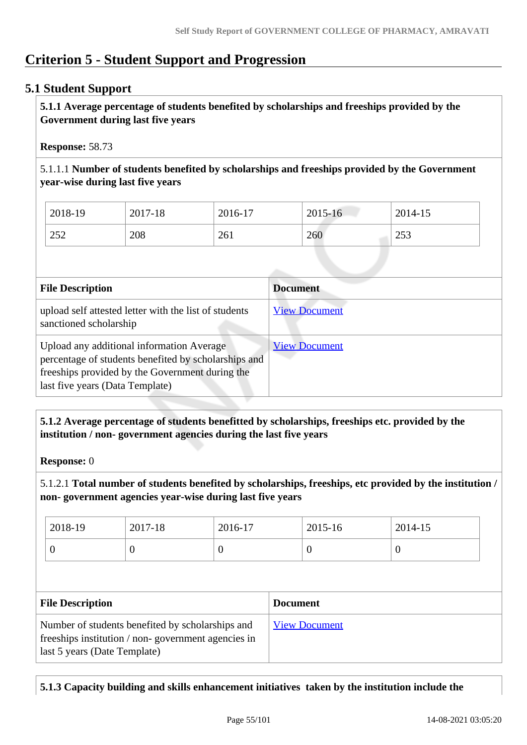# Criterion 5 - Student Support and Progression

## 5.1 Student Support

**5.1.1 Average percentage of students benefited by scholarships and freeships provided by the Government during last five years**

**Response:** 58.73

5.1.1.1 **Number of students benefited by scholarships and freeships provided by the Government year-wise during last five years**

| 2018-19 | 2017-18 | 2016-17 | 2015-16 | 2014-15 |
|---|---|---|---|---|
| 252 | 208 | 261 | 260 | 253 |

| File Description | Document |
|---|---|
| upload self attested letter with the list of students sanctioned scholarship | View Document |
| Upload any additional information Average percentage of students benefited by scholarships and freeships provided by the Government during the last five years (Data Template) | View Document |

**5.1.2 Average percentage of students benefitted by scholarships, freeships etc. provided by the institution / non- government agencies during the last five years**

**Response:** 0

5.1.2.1 **Total number of students benefited by scholarships, freeships, etc provided by the institution / non- government agencies year-wise during last five years**

| 2018-19 | 2017-18 | 2016-17 | 2015-16 | 2014-15 |
|---|---|---|---|---|
| 0 | 0 | 0 | 0 | 0 |

| File Description | Document |
|---|---|
| Number of students benefited by scholarships and freeships institution / non- government agencies in last 5 years (Date Template) | View Document |

**5.1.3 Capacity building and skills enhancement initiatives taken by the institution include the**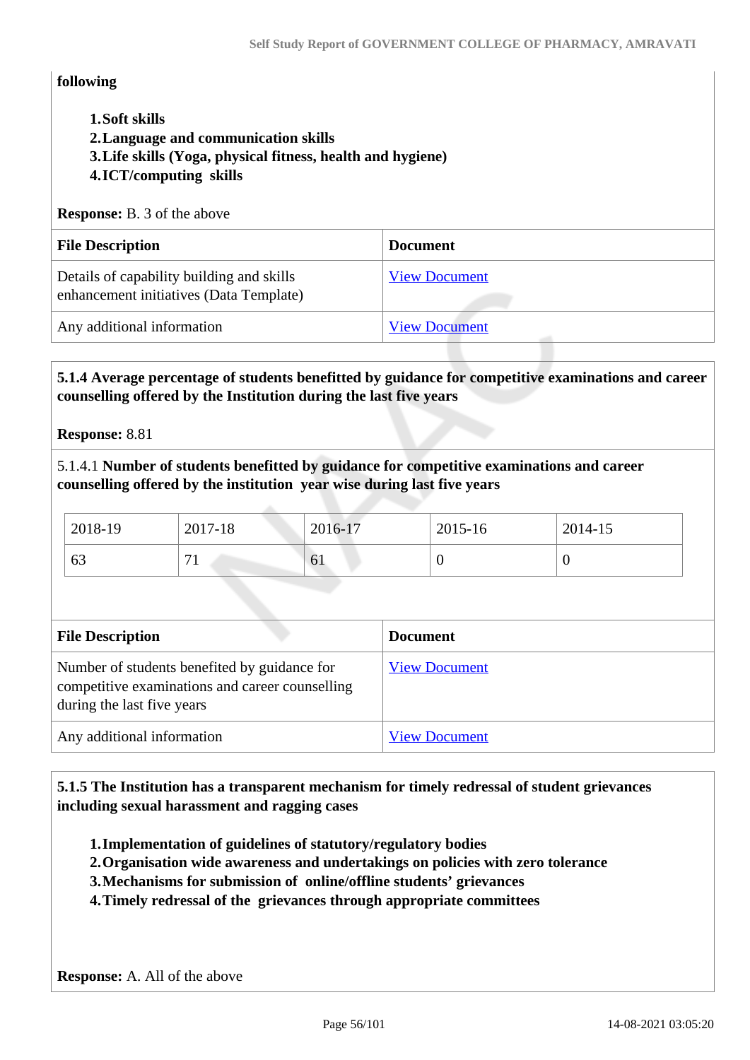**following**

1. **Soft skills**
2. **Language and communication skills**
3. **Life skills (Yoga, physical fitness, health and hygiene)**
4. **ICT/computing skills**

**Response:** B. 3 of the above

| File Description | Document |
|---|---|
| Details of capability building and skills enhancement initiatives (Data Template) | View Document |
| Any additional information | View Document |

**5.1.4 Average percentage of students benefitted by guidance for competitive examinations and career counselling offered by the Institution during the last five years**

**Response:** 8.81

5.1.4.1 **Number of students benefitted by guidance for competitive examinations and career counselling offered by the institution year wise during last five years**

| 2018-19 | 2017-18 | 2016-17 | 2015-16 | 2014-15 |
|---|---|---|---|---|
| 63 | 71 | 61 | 0 | 0 |

| File Description | Document |
|---|---|
| Number of students benefited by guidance for competitive examinations and career counselling during the last five years | View Document |
| Any additional information | View Document |

**5.1.5 The Institution has a transparent mechanism for timely redressal of student grievances including sexual harassment and ragging cases**

1. **Implementation of guidelines of statutory/regulatory bodies**
2. **Organisation wide awareness and undertakings on policies with zero tolerance**
3. **Mechanisms for submission of online/offline students' grievances**
4. **Timely redressal of the grievances through appropriate committees**

**Response:** A. All of the above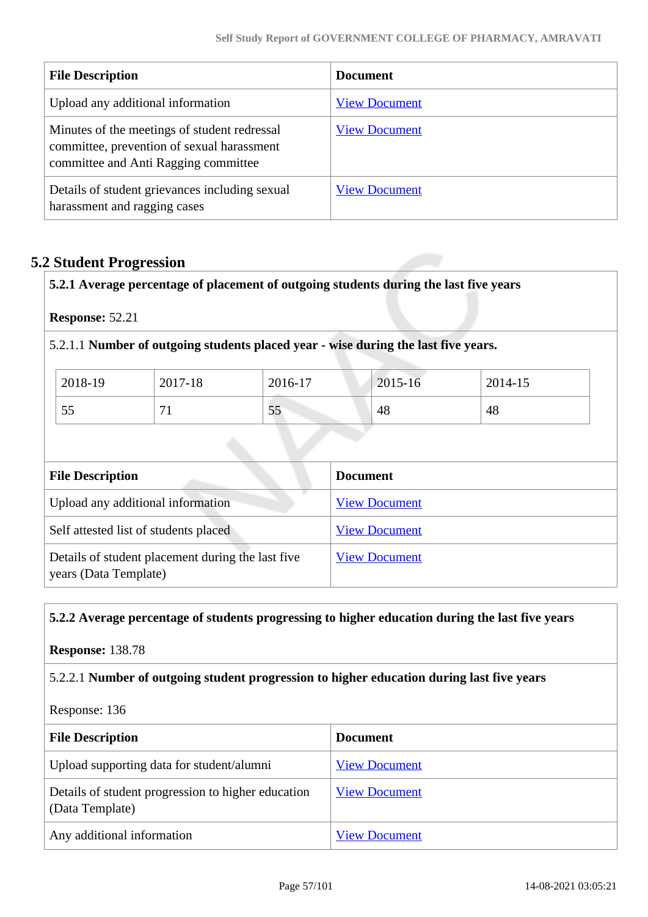| File Description | Document |
|---|---|
| Upload any additional information | View Document |
| Minutes of the meetings of student redressal committee, prevention of sexual harassment committee and Anti Ragging committee | View Document |
| Details of student grievances including sexual harassment and ragging cases | View Document |

## 5.2 Student Progression

**5.2.1 Average percentage of placement of outgoing students during the last five years**

**Response:** 52.21

5.2.1.1 **Number of outgoing students placed year - wise during the last five years.**

| 2018-19 | 2017-18 | 2016-17 | 2015-16 | 2014-15 |
|---|---|---|---|---|
| 55 | 71 | 55 | 48 | 48 |

| File Description | Document |
|---|---|
| Upload any additional information | View Document |
| Self attested list of students placed | View Document |
| Details of student placement during the last five years (Data Template) | View Document |

**5.2.2 Average percentage of students progressing to higher education during the last five years**

**Response:** 138.78

5.2.2.1 **Number of outgoing student progression to higher education during last five years**

Response: 136

| File Description | Document |
|---|---|
| Upload supporting data for student/alumni | View Document |
| Details of student progression to higher education (Data Template) | View Document |
| Any additional information | View Document |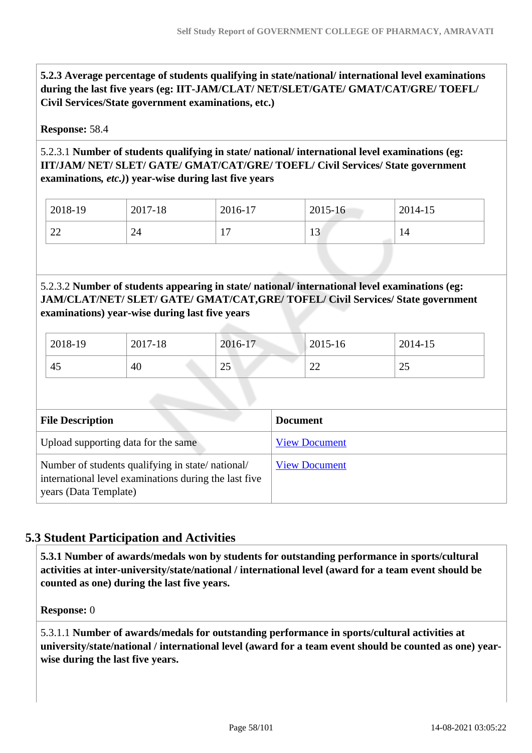**5.2.3 Average percentage of students qualifying in state/national/ international level examinations during the last five years (eg: IIT-JAM/CLAT/ NET/SLET/GATE/ GMAT/CAT/GRE/ TOEFL/ Civil Services/State government examinations, etc.)**

**Response:** 58.4

5.2.3.1 **Number of students qualifying in state/ national/ international level examinations (eg: IIT/JAM/ NET/ SLET/ GATE/ GMAT/CAT/GRE/ TOEFL/ Civil Services/ State government examinations, *etc.)*) year-wise during last five years**

| 2018-19 | 2017-18 | 2016-17 | 2015-16 | 2014-15 |
|---|---|---|---|---|
| 22 | 24 | 17 | 13 | 14 |

5.2.3.2 **Number of students appearing in state/ national/ international level examinations (eg: JAM/CLAT/NET/ SLET/ GATE/ GMAT/CAT,GRE/ TOFEL/ Civil Services/ State government examinations) year-wise during last five years**

| 2018-19 | 2017-18 | 2016-17 | 2015-16 | 2014-15 |
|---|---|---|---|---|
| 45 | 40 | 25 | 22 | 25 |

| File Description | Document |
|---|---|
| Upload supporting data for the same | View Document |
| Number of students qualifying in state/ national/ international level examinations during the last five years (Data Template) | View Document |

## 5.3 Student Participation and Activities

**5.3.1 Number of awards/medals won by students for outstanding performance in sports/cultural activities at inter-university/state/national / international level (award for a team event should be counted as one) during the last five years.**

**Response:** 0

5.3.1.1 **Number of awards/medals for outstanding performance in sports/cultural activities at university/state/national / international level (award for a team event should be counted as one) year-wise during the last five years.**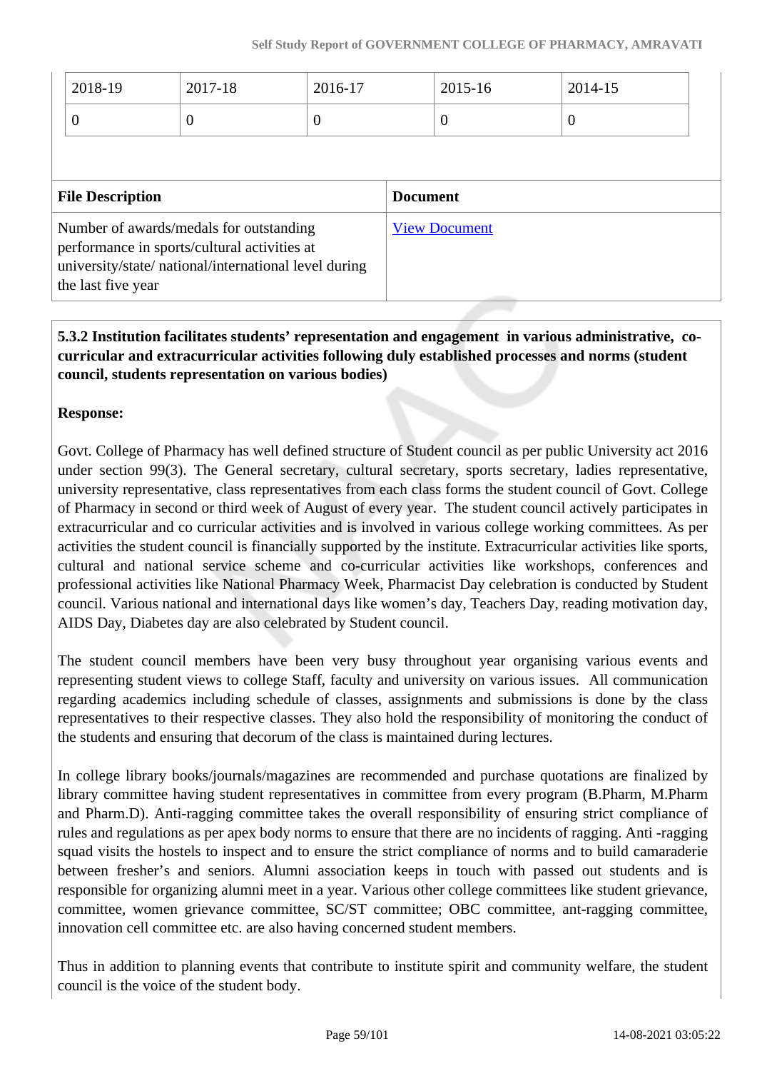| 2018-19 | 2017-18 | 2016-17 | 2015-16 | 2014-15 |
|---|---|---|---|---|
| 0 | 0 | 0 | 0 | 0 |

| File Description | Document |
|---|---|
| Number of awards/medals for outstanding performance in sports/cultural activities at university/state/ national/international level during the last five year | View Document |

**5.3.2 Institution facilitates students' representation and engagement in various administrative, co-curricular and extracurricular activities following duly established processes and norms (student council, students representation on various bodies)**

**Response:**

Govt. College of Pharmacy has well defined structure of Student council as per public University act 2016 under section 99(3). The General secretary, cultural secretary, sports secretary, ladies representative, university representative, class representatives from each class forms the student council of Govt. College of Pharmacy in second or third week of August of every year. The student council actively participates in extracurricular and co curricular activities and is involved in various college working committees. As per activities the student council is financially supported by the institute. Extracurricular activities like sports, cultural and national service scheme and co-curricular activities like workshops, conferences and professional activities like National Pharmacy Week, Pharmacist Day celebration is conducted by Student council. Various national and international days like women's day, Teachers Day, reading motivation day, AIDS Day, Diabetes day are also celebrated by Student council.

The student council members have been very busy throughout year organising various events and representing student views to college Staff, faculty and university on various issues. All communication regarding academics including schedule of classes, assignments and submissions is done by the class representatives to their respective classes. They also hold the responsibility of monitoring the conduct of the students and ensuring that decorum of the class is maintained during lectures.

In college library books/journals/magazines are recommended and purchase quotations are finalized by library committee having student representatives in committee from every program (B.Pharm, M.Pharm and Pharm.D). Anti-ragging committee takes the overall responsibility of ensuring strict compliance of rules and regulations as per apex body norms to ensure that there are no incidents of ragging. Anti -ragging squad visits the hostels to inspect and to ensure the strict compliance of norms and to build camaraderie between fresher's and seniors. Alumni association keeps in touch with passed out students and is responsible for organizing alumni meet in a year. Various other college committees like student grievance, committee, women grievance committee, SC/ST committee; OBC committee, ant-ragging committee, innovation cell committee etc. are also having concerned student members.

Thus in addition to planning events that contribute to institute spirit and community welfare, the student council is the voice of the student body.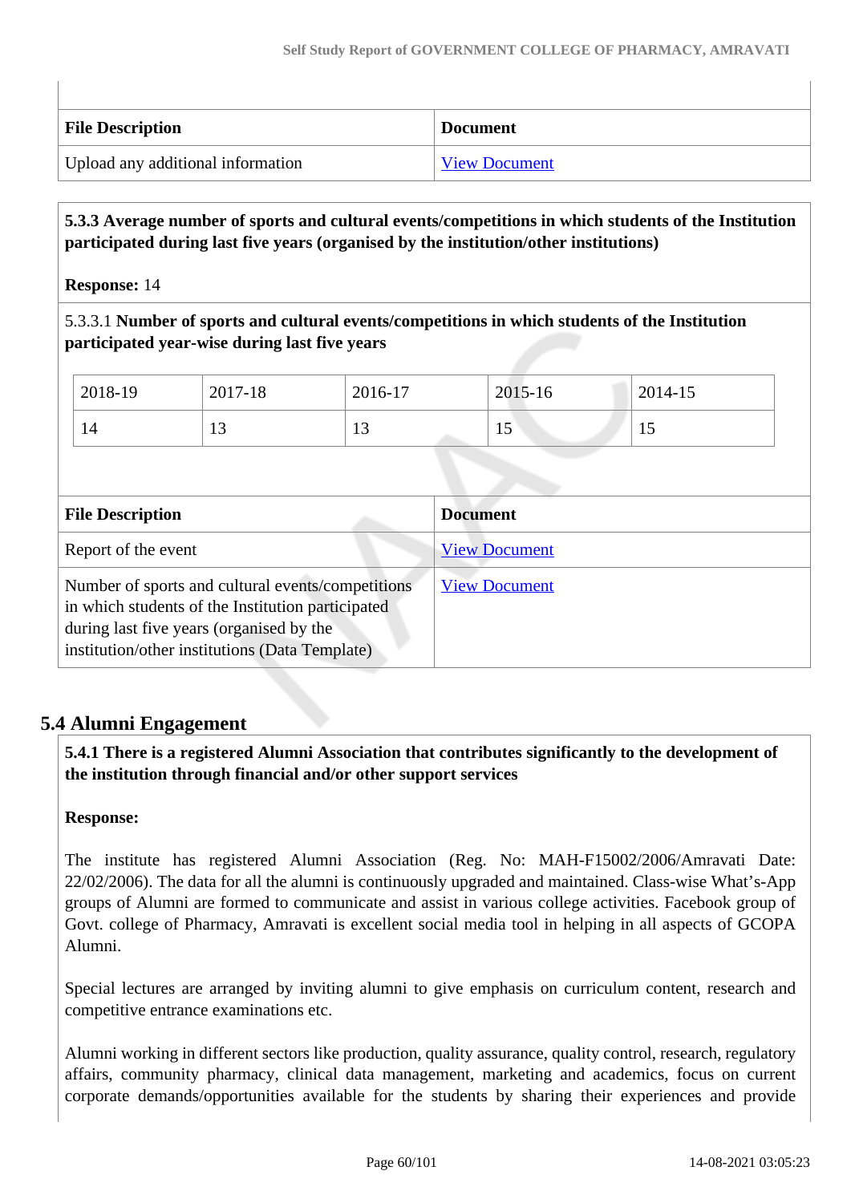| File Description | Document |
|---|---|
| Upload any additional information | View Document |

**5.3.3 Average number of sports and cultural events/competitions in which students of the Institution participated during last five years (organised by the institution/other institutions)**

**Response:** 14

5.3.3.1 **Number of sports and cultural events/competitions in which students of the Institution participated year-wise during last five years**

| 2018-19 | 2017-18 | 2016-17 | 2015-16 | 2014-15 |
|---|---|---|---|---|
| 14 | 13 | 13 | 15 | 15 |

| File Description | Document |
|---|---|
| Report of the event | View Document |
| Number of sports and cultural events/competitions in which students of the Institution participated during last five years (organised by the institution/other institutions (Data Template) | View Document |

## 5.4 Alumni Engagement

**5.4.1 There is a registered Alumni Association that contributes significantly to the development of the institution through financial and/or other support services**

**Response:**

The institute has registered Alumni Association (Reg. No: MAH-F15002/2006/Amravati Date: 22/02/2006). The data for all the alumni is continuously upgraded and maintained. Class-wise What's-App groups of Alumni are formed to communicate and assist in various college activities. Facebook group of Govt. college of Pharmacy, Amravati is excellent social media tool in helping in all aspects of GCOPA Alumni.

Special lectures are arranged by inviting alumni to give emphasis on curriculum content, research and competitive entrance examinations etc.

Alumni working in different sectors like production, quality assurance, quality control, research, regulatory affairs, community pharmacy, clinical data management, marketing and academics, focus on current corporate demands/opportunities available for the students by sharing their experiences and provide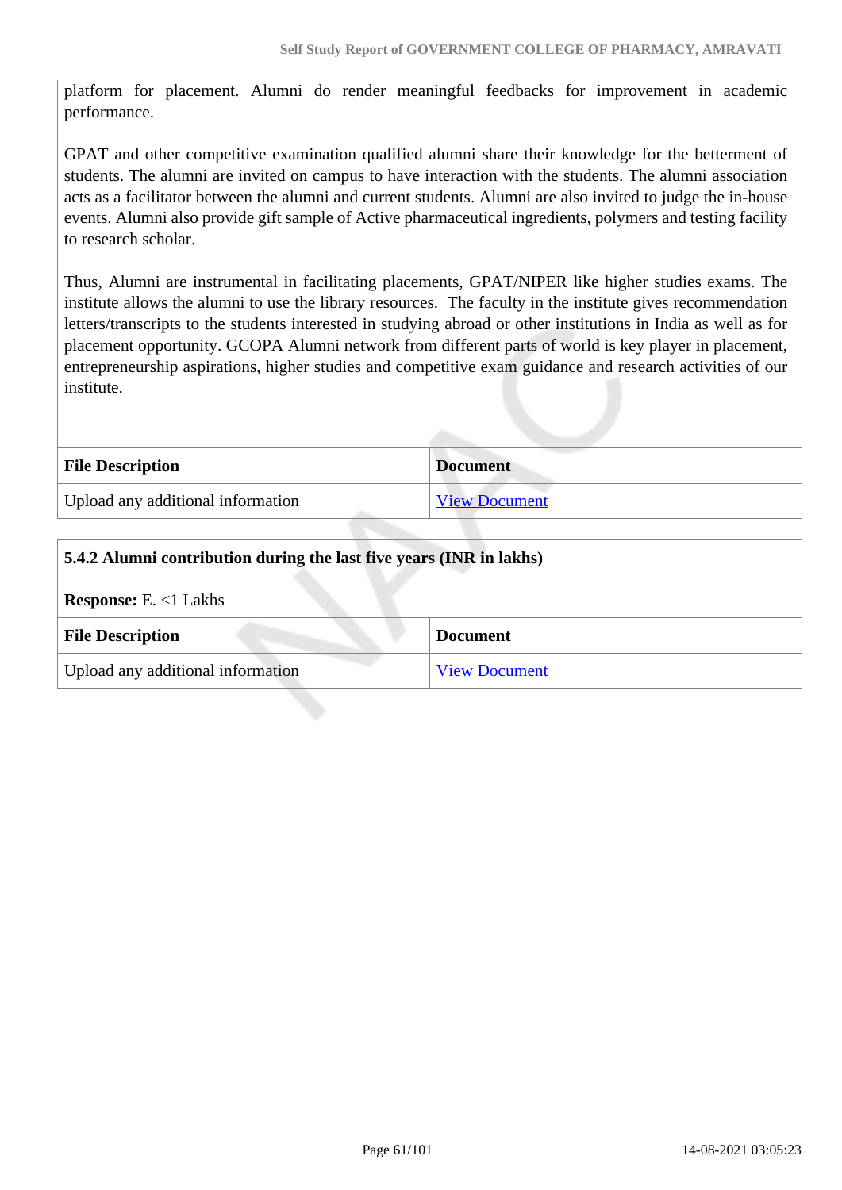platform for placement. Alumni do render meaningful feedbacks for improvement in academic performance.

GPAT and other competitive examination qualified alumni share their knowledge for the betterment of students. The alumni are invited on campus to have interaction with the students. The alumni association acts as a facilitator between the alumni and current students. Alumni are also invited to judge the in-house events. Alumni also provide gift sample of Active pharmaceutical ingredients, polymers and testing facility to research scholar.

Thus, Alumni are instrumental in facilitating placements, GPAT/NIPER like higher studies exams. The institute allows the alumni to use the library resources. The faculty in the institute gives recommendation letters/transcripts to the students interested in studying abroad or other institutions in India as well as for placement opportunity. GCOPA Alumni network from different parts of world is key player in placement, entrepreneurship aspirations, higher studies and competitive exam guidance and research activities of our institute.

| File Description | Document |
|---|---|
| Upload any additional information | View Document |

**5.4.2 Alumni contribution during the last five years (INR in lakhs)**

**Response:** E. <1 Lakhs

| File Description | Document |
|---|---|
| Upload any additional information | View Document |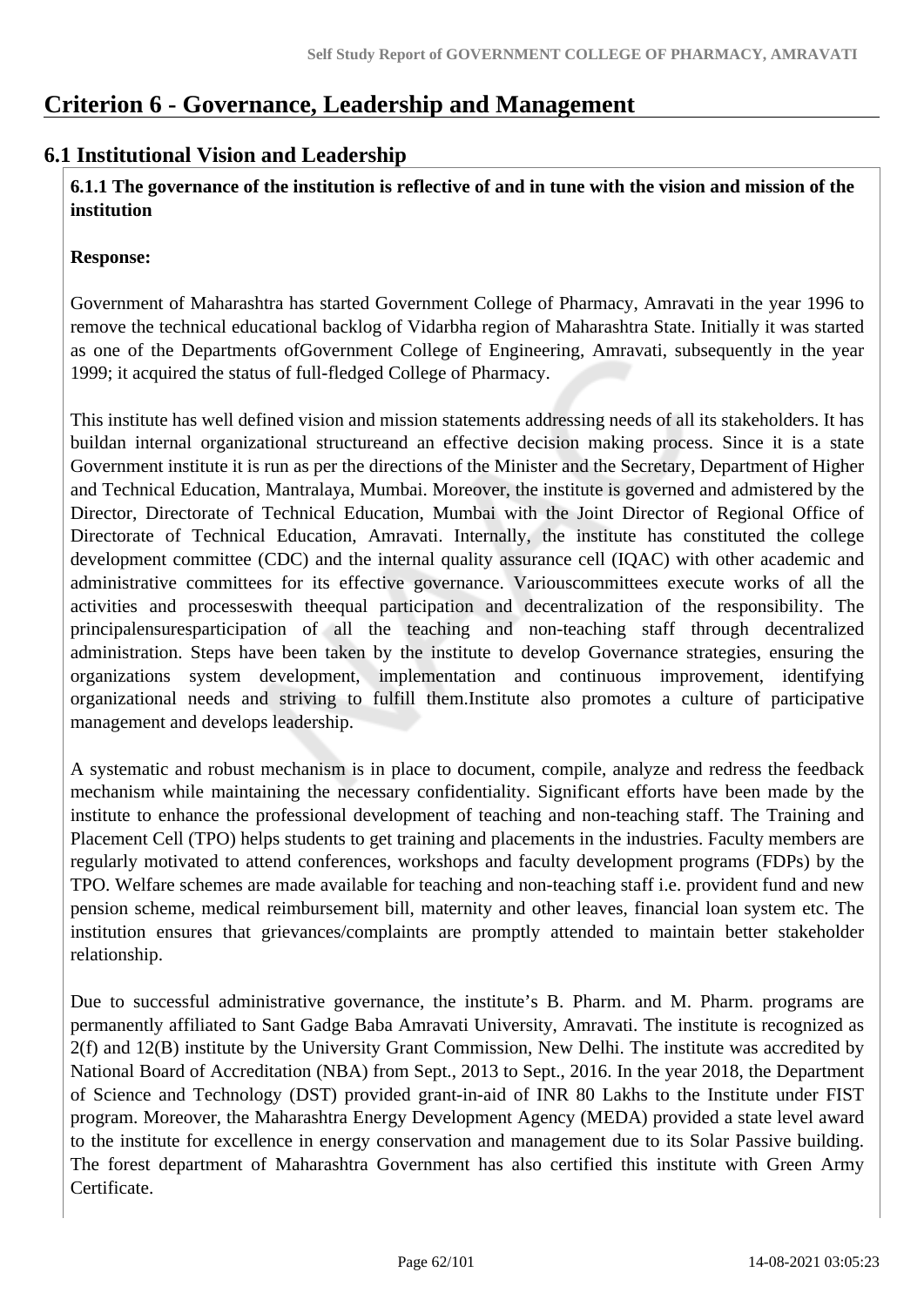# Criterion 6 - Governance, Leadership and Management

## 6.1 Institutional Vision and Leadership

**6.1.1 The governance of the institution is reflective of and in tune with the vision and mission of the institution**

**Response:**

Government of Maharashtra has started Government College of Pharmacy, Amravati in the year 1996 to remove the technical educational backlog of Vidarbha region of Maharashtra State. Initially it was started as one of the Departments ofGovernment College of Engineering, Amravati, subsequently in the year 1999; it acquired the status of full-fledged College of Pharmacy.

This institute has well defined vision and mission statements addressing needs of all its stakeholders. It has buildan internal organizational structureand an effective decision making process. Since it is a state Government institute it is run as per the directions of the Minister and the Secretary, Department of Higher and Technical Education, Mantralaya, Mumbai. Moreover, the institute is governed and admistered by the Director, Directorate of Technical Education, Mumbai with the Joint Director of Regional Office of Directorate of Technical Education, Amravati. Internally, the institute has constituted the college development committee (CDC) and the internal quality assurance cell (IQAC) with other academic and administrative committees for its effective governance. Variouscommittees execute works of all the activities and processeswith theequal participation and decentralization of the responsibility. The principalensuresparticipation of all the teaching and non-teaching staff through decentralized administration. Steps have been taken by the institute to develop Governance strategies, ensuring the organizations system development, implementation and continuous improvement, identifying organizational needs and striving to fulfill them.Institute also promotes a culture of participative management and develops leadership.

A systematic and robust mechanism is in place to document, compile, analyze and redress the feedback mechanism while maintaining the necessary confidentiality. Significant efforts have been made by the institute to enhance the professional development of teaching and non-teaching staff. The Training and Placement Cell (TPO) helps students to get training and placements in the industries. Faculty members are regularly motivated to attend conferences, workshops and faculty development programs (FDPs) by the TPO. Welfare schemes are made available for teaching and non-teaching staff i.e. provident fund and new pension scheme, medical reimbursement bill, maternity and other leaves, financial loan system etc. The institution ensures that grievances/complaints are promptly attended to maintain better stakeholder relationship.

Due to successful administrative governance, the institute's B. Pharm. and M. Pharm. programs are permanently affiliated to Sant Gadge Baba Amravati University, Amravati. The institute is recognized as 2(f) and 12(B) institute by the University Grant Commission, New Delhi. The institute was accredited by National Board of Accreditation (NBA) from Sept., 2013 to Sept., 2016. In the year 2018, the Department of Science and Technology (DST) provided grant-in-aid of INR 80 Lakhs to the Institute under FIST program. Moreover, the Maharashtra Energy Development Agency (MEDA) provided a state level award to the institute for excellence in energy conservation and management due to its Solar Passive building. The forest department of Maharashtra Government has also certified this institute with Green Army Certificate.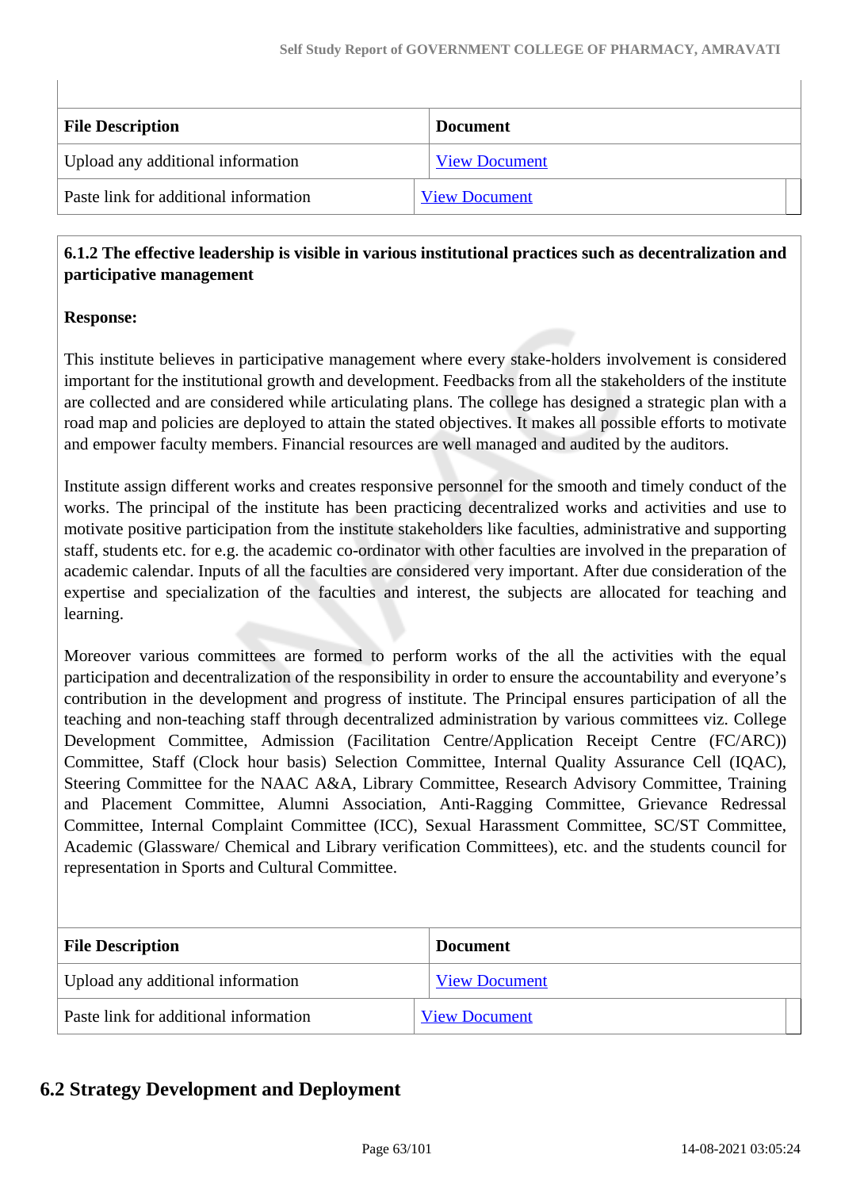| File Description | Document |
| --- | --- |
| Upload any additional information | View Document |
| Paste link for additional information | View Document |

**6.1.2 The effective leadership is visible in various institutional practices such as decentralization and participative management**

**Response:**

This institute believes in participative management where every stake-holders involvement is considered important for the institutional growth and development. Feedbacks from all the stakeholders of the institute are collected and are considered while articulating plans. The college has designed a strategic plan with a road map and policies are deployed to attain the stated objectives. It makes all possible efforts to motivate and empower faculty members. Financial resources are well managed and audited by the auditors.

Institute assign different works and creates responsive personnel for the smooth and timely conduct of the works. The principal of the institute has been practicing decentralized works and activities and use to motivate positive participation from the institute stakeholders like faculties, administrative and supporting staff, students etc. for e.g. the academic co-ordinator with other faculties are involved in the preparation of academic calendar. Inputs of all the faculties are considered very important. After due consideration of the expertise and specialization of the faculties and interest, the subjects are allocated for teaching and learning.

Moreover various committees are formed to perform works of the all the activities with the equal participation and decentralization of the responsibility in order to ensure the accountability and everyone's contribution in the development and progress of institute. The Principal ensures participation of all the teaching and non-teaching staff through decentralized administration by various committees viz. College Development Committee, Admission (Facilitation Centre/Application Receipt Centre (FC/ARC)) Committee, Staff (Clock hour basis) Selection Committee, Internal Quality Assurance Cell (IQAC), Steering Committee for the NAAC A&A, Library Committee, Research Advisory Committee, Training and Placement Committee, Alumni Association, Anti-Ragging Committee, Grievance Redressal Committee, Internal Complaint Committee (ICC), Sexual Harassment Committee, SC/ST Committee, Academic (Glassware/ Chemical and Library verification Committees), etc. and the students council for representation in Sports and Cultural Committee.

| File Description | Document |
| --- | --- |
| Upload any additional information | View Document |
| Paste link for additional information | View Document |

## 6.2 Strategy Development and Deployment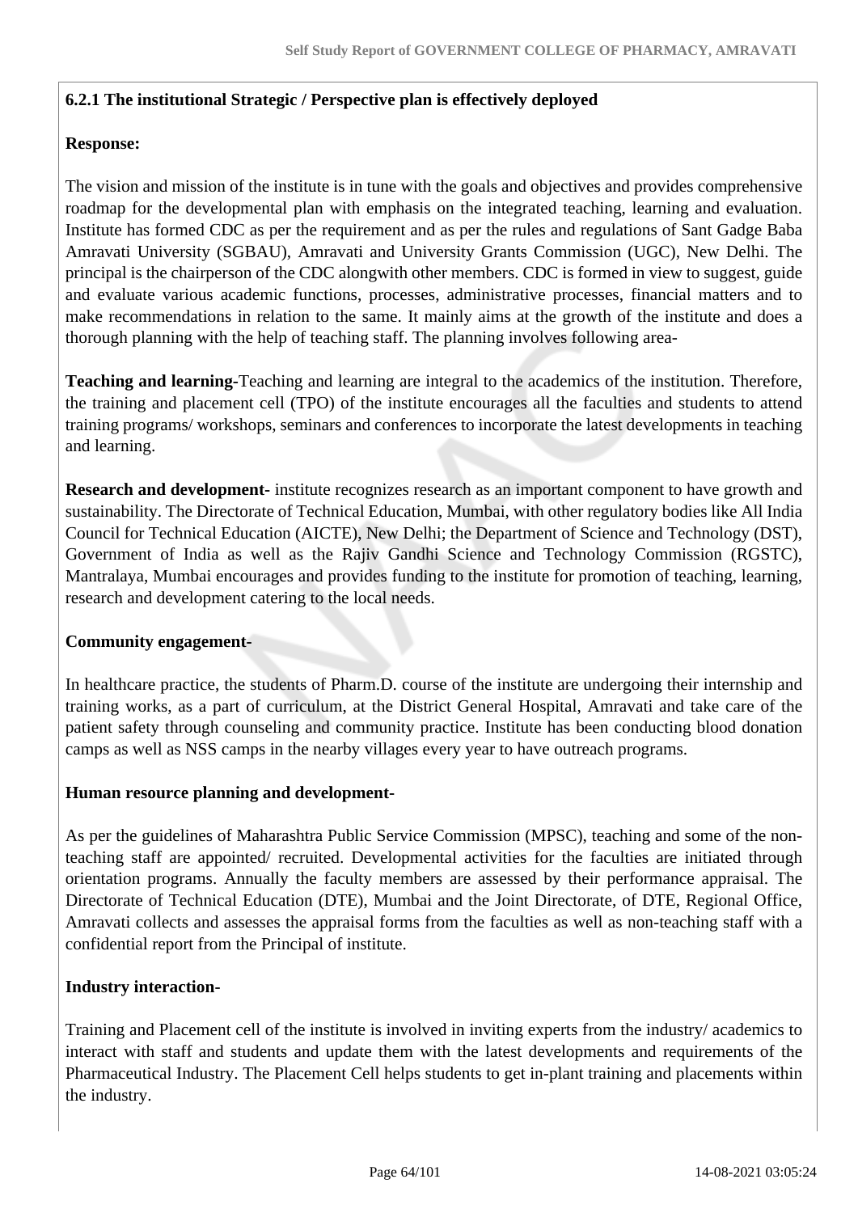**6.2.1 The institutional Strategic / Perspective plan is effectively deployed**

**Response:**

The vision and mission of the institute is in tune with the goals and objectives and provides comprehensive roadmap for the developmental plan with emphasis on the integrated teaching, learning and evaluation. Institute has formed CDC as per the requirement and as per the rules and regulations of Sant Gadge Baba Amravati University (SGBAU), Amravati and University Grants Commission (UGC), New Delhi. The principal is the chairperson of the CDC alongwith other members. CDC is formed in view to suggest, guide and evaluate various academic functions, processes, administrative processes, financial matters and to make recommendations in relation to the same. It mainly aims at the growth of the institute and does a thorough planning with the help of teaching staff. The planning involves following area-

**Teaching and learning-**Teaching and learning are integral to the academics of the institution. Therefore, the training and placement cell (TPO) of the institute encourages all the faculties and students to attend training programs/ workshops, seminars and conferences to incorporate the latest developments in teaching and learning.

**Research and development-** institute recognizes research as an important component to have growth and sustainability. The Directorate of Technical Education, Mumbai, with other regulatory bodies like All India Council for Technical Education (AICTE), New Delhi; the Department of Science and Technology (DST), Government of India as well as the Rajiv Gandhi Science and Technology Commission (RGSTC), Mantralaya, Mumbai encourages and provides funding to the institute for promotion of teaching, learning, research and development catering to the local needs.

**Community engagement-**

In healthcare practice, the students of Pharm.D. course of the institute are undergoing their internship and training works, as a part of curriculum, at the District General Hospital, Amravati and take care of the patient safety through counseling and community practice. Institute has been conducting blood donation camps as well as NSS camps in the nearby villages every year to have outreach programs.

**Human resource planning and development-**

As per the guidelines of Maharashtra Public Service Commission (MPSC), teaching and some of the non-teaching staff are appointed/ recruited. Developmental activities for the faculties are initiated through orientation programs. Annually the faculty members are assessed by their performance appraisal. The Directorate of Technical Education (DTE), Mumbai and the Joint Directorate, of DTE, Regional Office, Amravati collects and assesses the appraisal forms from the faculties as well as non-teaching staff with a confidential report from the Principal of institute.

**Industry interaction-**

Training and Placement cell of the institute is involved in inviting experts from the industry/ academics to interact with staff and students and update them with the latest developments and requirements of the Pharmaceutical Industry. The Placement Cell helps students to get in-plant training and placements within the industry.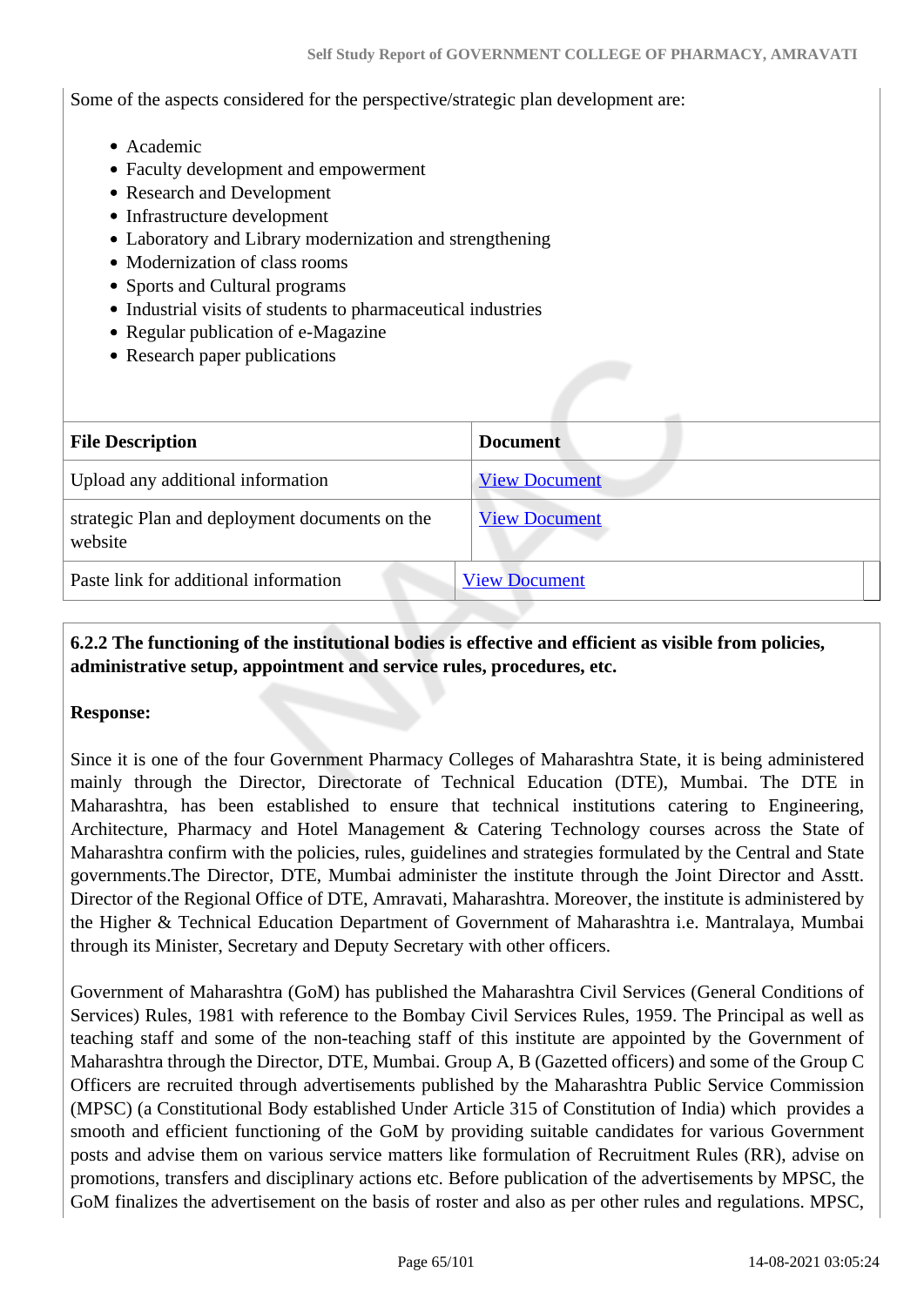Some of the aspects considered for the perspective/strategic plan development are:

- Academic
- Faculty development and empowerment
- Research and Development
- Infrastructure development
- Laboratory and Library modernization and strengthening
- Modernization of class rooms
- Sports and Cultural programs
- Industrial visits of students to pharmaceutical industries
- Regular publication of e-Magazine
- Research paper publications

| File Description | Document |
|---|---|
| Upload any additional information | View Document |
| strategic Plan and deployment documents on the website | View Document |
| Paste link for additional information | View Document |

**6.2.2 The functioning of the institutional bodies is effective and efficient as visible from policies, administrative setup, appointment and service rules, procedures, etc.**

**Response:**

Since it is one of the four Government Pharmacy Colleges of Maharashtra State, it is being administered mainly through the Director, Directorate of Technical Education (DTE), Mumbai. The DTE in Maharashtra, has been established to ensure that technical institutions catering to Engineering, Architecture, Pharmacy and Hotel Management & Catering Technology courses across the State of Maharashtra confirm with the policies, rules, guidelines and strategies formulated by the Central and State governments.The Director, DTE, Mumbai administer the institute through the Joint Director and Asstt. Director of the Regional Office of DTE, Amravati, Maharashtra. Moreover, the institute is administered by the Higher & Technical Education Department of Government of Maharashtra i.e. Mantralaya, Mumbai through its Minister, Secretary and Deputy Secretary with other officers.

Government of Maharashtra (GoM) has published the Maharashtra Civil Services (General Conditions of Services) Rules, 1981 with reference to the Bombay Civil Services Rules, 1959. The Principal as well as teaching staff and some of the non-teaching staff of this institute are appointed by the Government of Maharashtra through the Director, DTE, Mumbai. Group A, B (Gazetted officers) and some of the Group C Officers are recruited through advertisements published by the Maharashtra Public Service Commission (MPSC) (a Constitutional Body established Under Article 315 of Constitution of India) which provides a smooth and efficient functioning of the GoM by providing suitable candidates for various Government posts and advise them on various service matters like formulation of Recruitment Rules (RR), advise on promotions, transfers and disciplinary actions etc. Before publication of the advertisements by MPSC, the GoM finalizes the advertisement on the basis of roster and also as per other rules and regulations. MPSC,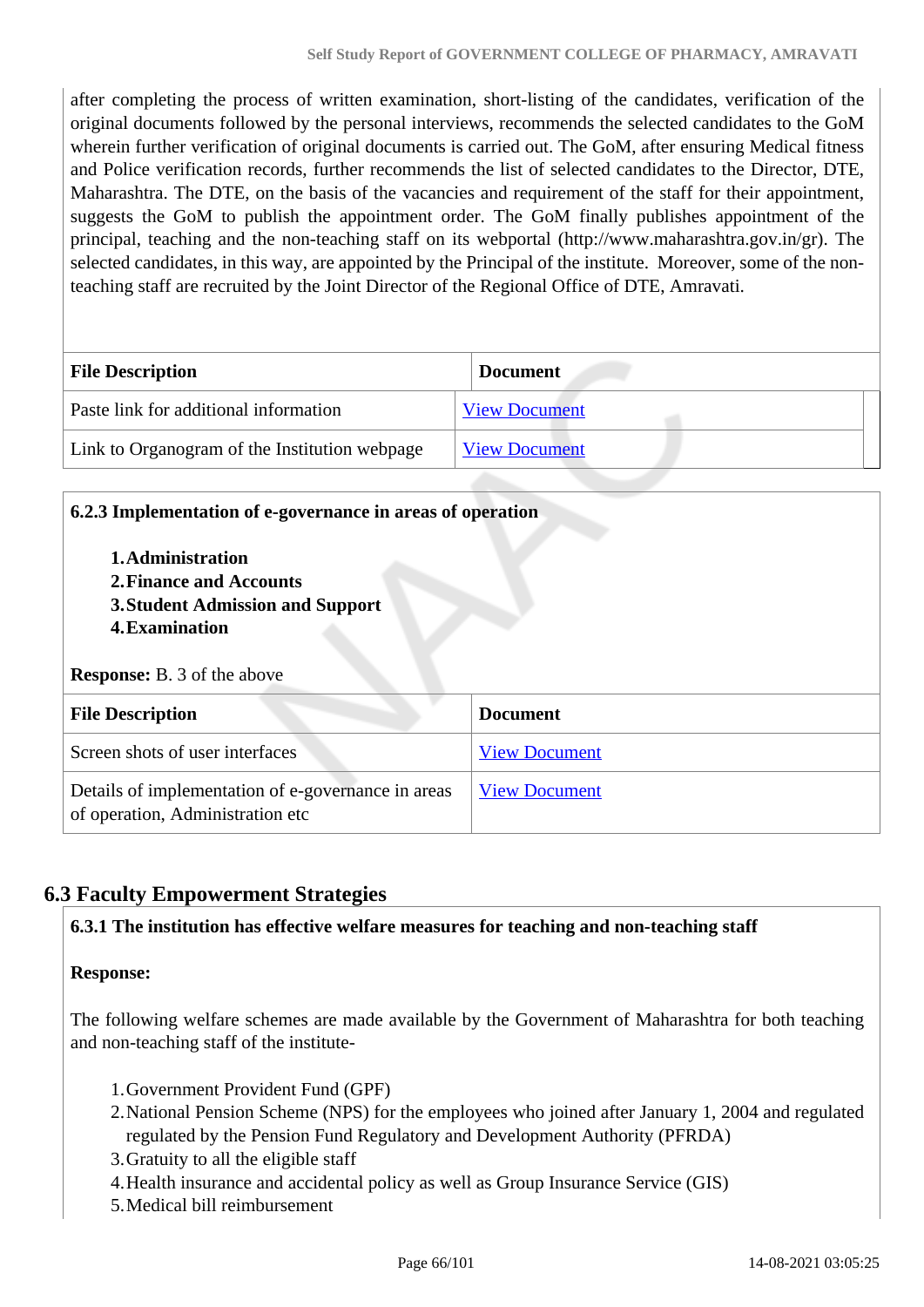after completing the process of written examination, short-listing of the candidates, verification of the original documents followed by the personal interviews, recommends the selected candidates to the GoM wherein further verification of original documents is carried out. The GoM, after ensuring Medical fitness and Police verification records, further recommends the list of selected candidates to the Director, DTE, Maharashtra. The DTE, on the basis of the vacancies and requirement of the staff for their appointment, suggests the GoM to publish the appointment order. The GoM finally publishes appointment of the principal, teaching and the non-teaching staff on its webportal (http://www.maharashtra.gov.in/gr). The selected candidates, in this way, are appointed by the Principal of the institute. Moreover, some of the non-teaching staff are recruited by the Joint Director of the Regional Office of DTE, Amravati.

| File Description | Document |
|---|---|
| Paste link for additional information | View Document |
| Link to Organogram of the Institution webpage | View Document |

**6.2.3 Implementation of e-governance in areas of operation**

1. **Administration**
2. **Finance and Accounts**
3. **Student Admission and Support**
4. **Examination**

**Response:** B. 3 of the above

| File Description | Document |
|---|---|
| Screen shots of user interfaces | View Document |
| Details of implementation of e-governance in areas of operation, Administration etc | View Document |

## 6.3 Faculty Empowerment Strategies

**6.3.1 The institution has effective welfare measures for teaching and non-teaching staff**

**Response:**

The following welfare schemes are made available by the Government of Maharashtra for both teaching and non-teaching staff of the institute-

1. Government Provident Fund (GPF)
2. National Pension Scheme (NPS) for the employees who joined after January 1, 2004 and regulated regulated by the Pension Fund Regulatory and Development Authority (PFRDA)
3. Gratuity to all the eligible staff
4. Health insurance and accidental policy as well as Group Insurance Service (GIS)
5. Medical bill reimbursement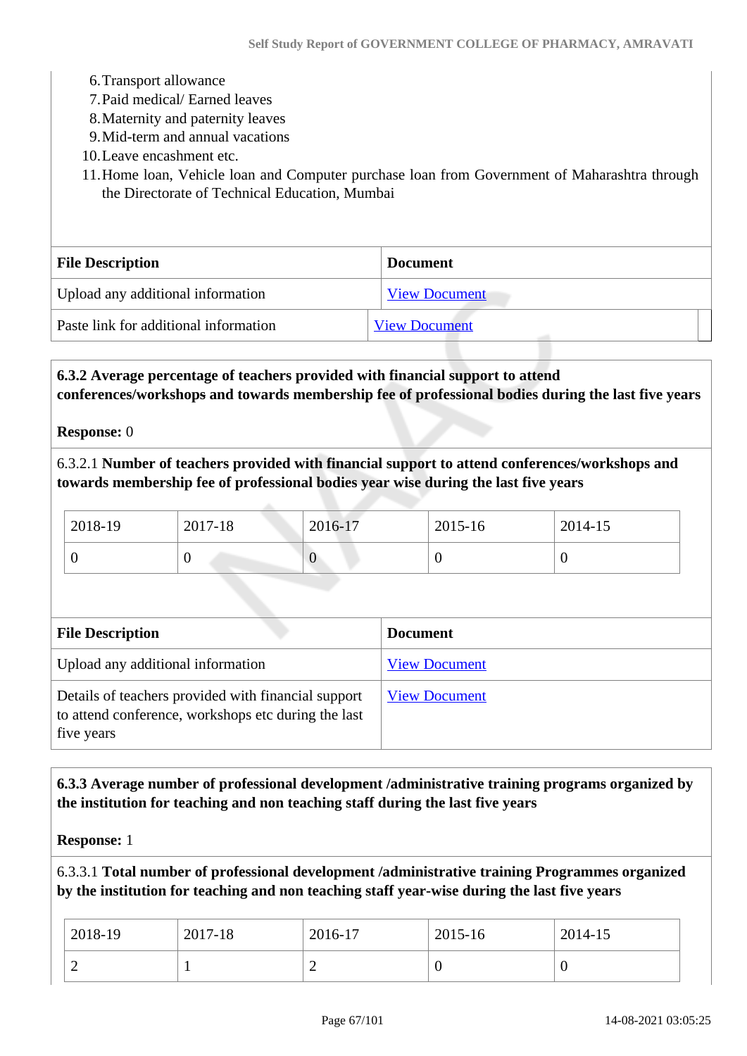6. Transport allowance
7. Paid medical/ Earned leaves
8. Maternity and paternity leaves
9. Mid-term and annual vacations
10. Leave encashment etc.
11. Home loan, Vehicle loan and Computer purchase loan from Government of Maharashtra through the Directorate of Technical Education, Mumbai

| File Description | Document |
|---|---|
| Upload any additional information | View Document |
| Paste link for additional information | View Document |

**6.3.2 Average percentage of teachers provided with financial support to attend conferences/workshops and towards membership fee of professional bodies during the last five years**

**Response:** 0

6.3.2.1 **Number of teachers provided with financial support to attend conferences/workshops and towards membership fee of professional bodies year wise during the last five years**

| 2018-19 | 2017-18 | 2016-17 | 2015-16 | 2014-15 |
|---|---|---|---|---|
| 0 | 0 | 0 | 0 | 0 |

| File Description | Document |
|---|---|
| Upload any additional information | View Document |
| Details of teachers provided with financial support to attend conference, workshops etc during the last five years | View Document |

**6.3.3 Average number of professional development /administrative training programs organized by the institution for teaching and non teaching staff during the last five years**

**Response:** 1

6.3.3.1 **Total number of professional development /administrative training Programmes organized by the institution for teaching and non teaching staff year-wise during the last five years**

| 2018-19 | 2017-18 | 2016-17 | 2015-16 | 2014-15 |
|---|---|---|---|---|
| 2 | 1 | 2 | 0 | 0 |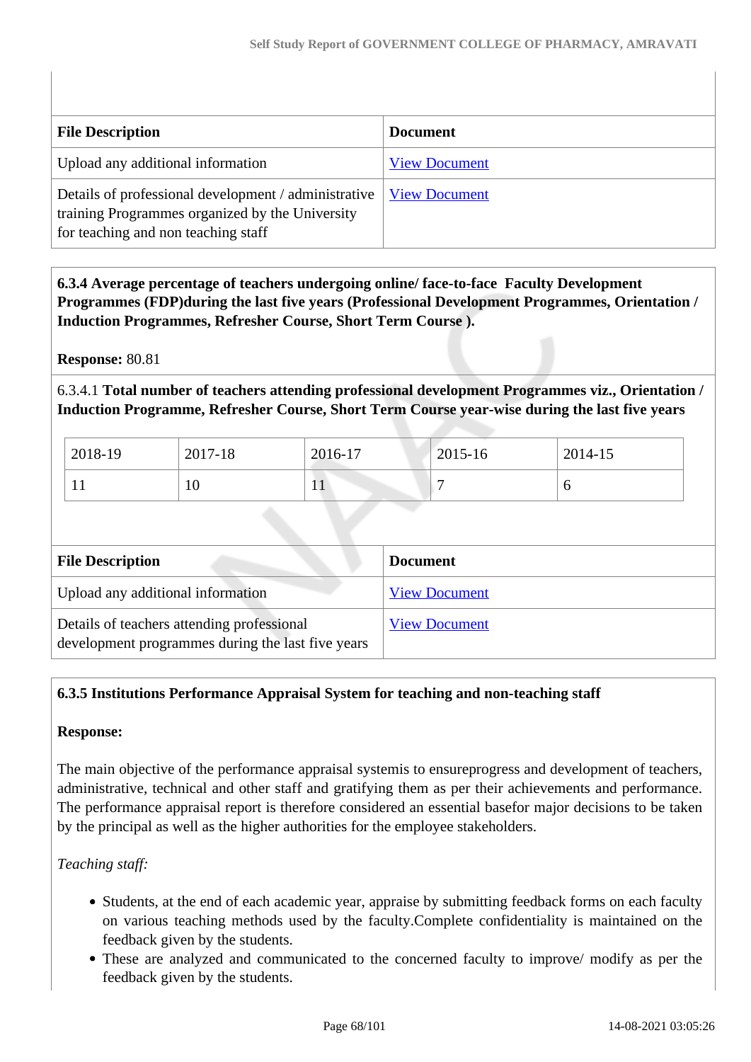| File Description | Document |
|---|---|
| Upload any additional information | View Document |
| Details of professional development / administrative training Programmes organized by the University for teaching and non teaching staff | View Document |

**6.3.4 Average percentage of teachers undergoing online/ face-to-face Faculty Development Programmes (FDP)during the last five years (Professional Development Programmes, Orientation / Induction Programmes, Refresher Course, Short Term Course ).**

**Response:** 80.81

6.3.4.1 **Total number of teachers attending professional development Programmes viz., Orientation / Induction Programme, Refresher Course, Short Term Course year-wise during the last five years**

| 2018-19 | 2017-18 | 2016-17 | 2015-16 | 2014-15 |
|---|---|---|---|---|
| 11 | 10 | 11 | 7 | 6 |

| File Description | Document |
|---|---|
| Upload any additional information | View Document |
| Details of teachers attending professional development programmes during the last five years | View Document |

**6.3.5 Institutions Performance Appraisal System for teaching and non-teaching staff**

**Response:**

The main objective of the performance appraisal systemis to ensureprogress and development of teachers, administrative, technical and other staff and gratifying them as per their achievements and performance. The performance appraisal report is therefore considered an essential basefor major decisions to be taken by the principal as well as the higher authorities for the employee stakeholders.

*Teaching staff:*

- Students, at the end of each academic year, appraise by submitting feedback forms on each faculty on various teaching methods used by the faculty.Complete confidentiality is maintained on the feedback given by the students.
- These are analyzed and communicated to the concerned faculty to improve/ modify as per the feedback given by the students.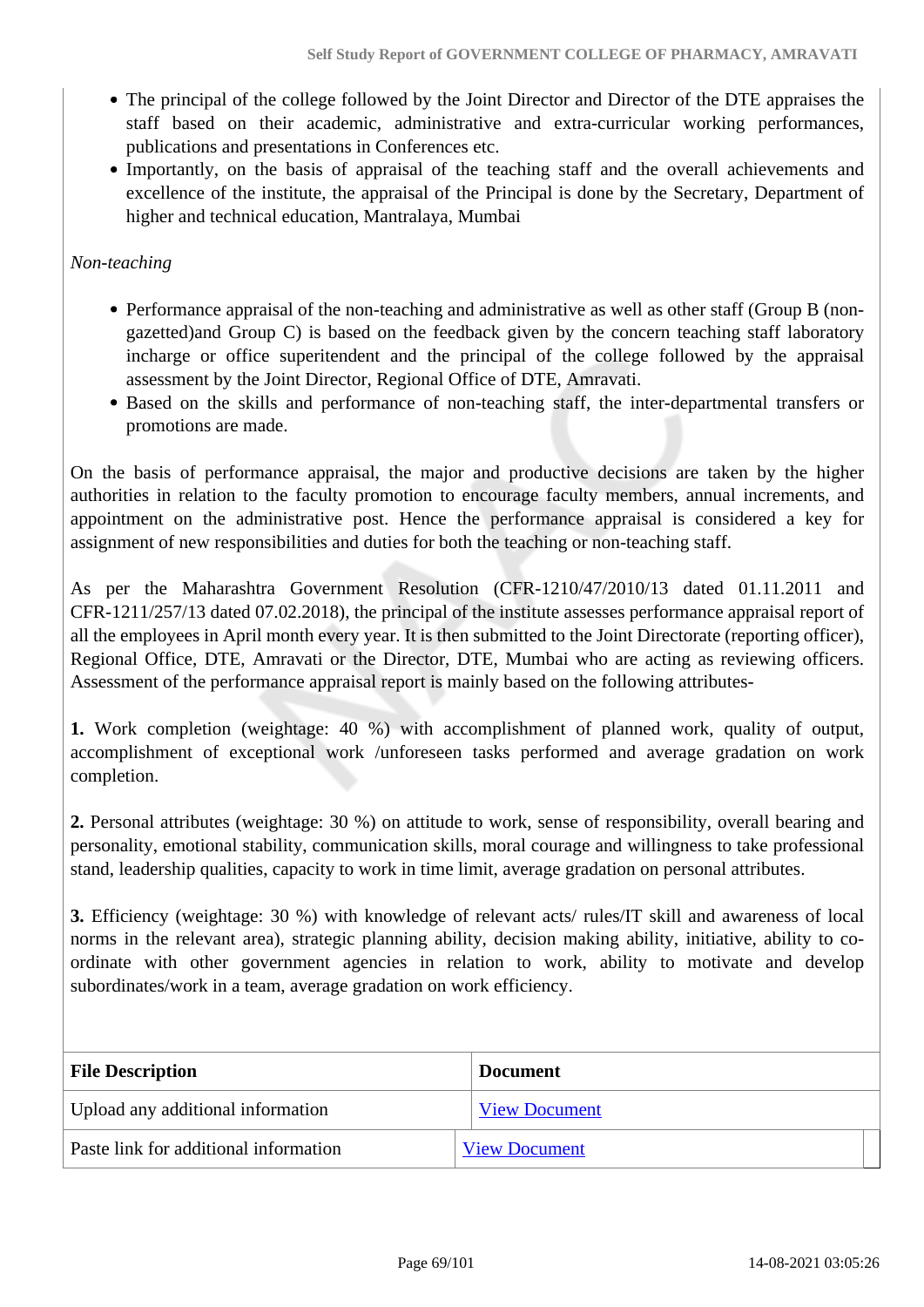- The principal of the college followed by the Joint Director and Director of the DTE appraises the staff based on their academic, administrative and extra-curricular working performances, publications and presentations in Conferences etc.
- Importantly, on the basis of appraisal of the teaching staff and the overall achievements and excellence of the institute, the appraisal of the Principal is done by the Secretary, Department of higher and technical education, Mantralaya, Mumbai

*Non-teaching*

- Performance appraisal of the non-teaching and administrative as well as other staff (Group B (non-gazetted)and Group C) is based on the feedback given by the concern teaching staff laboratory incharge or office superitendent and the principal of the college followed by the appraisal assessment by the Joint Director, Regional Office of DTE, Amravati.
- Based on the skills and performance of non-teaching staff, the inter-departmental transfers or promotions are made.

On the basis of performance appraisal, the major and productive decisions are taken by the higher authorities in relation to the faculty promotion to encourage faculty members, annual increments, and appointment on the administrative post. Hence the performance appraisal is considered a key for assignment of new responsibilities and duties for both the teaching or non-teaching staff.

As per the Maharashtra Government Resolution (CFR-1210/47/2010/13 dated 01.11.2011 and CFR-1211/257/13 dated 07.02.2018), the principal of the institute assesses performance appraisal report of all the employees in April month every year. It is then submitted to the Joint Directorate (reporting officer), Regional Office, DTE, Amravati or the Director, DTE, Mumbai who are acting as reviewing officers. Assessment of the performance appraisal report is mainly based on the following attributes-

**1.** Work completion (weightage: 40 %) with accomplishment of planned work, quality of output, accomplishment of exceptional work /unforeseen tasks performed and average gradation on work completion.

**2.** Personal attributes (weightage: 30 %) on attitude to work, sense of responsibility, overall bearing and personality, emotional stability, communication skills, moral courage and willingness to take professional stand, leadership qualities, capacity to work in time limit, average gradation on personal attributes.

**3.** Efficiency (weightage: 30 %) with knowledge of relevant acts/ rules/IT skill and awareness of local norms in the relevant area), strategic planning ability, decision making ability, initiative, ability to co-ordinate with other government agencies in relation to work, ability to motivate and develop subordinates/work in a team, average gradation on work efficiency.

| File Description | Document |
|---|---|
| Upload any additional information | View Document |
| Paste link for additional information | View Document |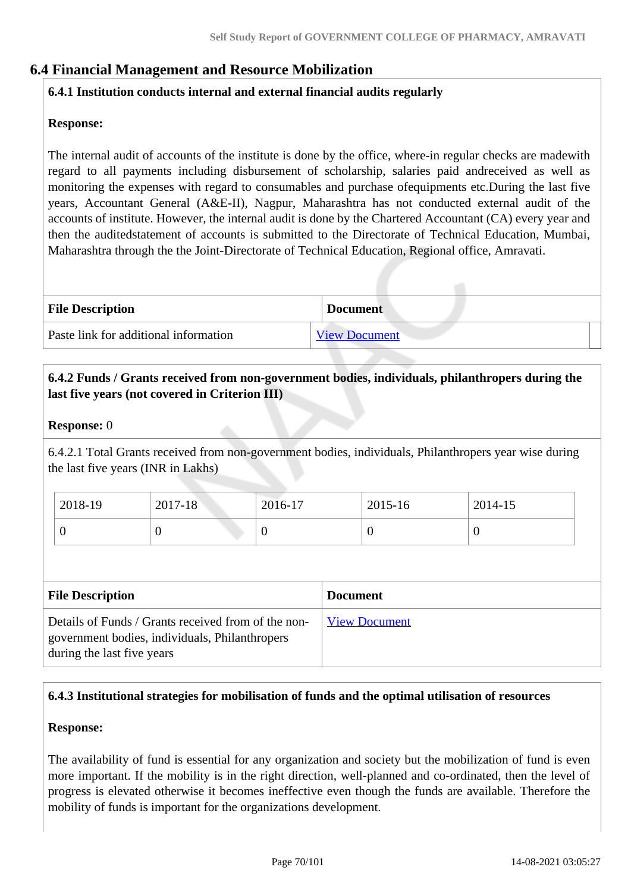## 6.4 Financial Management and Resource Mobilization

**6.4.1 Institution conducts internal and external financial audits regularly**

**Response:**

The internal audit of accounts of the institute is done by the office, where-in regular checks are madewith regard to all payments including disbursement of scholarship, salaries paid andreceived as well as monitoring the expenses with regard to consumables and purchase ofequipments etc.During the last five years, Accountant General (A&E-II), Nagpur, Maharashtra has not conducted external audit of the accounts of institute. However, the internal audit is done by the Chartered Accountant (CA) every year and then the auditedstatement of accounts is submitted to the Directorate of Technical Education, Mumbai, Maharashtra through the the Joint-Directorate of Technical Education, Regional office, Amravati.

| File Description | Document |
|---|---|
| Paste link for additional information | View Document |

**6.4.2 Funds / Grants received from non-government bodies, individuals, philanthropers during the last five years (not covered in Criterion III)**

**Response:** 0

6.4.2.1 Total Grants received from non-government bodies, individuals, Philanthropers year wise during the last five years (INR in Lakhs)

| 2018-19 | 2017-18 | 2016-17 | 2015-16 | 2014-15 |
|---|---|---|---|---|
| 0 | 0 | 0 | 0 | 0 |

| File Description | Document |
|---|---|
| Details of Funds / Grants received from of the non-government bodies, individuals, Philanthropers during the last five years | View Document |

**6.4.3 Institutional strategies for mobilisation of funds and the optimal utilisation of resources**

**Response:**

The availability of fund is essential for any organization and society but the mobilization of fund is even more important. If the mobility is in the right direction, well-planned and co-ordinated, then the level of progress is elevated otherwise it becomes ineffective even though the funds are available. Therefore the mobility of funds is important for the organizations development.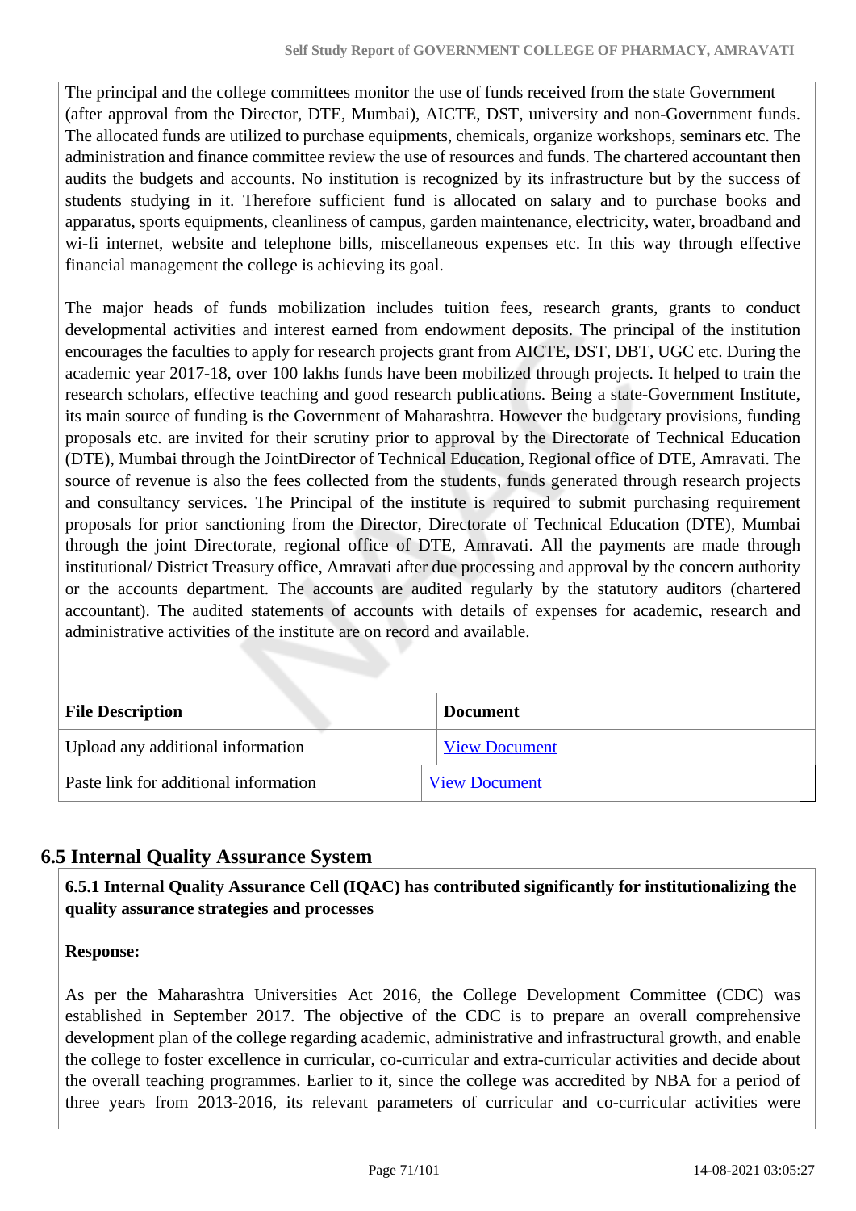The principal and the college committees monitor the use of funds received from the state Government (after approval from the Director, DTE, Mumbai), AICTE, DST, university and non-Government funds. The allocated funds are utilized to purchase equipments, chemicals, organize workshops, seminars etc. The administration and finance committee review the use of resources and funds. The chartered accountant then audits the budgets and accounts. No institution is recognized by its infrastructure but by the success of students studying in it. Therefore sufficient fund is allocated on salary and to purchase books and apparatus, sports equipments, cleanliness of campus, garden maintenance, electricity, water, broadband and wi-fi internet, website and telephone bills, miscellaneous expenses etc. In this way through effective financial management the college is achieving its goal.

The major heads of funds mobilization includes tuition fees, research grants, grants to conduct developmental activities and interest earned from endowment deposits. The principal of the institution encourages the faculties to apply for research projects grant from AICTE, DST, DBT, UGC etc. During the academic year 2017-18, over 100 lakhs funds have been mobilized through projects. It helped to train the research scholars, effective teaching and good research publications. Being a state-Government Institute, its main source of funding is the Government of Maharashtra. However the budgetary provisions, funding proposals etc. are invited for their scrutiny prior to approval by the Directorate of Technical Education (DTE), Mumbai through the JointDirector of Technical Education, Regional office of DTE, Amravati. The source of revenue is also the fees collected from the students, funds generated through research projects and consultancy services. The Principal of the institute is required to submit purchasing requirement proposals for prior sanctioning from the Director, Directorate of Technical Education (DTE), Mumbai through the joint Directorate, regional office of DTE, Amravati. All the payments are made through institutional/ District Treasury office, Amravati after due processing and approval by the concern authority or the accounts department. The accounts are audited regularly by the statutory auditors (chartered accountant). The audited statements of accounts with details of expenses for academic, research and administrative activities of the institute are on record and available.

| File Description | Document |
|---|---|
| Upload any additional information | View Document |
| Paste link for additional information | View Document |

## 6.5 Internal Quality Assurance System

**6.5.1 Internal Quality Assurance Cell (IQAC) has contributed significantly for institutionalizing the quality assurance strategies and processes**

**Response:**

As per the Maharashtra Universities Act 2016, the College Development Committee (CDC) was established in September 2017. The objective of the CDC is to prepare an overall comprehensive development plan of the college regarding academic, administrative and infrastructural growth, and enable the college to foster excellence in curricular, co-curricular and extra-curricular activities and decide about the overall teaching programmes. Earlier to it, since the college was accredited by NBA for a period of three years from 2013-2016, its relevant parameters of curricular and co-curricular activities were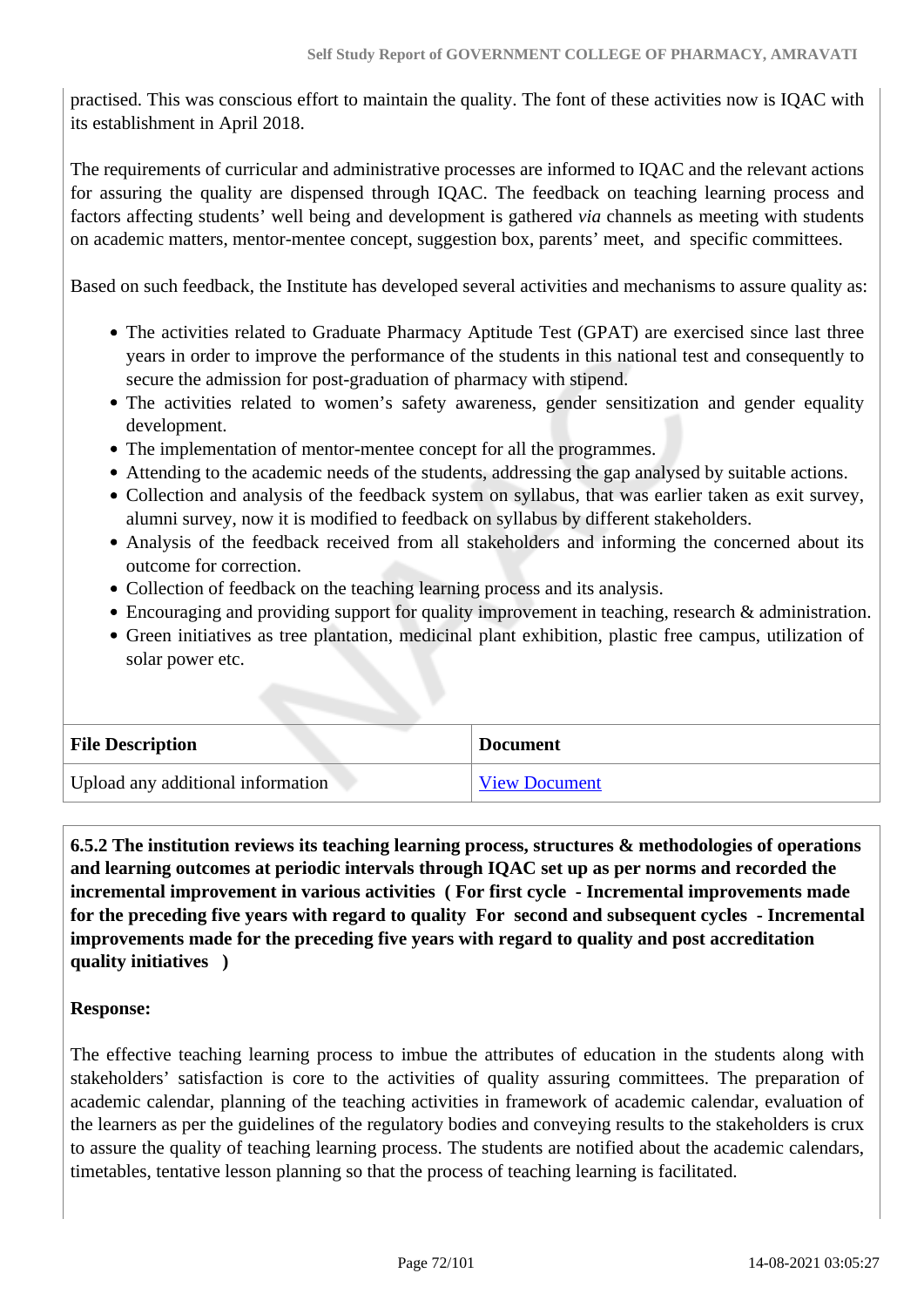practised. This was conscious effort to maintain the quality. The font of these activities now is IQAC with its establishment in April 2018.

The requirements of curricular and administrative processes are informed to IQAC and the relevant actions for assuring the quality are dispensed through IQAC. The feedback on teaching learning process and factors affecting students' well being and development is gathered *via* channels as meeting with students on academic matters, mentor-mentee concept, suggestion box, parents' meet, and specific committees.

Based on such feedback, the Institute has developed several activities and mechanisms to assure quality as:

- The activities related to Graduate Pharmacy Aptitude Test (GPAT) are exercised since last three years in order to improve the performance of the students in this national test and consequently to secure the admission for post-graduation of pharmacy with stipend.
- The activities related to women's safety awareness, gender sensitization and gender equality development.
- The implementation of mentor-mentee concept for all the programmes.
- Attending to the academic needs of the students, addressing the gap analysed by suitable actions.
- Collection and analysis of the feedback system on syllabus, that was earlier taken as exit survey, alumni survey, now it is modified to feedback on syllabus by different stakeholders.
- Analysis of the feedback received from all stakeholders and informing the concerned about its outcome for correction.
- Collection of feedback on the teaching learning process and its analysis.
- Encouraging and providing support for quality improvement in teaching, research & administration.
- Green initiatives as tree plantation, medicinal plant exhibition, plastic free campus, utilization of solar power etc.

| File Description | Document |
|---|---|
| Upload any additional information | View Document |

**6.5.2 The institution reviews its teaching learning process, structures & methodologies of operations and learning outcomes at periodic intervals through IQAC set up as per norms and recorded the incremental improvement in various activities ( For first cycle - Incremental improvements made for the preceding five years with regard to quality For second and subsequent cycles - Incremental improvements made for the preceding five years with regard to quality and post accreditation quality initiatives )**

**Response:**

The effective teaching learning process to imbue the attributes of education in the students along with stakeholders' satisfaction is core to the activities of quality assuring committees. The preparation of academic calendar, planning of the teaching activities in framework of academic calendar, evaluation of the learners as per the guidelines of the regulatory bodies and conveying results to the stakeholders is crux to assure the quality of teaching learning process. The students are notified about the academic calendars, timetables, tentative lesson planning so that the process of teaching learning is facilitated.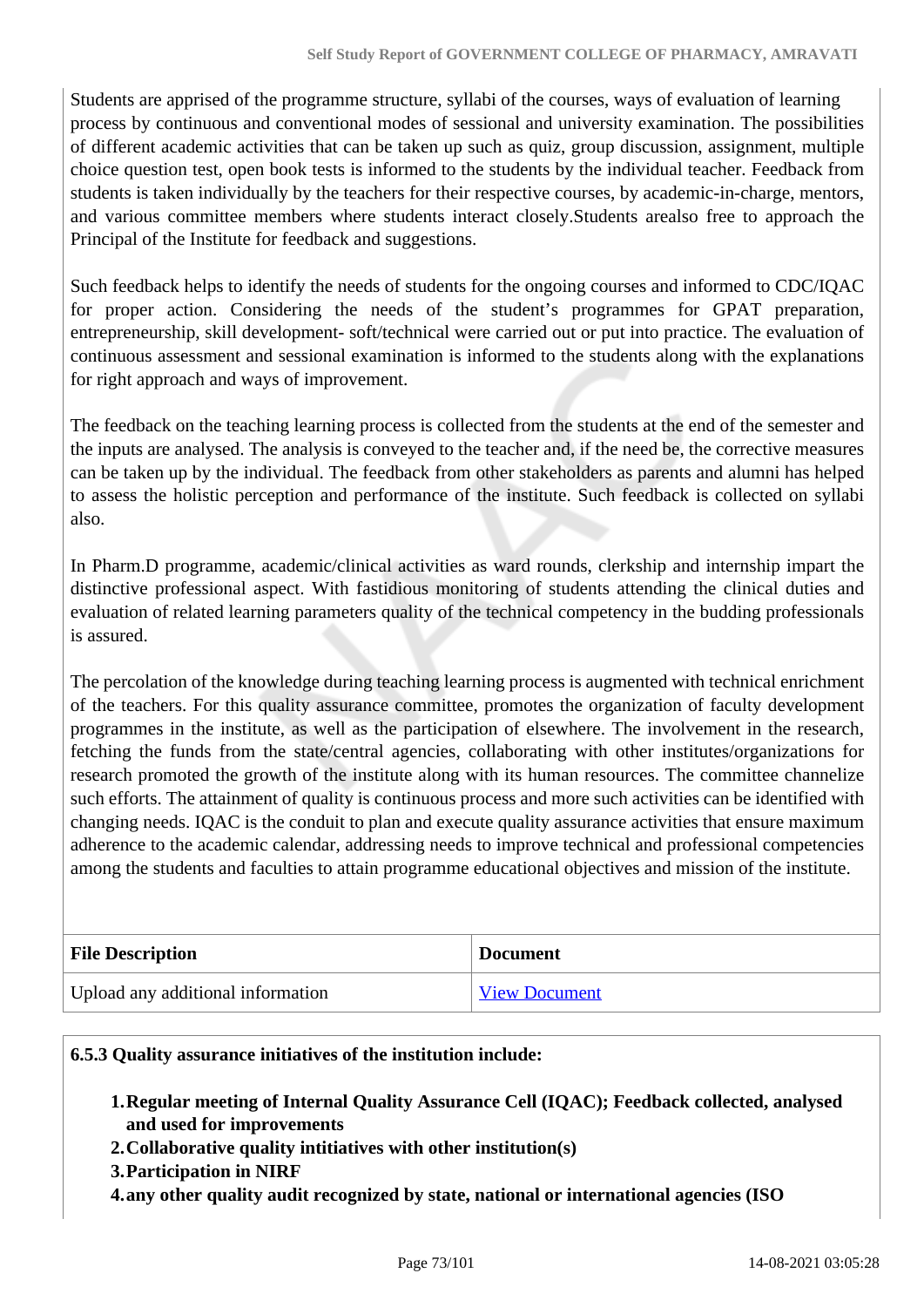Students are apprised of the programme structure, syllabi of the courses, ways of evaluation of learning process by continuous and conventional modes of sessional and university examination. The possibilities of different academic activities that can be taken up such as quiz, group discussion, assignment, multiple choice question test, open book tests is informed to the students by the individual teacher. Feedback from students is taken individually by the teachers for their respective courses, by academic-in-charge, mentors, and various committee members where students interact closely.Students arealso free to approach the Principal of the Institute for feedback and suggestions.

Such feedback helps to identify the needs of students for the ongoing courses and informed to CDC/IQAC for proper action. Considering the needs of the student's programmes for GPAT preparation, entrepreneurship, skill development- soft/technical were carried out or put into practice. The evaluation of continuous assessment and sessional examination is informed to the students along with the explanations for right approach and ways of improvement.

The feedback on the teaching learning process is collected from the students at the end of the semester and the inputs are analysed. The analysis is conveyed to the teacher and, if the need be, the corrective measures can be taken up by the individual. The feedback from other stakeholders as parents and alumni has helped to assess the holistic perception and performance of the institute. Such feedback is collected on syllabi also.

In Pharm.D programme, academic/clinical activities as ward rounds, clerkship and internship impart the distinctive professional aspect. With fastidious monitoring of students attending the clinical duties and evaluation of related learning parameters quality of the technical competency in the budding professionals is assured.

The percolation of the knowledge during teaching learning process is augmented with technical enrichment of the teachers. For this quality assurance committee, promotes the organization of faculty development programmes in the institute, as well as the participation of elsewhere. The involvement in the research, fetching the funds from the state/central agencies, collaborating with other institutes/organizations for research promoted the growth of the institute along with its human resources. The committee channelize such efforts. The attainment of quality is continuous process and more such activities can be identified with changing needs. IQAC is the conduit to plan and execute quality assurance activities that ensure maximum adherence to the academic calendar, addressing needs to improve technical and professional competencies among the students and faculties to attain programme educational objectives and mission of the institute.

| File Description | Document |
|---|---|
| Upload any additional information | View Document |

**6.5.3 Quality assurance initiatives of the institution include:**

1. **Regular meeting of Internal Quality Assurance Cell (IQAC); Feedback collected, analysed and used for improvements**
2. **Collaborative quality intitiatives with other institution(s)**
3. **Participation in NIRF**
4. **any other quality audit recognized by state, national or international agencies (ISO**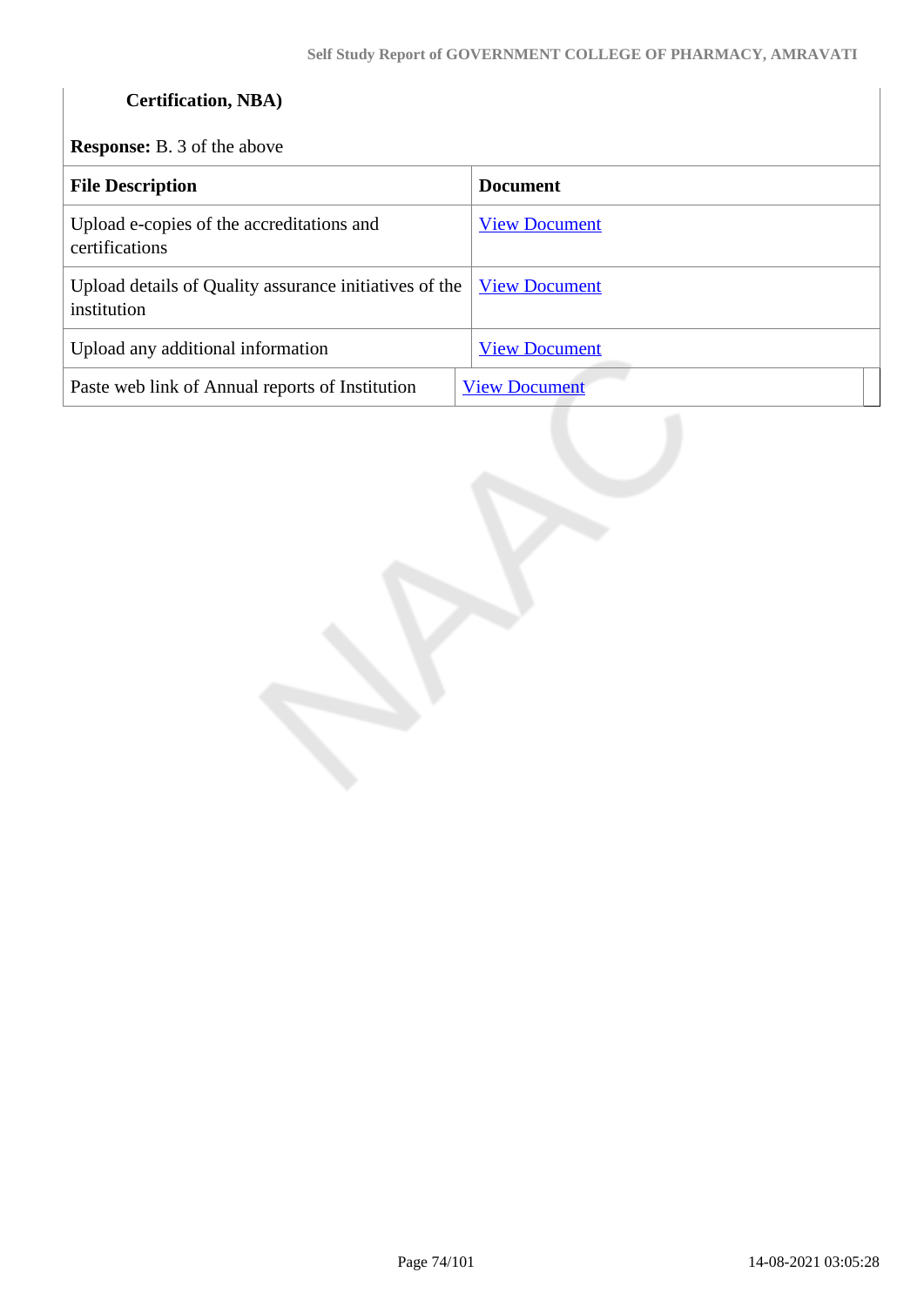**Certification, NBA)**

**Response:** B. 3 of the above

| File Description | Document |
|---|---|
| Upload e-copies of the accreditations and certifications | View Document |
| Upload details of Quality assurance initiatives of the institution | View Document |
| Upload any additional information | View Document |
| Paste web link of Annual reports of Institution | View Document |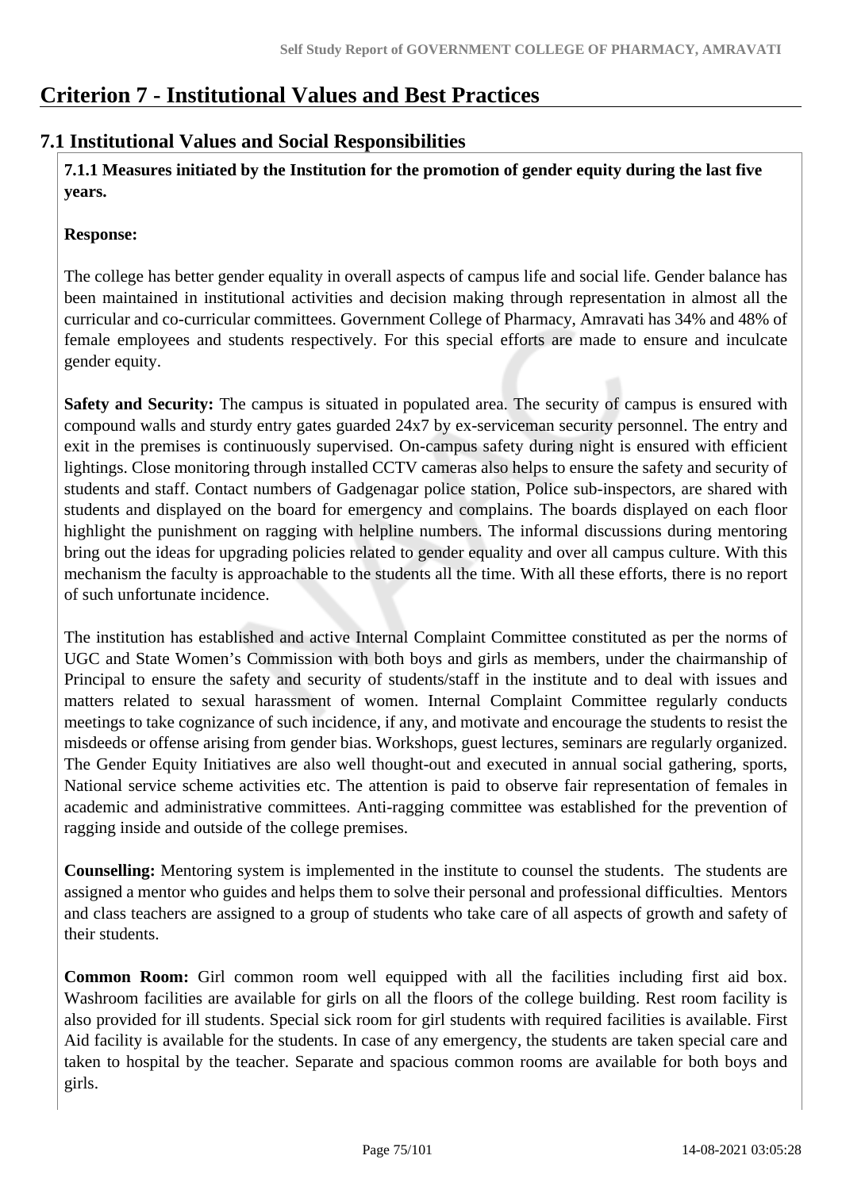# Criterion 7 - Institutional Values and Best Practices

## 7.1 Institutional Values and Social Responsibilities

**7.1.1 Measures initiated by the Institution for the promotion of gender equity during the last five years.**

**Response:**

The college has better gender equality in overall aspects of campus life and social life. Gender balance has been maintained in institutional activities and decision making through representation in almost all the curricular and co-curricular committees. Government College of Pharmacy, Amravati has 34% and 48% of female employees and students respectively. For this special efforts are made to ensure and inculcate gender equity.

**Safety and Security:** The campus is situated in populated area. The security of campus is ensured with compound walls and sturdy entry gates guarded 24x7 by ex-serviceman security personnel. The entry and exit in the premises is continuously supervised. On-campus safety during night is ensured with efficient lightings. Close monitoring through installed CCTV cameras also helps to ensure the safety and security of students and staff. Contact numbers of Gadgenagar police station, Police sub-inspectors, are shared with students and displayed on the board for emergency and complains. The boards displayed on each floor highlight the punishment on ragging with helpline numbers. The informal discussions during mentoring bring out the ideas for upgrading policies related to gender equality and over all campus culture. With this mechanism the faculty is approachable to the students all the time. With all these efforts, there is no report of such unfortunate incidence.

The institution has established and active Internal Complaint Committee constituted as per the norms of UGC and State Women's Commission with both boys and girls as members, under the chairmanship of Principal to ensure the safety and security of students/staff in the institute and to deal with issues and matters related to sexual harassment of women. Internal Complaint Committee regularly conducts meetings to take cognizance of such incidence, if any, and motivate and encourage the students to resist the misdeeds or offense arising from gender bias. Workshops, guest lectures, seminars are regularly organized. The Gender Equity Initiatives are also well thought-out and executed in annual social gathering, sports, National service scheme activities etc. The attention is paid to observe fair representation of females in academic and administrative committees. Anti-ragging committee was established for the prevention of ragging inside and outside of the college premises.

**Counselling:** Mentoring system is implemented in the institute to counsel the students. The students are assigned a mentor who guides and helps them to solve their personal and professional difficulties. Mentors and class teachers are assigned to a group of students who take care of all aspects of growth and safety of their students.

**Common Room:** Girl common room well equipped with all the facilities including first aid box. Washroom facilities are available for girls on all the floors of the college building. Rest room facility is also provided for ill students. Special sick room for girl students with required facilities is available. First Aid facility is available for the students. In case of any emergency, the students are taken special care and taken to hospital by the teacher. Separate and spacious common rooms are available for both boys and girls.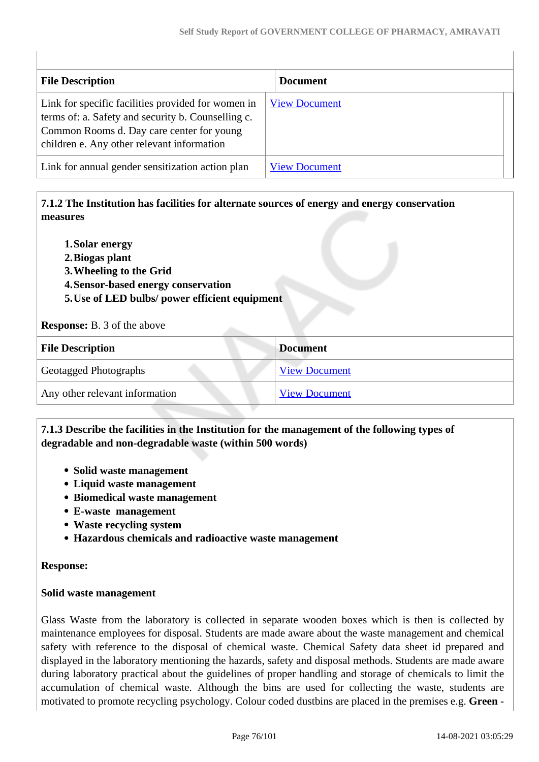| File Description | Document |
|---|---|
| Link for specific facilities provided for women in terms of: a. Safety and security b. Counselling c. Common Rooms d. Day care center for young children e. Any other relevant information | View Document |
| Link for annual gender sensitization action plan | View Document |

**7.1.2 The Institution has facilities for alternate sources of energy and energy conservation measures**

1. **Solar energy**
2. **Biogas plant**
3. **Wheeling to the Grid**
4. **Sensor-based energy conservation**
5. **Use of LED bulbs/ power efficient equipment**

**Response:** B. 3 of the above

| File Description | Document |
|---|---|
| Geotagged Photographs | View Document |
| Any other relevant information | View Document |

**7.1.3 Describe the facilities in the Institution for the management of the following types of degradable and non-degradable waste (within 500 words)**

- **Solid waste management**
- **Liquid waste management**
- **Biomedical waste management**
- **E-waste management**
- **Waste recycling system**
- **Hazardous chemicals and radioactive waste management**

**Response:**

**Solid waste management**

Glass Waste from the laboratory is collected in separate wooden boxes which is then is collected by maintenance employees for disposal. Students are made aware about the waste management and chemical safety with reference to the disposal of chemical waste. Chemical Safety data sheet id prepared and displayed in the laboratory mentioning the hazards, safety and disposal methods. Students are made aware during laboratory practical about the guidelines of proper handling and storage of chemicals to limit the accumulation of chemical waste. Although the bins are used for collecting the waste, students are motivated to promote recycling psychology. Colour coded dustbins are placed in the premises e.g. **Green** -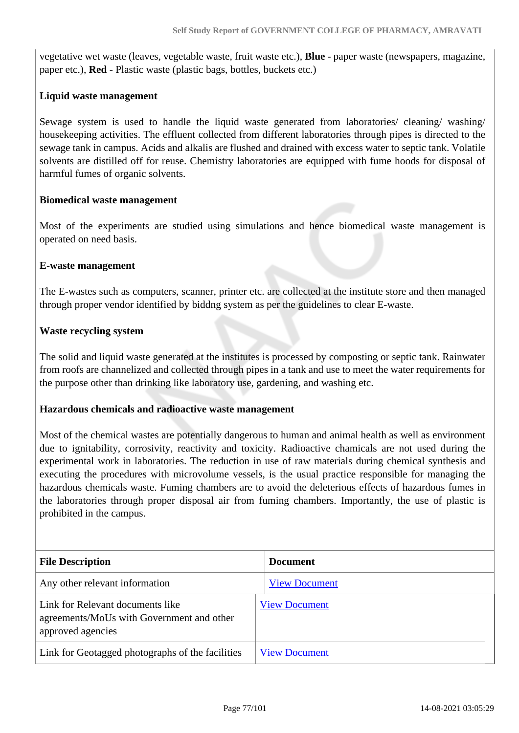vegetative wet waste (leaves, vegetable waste, fruit waste etc.), **Blue** - paper waste (newspapers, magazine, paper etc.), **Red** - Plastic waste (plastic bags, bottles, buckets etc.)

**Liquid waste management**

Sewage system is used to handle the liquid waste generated from laboratories/ cleaning/ washing/ housekeeping activities. The effluent collected from different laboratories through pipes is directed to the sewage tank in campus. Acids and alkalis are flushed and drained with excess water to septic tank. Volatile solvents are distilled off for reuse. Chemistry laboratories are equipped with fume hoods for disposal of harmful fumes of organic solvents.

**Biomedical waste management**

Most of the experiments are studied using simulations and hence biomedical waste management is operated on need basis.

**E-waste management**

The E-wastes such as computers, scanner, printer etc. are collected at the institute store and then managed through proper vendor identified by biddng system as per the guidelines to clear E-waste.

**Waste recycling system**

The solid and liquid waste generated at the institutes is processed by composting or septic tank. Rainwater from roofs are channelized and collected through pipes in a tank and use to meet the water requirements for the purpose other than drinking like laboratory use, gardening, and washing etc.

**Hazardous chemicals and radioactive waste management**

Most of the chemical wastes are potentially dangerous to human and animal health as well as environment due to ignitability, corrosivity, reactivity and toxicity. Radioactive chamicals are not used during the experimental work in laboratories. The reduction in use of raw materials during chemical synthesis and executing the procedures with microvolume vessels, is the usual practice responsible for managing the hazardous chemicals waste. Fuming chambers are to avoid the deleterious effects of hazardous fumes in the laboratories through proper disposal air from fuming chambers. Importantly, the use of plastic is prohibited in the campus.

| File Description | Document |
|---|---|
| Any other relevant information | View Document |
| Link for Relevant documents like agreements/MoUs with Government and other approved agencies | View Document |
| Link for Geotagged photographs of the facilities | View Document |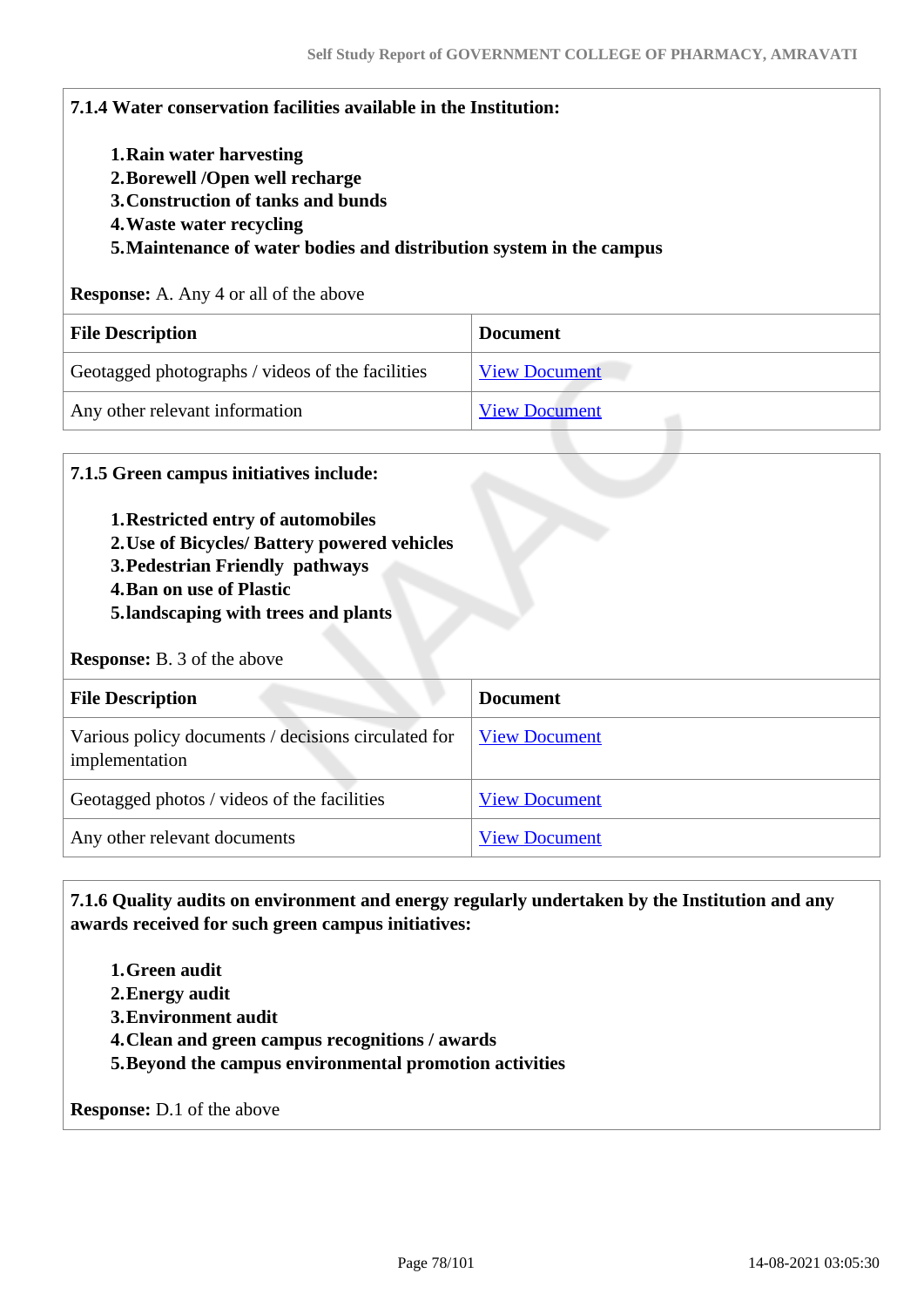**7.1.4 Water conservation facilities available in the Institution:**

1. **Rain water harvesting**
2. **Borewell /Open well recharge**
3. **Construction of tanks and bunds**
4. **Waste water recycling**
5. **Maintenance of water bodies and distribution system in the campus**

**Response:** A. Any 4 or all of the above

| File Description | Document |
|---|---|
| Geotagged photographs / videos of the facilities | View Document |
| Any other relevant information | View Document |

**7.1.5 Green campus initiatives include:**

1. **Restricted entry of automobiles**
2. **Use of Bicycles/ Battery powered vehicles**
3. **Pedestrian Friendly pathways**
4. **Ban on use of Plastic**
5. **landscaping with trees and plants**

**Response:** B. 3 of the above

| File Description | Document |
|---|---|
| Various policy documents / decisions circulated for implementation | View Document |
| Geotagged photos / videos of the facilities | View Document |
| Any other relevant documents | View Document |

**7.1.6 Quality audits on environment and energy regularly undertaken by the Institution and any awards received for such green campus initiatives:**

1. **Green audit**
2. **Energy audit**
3. **Environment audit**
4. **Clean and green campus recognitions / awards**
5. **Beyond the campus environmental promotion activities**

**Response:** D.1 of the above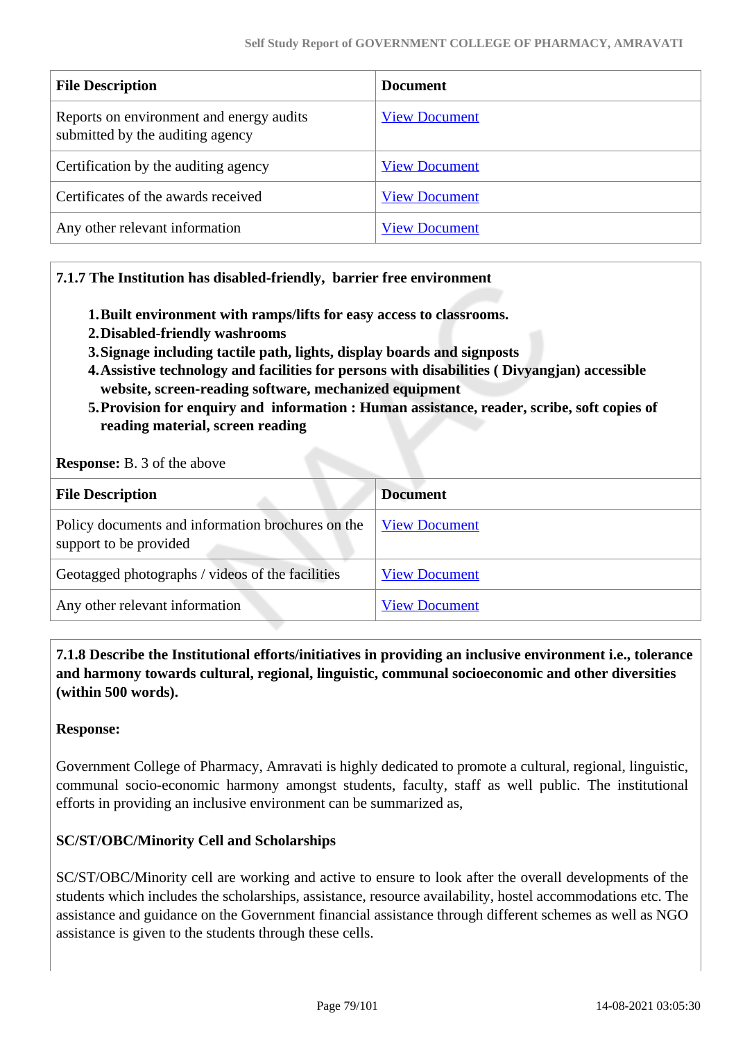| File Description | Document |
|---|---|
| Reports on environment and energy audits submitted by the auditing agency | View Document |
| Certification by the auditing agency | View Document |
| Certificates of the awards received | View Document |
| Any other relevant information | View Document |

**7.1.7 The Institution has disabled-friendly, barrier free environment**

1. **Built environment with ramps/lifts for easy access to classrooms.**
2. **Disabled-friendly washrooms**
3. **Signage including tactile path, lights, display boards and signposts**
4. **Assistive technology and facilities for persons with disabilities ( Divyangjan) accessible website, screen-reading software, mechanized equipment**
5. **Provision for enquiry and information : Human assistance, reader, scribe, soft copies of reading material, screen reading**

**Response:** B. 3 of the above

| File Description | Document |
|---|---|
| Policy documents and information brochures on the support to be provided | View Document |
| Geotagged photographs / videos of the facilities | View Document |
| Any other relevant information | View Document |

**7.1.8 Describe the Institutional efforts/initiatives in providing an inclusive environment i.e., tolerance and harmony towards cultural, regional, linguistic, communal socioeconomic and other diversities (within 500 words).**

**Response:**

Government College of Pharmacy, Amravati is highly dedicated to promote a cultural, regional, linguistic, communal socio-economic harmony amongst students, faculty, staff as well public. The institutional efforts in providing an inclusive environment can be summarized as,

**SC/ST/OBC/Minority Cell and Scholarships**

SC/ST/OBC/Minority cell are working and active to ensure to look after the overall developments of the students which includes the scholarships, assistance, resource availability, hostel accommodations etc. The assistance and guidance on the Government financial assistance through different schemes as well as NGO assistance is given to the students through these cells.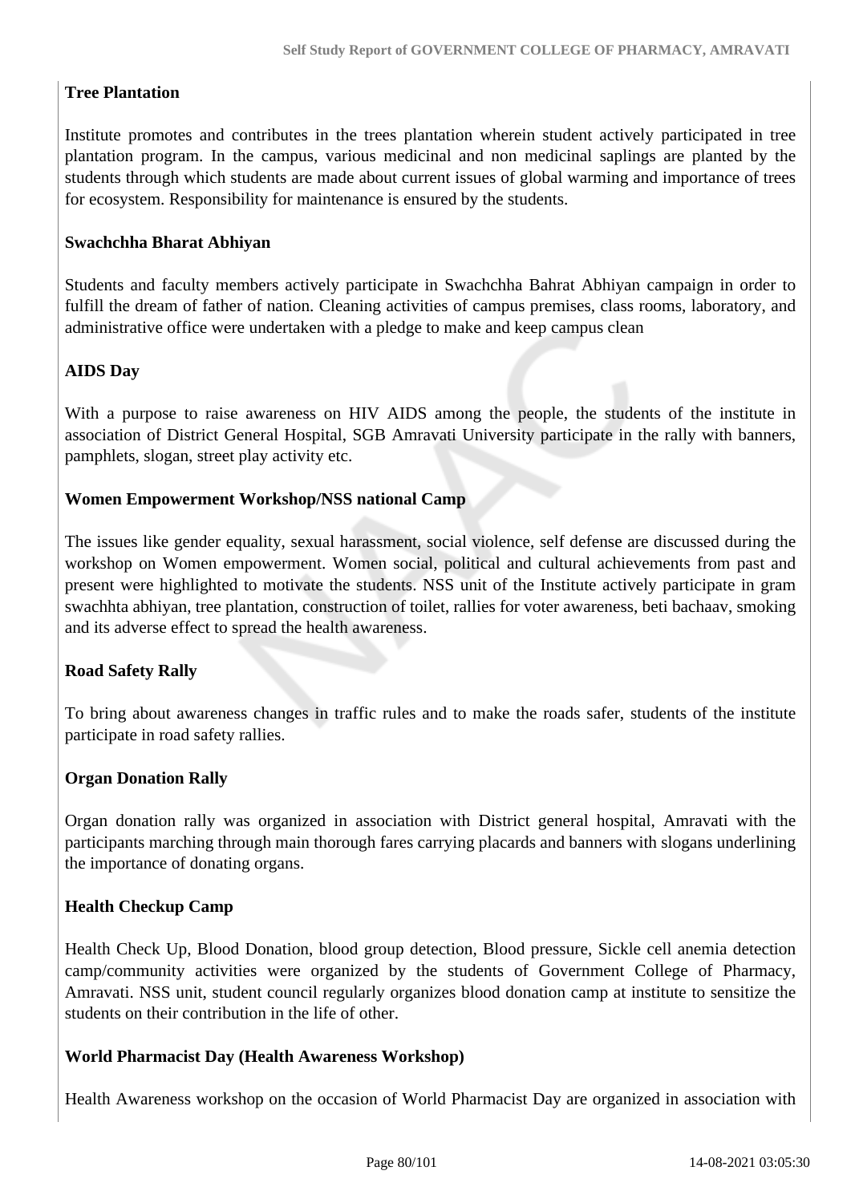**Tree Plantation**

Institute promotes and contributes in the trees plantation wherein student actively participated in tree plantation program. In the campus, various medicinal and non medicinal saplings are planted by the students through which students are made about current issues of global warming and importance of trees for ecosystem. Responsibility for maintenance is ensured by the students.

**Swachchha Bharat Abhiyan**

Students and faculty members actively participate in Swachchha Bahrat Abhiyan campaign in order to fulfill the dream of father of nation. Cleaning activities of campus premises, class rooms, laboratory, and administrative office were undertaken with a pledge to make and keep campus clean

**AIDS Day**

With a purpose to raise awareness on HIV AIDS among the people, the students of the institute in association of District General Hospital, SGB Amravati University participate in the rally with banners, pamphlets, slogan, street play activity etc.

**Women Empowerment Workshop/NSS national Camp**

The issues like gender equality, sexual harassment, social violence, self defense are discussed during the workshop on Women empowerment. Women social, political and cultural achievements from past and present were highlighted to motivate the students. NSS unit of the Institute actively participate in gram swachhta abhiyan, tree plantation, construction of toilet, rallies for voter awareness, beti bachaav, smoking and its adverse effect to spread the health awareness.

**Road Safety Rally**

To bring about awareness changes in traffic rules and to make the roads safer, students of the institute participate in road safety rallies.

**Organ Donation Rally**

Organ donation rally was organized in association with District general hospital, Amravati with the participants marching through main thorough fares carrying placards and banners with slogans underlining the importance of donating organs.

**Health Checkup Camp**

Health Check Up, Blood Donation, blood group detection, Blood pressure, Sickle cell anemia detection camp/community activities were organized by the students of Government College of Pharmacy, Amravati. NSS unit, student council regularly organizes blood donation camp at institute to sensitize the students on their contribution in the life of other.

**World Pharmacist Day (Health Awareness Workshop)**

Health Awareness workshop on the occasion of World Pharmacist Day are organized in association with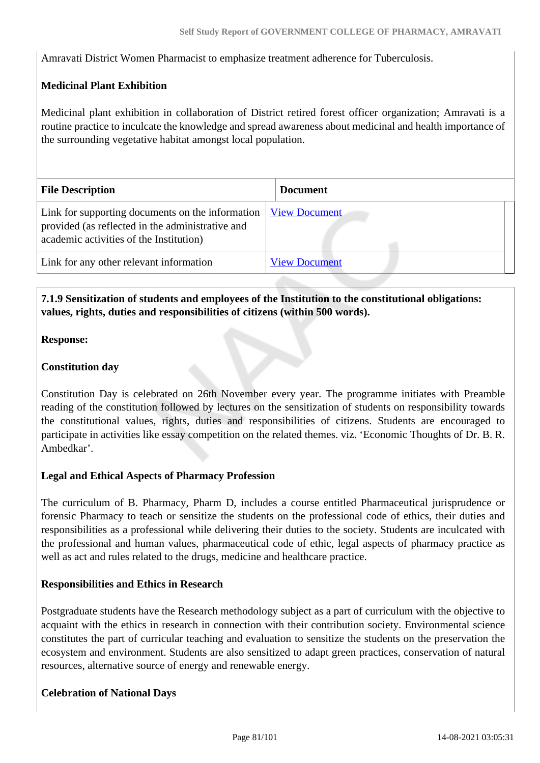Amravati District Women Pharmacist to emphasize treatment adherence for Tuberculosis.

**Medicinal Plant Exhibition**

Medicinal plant exhibition in collaboration of District retired forest officer organization; Amravati is a routine practice to inculcate the knowledge and spread awareness about medicinal and health importance of the surrounding vegetative habitat amongst local population.

| File Description | Document |
|---|---|
| Link for supporting documents on the information provided (as reflected in the administrative and academic activities of the Institution) | View Document |
| Link for any other relevant information | View Document |

**7.1.9 Sensitization of students and employees of the Institution to the constitutional obligations: values, rights, duties and responsibilities of citizens (within 500 words).**

**Response:**

**Constitution day**

Constitution Day is celebrated on 26th November every year. The programme initiates with Preamble reading of the constitution followed by lectures on the sensitization of students on responsibility towards the constitutional values, rights, duties and responsibilities of citizens. Students are encouraged to participate in activities like essay competition on the related themes. viz. 'Economic Thoughts of Dr. B. R. Ambedkar'.

**Legal and Ethical Aspects of Pharmacy Profession**

The curriculum of B. Pharmacy, Pharm D, includes a course entitled Pharmaceutical jurisprudence or forensic Pharmacy to teach or sensitize the students on the professional code of ethics, their duties and responsibilities as a professional while delivering their duties to the society. Students are inculcated with the professional and human values, pharmaceutical code of ethic, legal aspects of pharmacy practice as well as act and rules related to the drugs, medicine and healthcare practice.

**Responsibilities and Ethics in Research**

Postgraduate students have the Research methodology subject as a part of curriculum with the objective to acquaint with the ethics in research in connection with their contribution society. Environmental science constitutes the part of curricular teaching and evaluation to sensitize the students on the preservation the ecosystem and environment. Students are also sensitized to adapt green practices, conservation of natural resources, alternative source of energy and renewable energy.

**Celebration of National Days**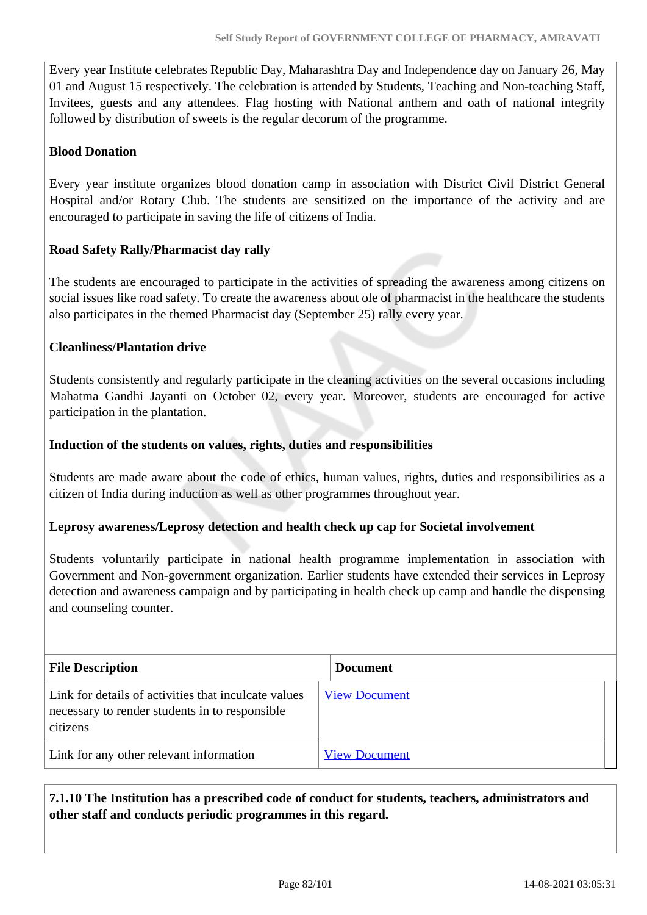Every year Institute celebrates Republic Day, Maharashtra Day and Independence day on January 26, May 01 and August 15 respectively. The celebration is attended by Students, Teaching and Non-teaching Staff, Invitees, guests and any attendees. Flag hosting with National anthem and oath of national integrity followed by distribution of sweets is the regular decorum of the programme.

**Blood Donation**

Every year institute organizes blood donation camp in association with District Civil District General Hospital and/or Rotary Club. The students are sensitized on the importance of the activity and are encouraged to participate in saving the life of citizens of India.

**Road Safety Rally/Pharmacist day rally**

The students are encouraged to participate in the activities of spreading the awareness among citizens on social issues like road safety. To create the awareness about ole of pharmacist in the healthcare the students also participates in the themed Pharmacist day (September 25) rally every year.

**Cleanliness/Plantation drive**

Students consistently and regularly participate in the cleaning activities on the several occasions including Mahatma Gandhi Jayanti on October 02, every year. Moreover, students are encouraged for active participation in the plantation.

**Induction of the students on values, rights, duties and responsibilities**

Students are made aware about the code of ethics, human values, rights, duties and responsibilities as a citizen of India during induction as well as other programmes throughout year.

**Leprosy awareness/Leprosy detection and health check up cap for Societal involvement**

Students voluntarily participate in national health programme implementation in association with Government and Non-government organization. Earlier students have extended their services in Leprosy detection and awareness campaign and by participating in health check up camp and handle the dispensing and counseling counter.

| File Description | Document |
| --- | --- |
| Link for details of activities that inculcate values necessary to render students in to responsible citizens | View Document |
| Link for any other relevant information | View Document |

**7.1.10 The Institution has a prescribed code of conduct for students, teachers, administrators and other staff and conducts periodic programmes in this regard.**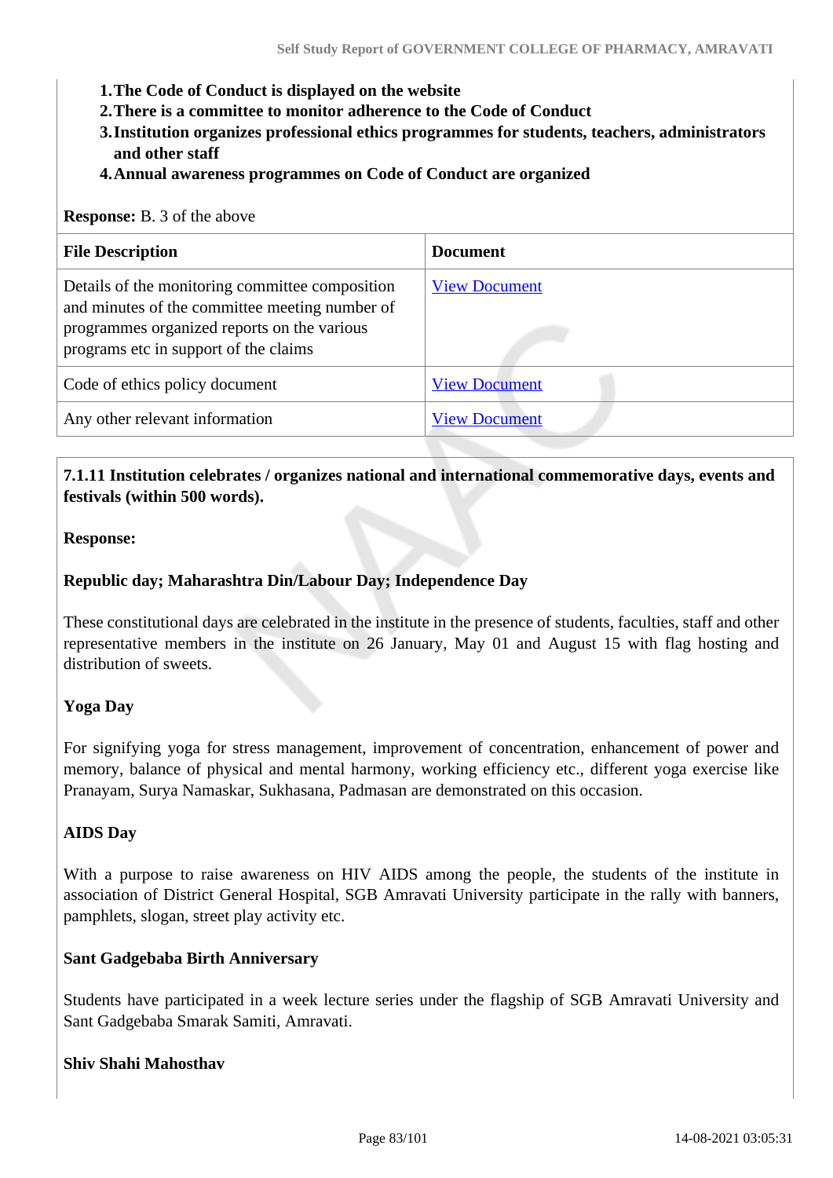1. **The Code of Conduct is displayed on the website**
2. **There is a committee to monitor adherence to the Code of Conduct**
3. **Institution organizes professional ethics programmes for students, teachers, administrators and other staff**
4. **Annual awareness programmes on Code of Conduct are organized**

**Response:** B. 3 of the above

| File Description | Document |
|---|---|
| Details of the monitoring committee composition and minutes of the committee meeting number of programmes organized reports on the various programs etc in support of the claims | View Document |
| Code of ethics policy document | View Document |
| Any other relevant information | View Document |

**7.1.11 Institution celebrates / organizes national and international commemorative days, events and festivals (within 500 words).**

**Response:**

**Republic day; Maharashtra Din/Labour Day; Independence Day**

These constitutional days are celebrated in the institute in the presence of students, faculties, staff and other representative members in the institute on 26 January, May 01 and August 15 with flag hosting and distribution of sweets.

**Yoga Day**

For signifying yoga for stress management, improvement of concentration, enhancement of power and memory, balance of physical and mental harmony, working efficiency etc., different yoga exercise like Pranayam, Surya Namaskar, Sukhasana, Padmasan are demonstrated on this occasion.

**AIDS Day**

With a purpose to raise awareness on HIV AIDS among the people, the students of the institute in association of District General Hospital, SGB Amravati University participate in the rally with banners, pamphlets, slogan, street play activity etc.

**Sant Gadgebaba Birth Anniversary**

Students have participated in a week lecture series under the flagship of SGB Amravati University and Sant Gadgebaba Smarak Samiti, Amravati.

**Shiv Shahi Mahosthav**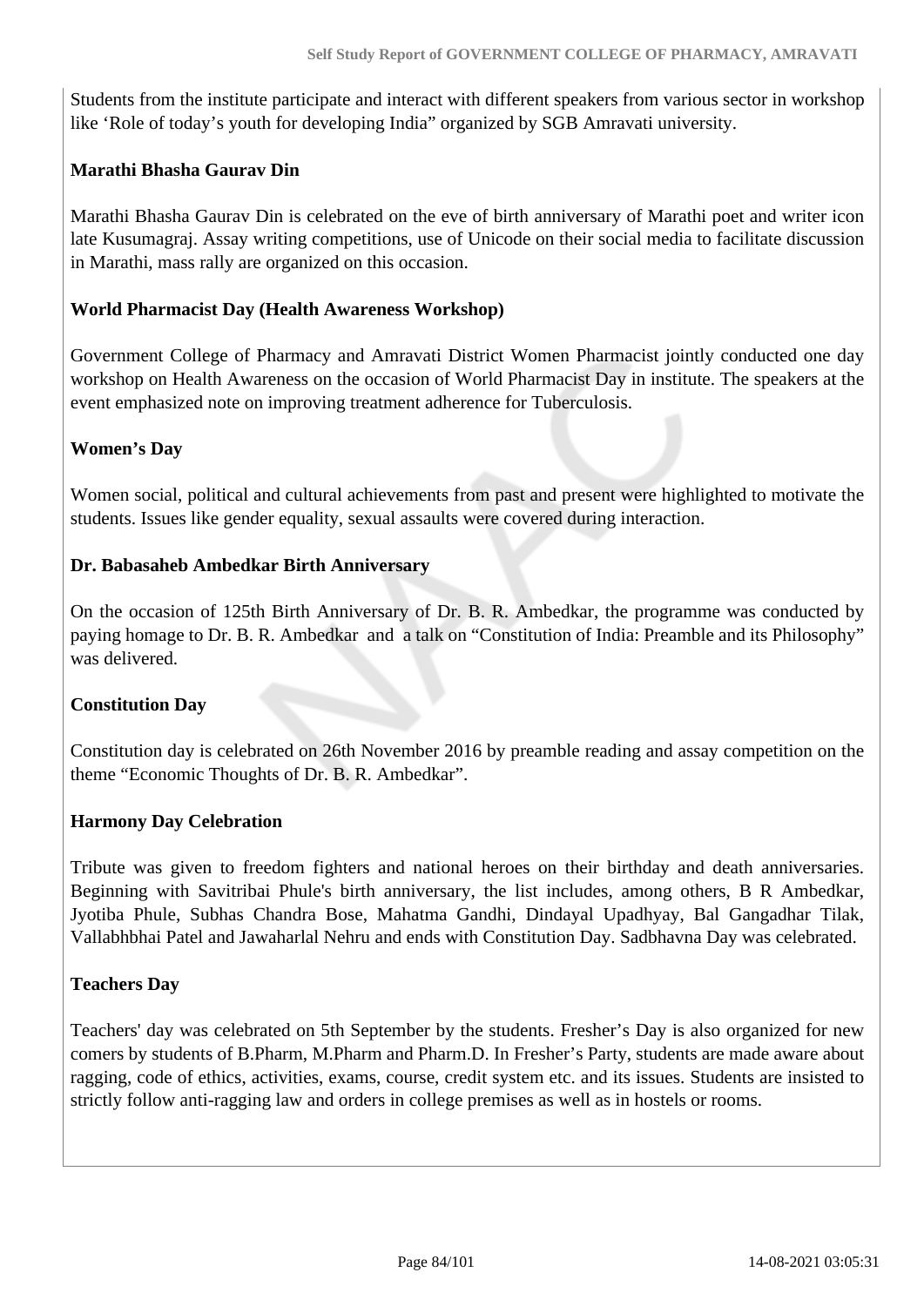Students from the institute participate and interact with different speakers from various sector in workshop like 'Role of today's youth for developing India" organized by SGB Amravati university.

**Marathi Bhasha Gaurav Din**

Marathi Bhasha Gaurav Din is celebrated on the eve of birth anniversary of Marathi poet and writer icon late Kusumagraj. Assay writing competitions, use of Unicode on their social media to facilitate discussion in Marathi, mass rally are organized on this occasion.

**World Pharmacist Day (Health Awareness Workshop)**

Government College of Pharmacy and Amravati District Women Pharmacist jointly conducted one day workshop on Health Awareness on the occasion of World Pharmacist Day in institute. The speakers at the event emphasized note on improving treatment adherence for Tuberculosis.

**Women's Day**

Women social, political and cultural achievements from past and present were highlighted to motivate the students. Issues like gender equality, sexual assaults were covered during interaction.

**Dr. Babasaheb Ambedkar Birth Anniversary**

On the occasion of 125th Birth Anniversary of Dr. B. R. Ambedkar, the programme was conducted by paying homage to Dr. B. R. Ambedkar and a talk on "Constitution of India: Preamble and its Philosophy" was delivered.

**Constitution Day**

Constitution day is celebrated on 26th November 2016 by preamble reading and assay competition on the theme "Economic Thoughts of Dr. B. R. Ambedkar".

**Harmony Day Celebration**

Tribute was given to freedom fighters and national heroes on their birthday and death anniversaries. Beginning with Savitribai Phule's birth anniversary, the list includes, among others, B R Ambedkar, Jyotiba Phule, Subhas Chandra Bose, Mahatma Gandhi, Dindayal Upadhyay, Bal Gangadhar Tilak, Vallabhbhai Patel and Jawaharlal Nehru and ends with Constitution Day. Sadbhavna Day was celebrated.

**Teachers Day**

Teachers' day was celebrated on 5th September by the students. Fresher's Day is also organized for new comers by students of B.Pharm, M.Pharm and Pharm.D. In Fresher's Party, students are made aware about ragging, code of ethics, activities, exams, course, credit system etc. and its issues. Students are insisted to strictly follow anti-ragging law and orders in college premises as well as in hostels or rooms.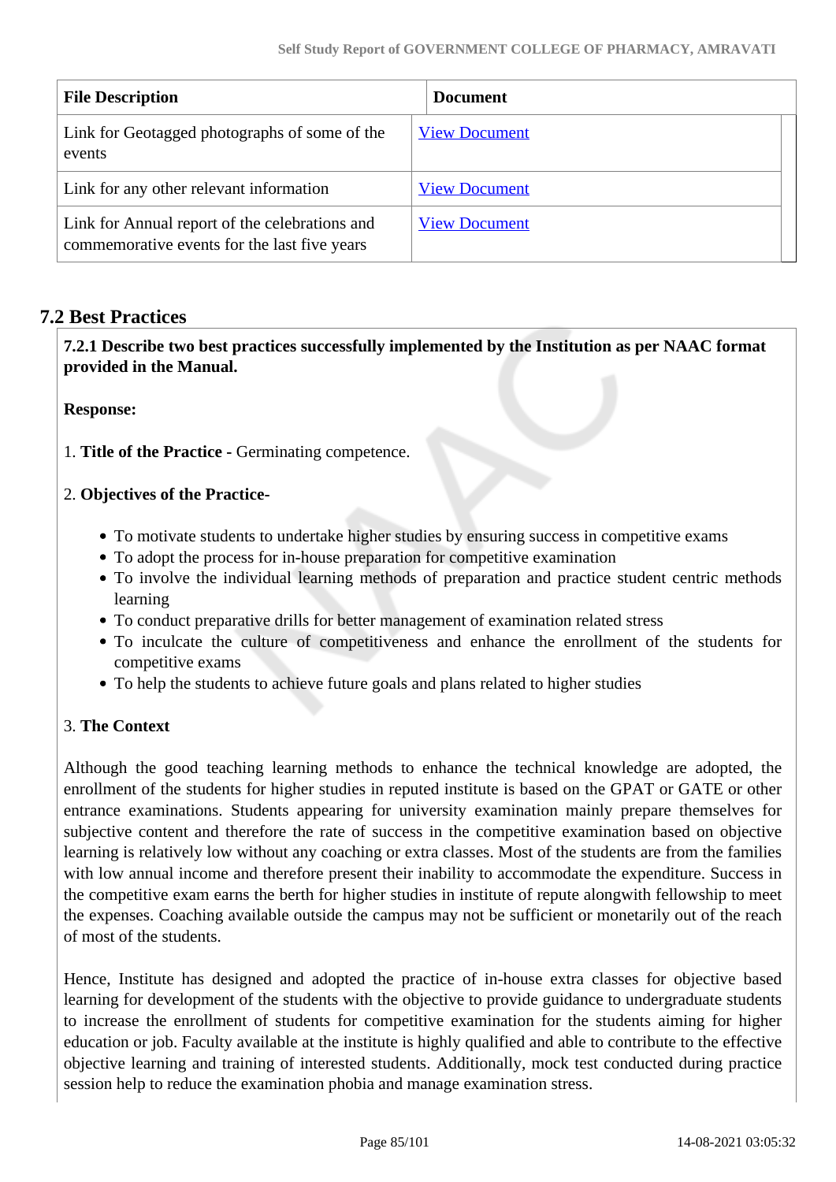| File Description | Document |
|---|---|
| Link for Geotagged photographs of some of the events | View Document |
| Link for any other relevant information | View Document |
| Link for Annual report of the celebrations and commemorative events for the last five years | View Document |

## 7.2 Best Practices

**7.2.1 Describe two best practices successfully implemented by the Institution as per NAAC format provided in the Manual.**

**Response:**

1. **Title of the Practice -** Germinating competence.

2. **Objectives of the Practice-**

- To motivate students to undertake higher studies by ensuring success in competitive exams
- To adopt the process for in-house preparation for competitive examination
- To involve the individual learning methods of preparation and practice student centric methods learning
- To conduct preparative drills for better management of examination related stress
- To inculcate the culture of competitiveness and enhance the enrollment of the students for competitive exams
- To help the students to achieve future goals and plans related to higher studies

3. **The Context**

Although the good teaching learning methods to enhance the technical knowledge are adopted, the enrollment of the students for higher studies in reputed institute is based on the GPAT or GATE or other entrance examinations. Students appearing for university examination mainly prepare themselves for subjective content and therefore the rate of success in the competitive examination based on objective learning is relatively low without any coaching or extra classes. Most of the students are from the families with low annual income and therefore present their inability to accommodate the expenditure. Success in the competitive exam earns the berth for higher studies in institute of repute alongwith fellowship to meet the expenses. Coaching available outside the campus may not be sufficient or monetarily out of the reach of most of the students.

Hence, Institute has designed and adopted the practice of in-house extra classes for objective based learning for development of the students with the objective to provide guidance to undergraduate students to increase the enrollment of students for competitive examination for the students aiming for higher education or job. Faculty available at the institute is highly qualified and able to contribute to the effective objective learning and training of interested students. Additionally, mock test conducted during practice session help to reduce the examination phobia and manage examination stress.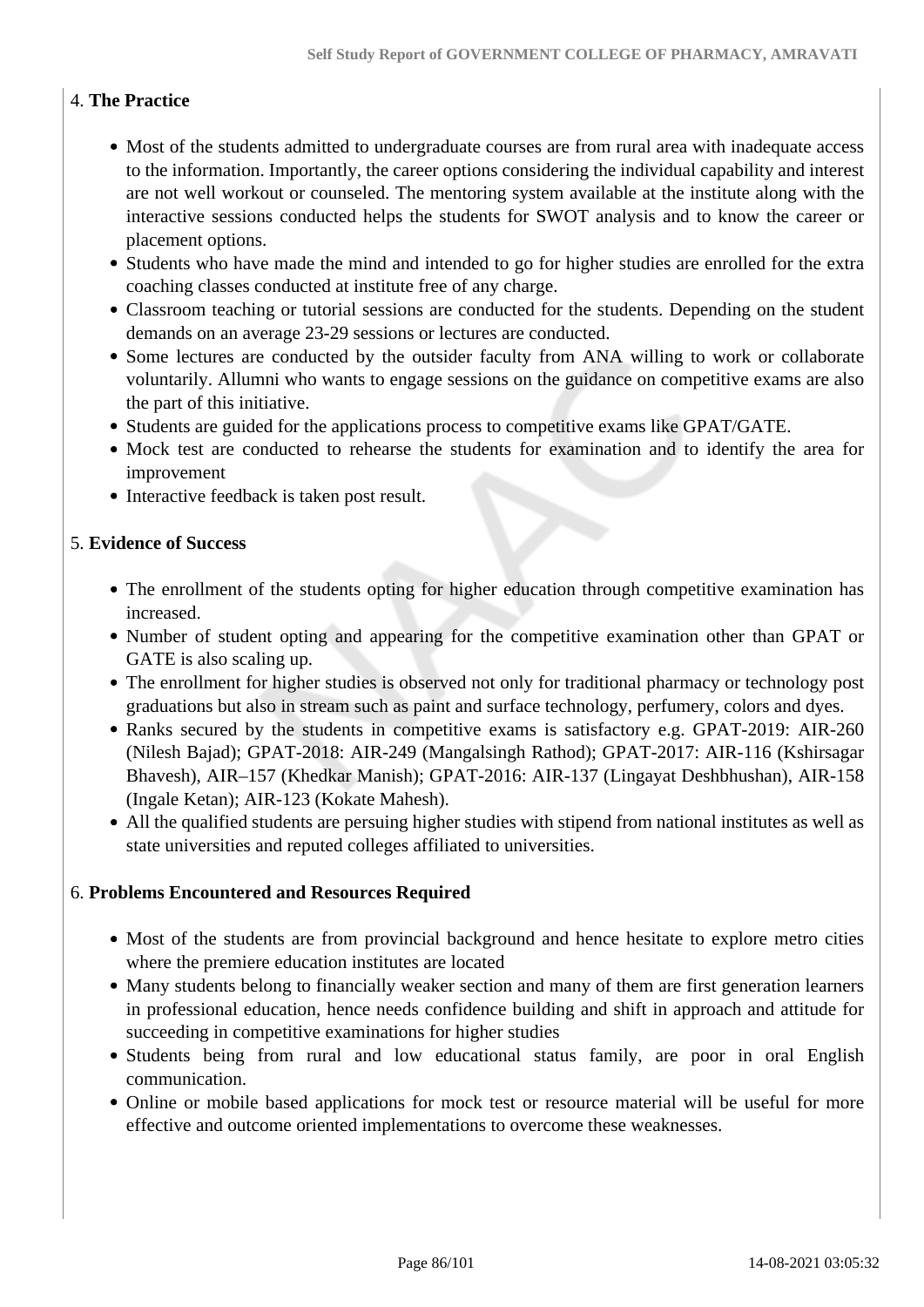4. **The Practice**

- Most of the students admitted to undergraduate courses are from rural area with inadequate access to the information. Importantly, the career options considering the individual capability and interest are not well workout or counseled. The mentoring system available at the institute along with the interactive sessions conducted helps the students for SWOT analysis and to know the career or placement options.
- Students who have made the mind and intended to go for higher studies are enrolled for the extra coaching classes conducted at institute free of any charge.
- Classroom teaching or tutorial sessions are conducted for the students. Depending on the student demands on an average 23-29 sessions or lectures are conducted.
- Some lectures are conducted by the outsider faculty from ANA willing to work or collaborate voluntarily. Allumni who wants to engage sessions on the guidance on competitive exams are also the part of this initiative.
- Students are guided for the applications process to competitive exams like GPAT/GATE.
- Mock test are conducted to rehearse the students for examination and to identify the area for improvement
- Interactive feedback is taken post result.

5. **Evidence of Success**

- The enrollment of the students opting for higher education through competitive examination has increased.
- Number of student opting and appearing for the competitive examination other than GPAT or GATE is also scaling up.
- The enrollment for higher studies is observed not only for traditional pharmacy or technology post graduations but also in stream such as paint and surface technology, perfumery, colors and dyes.
- Ranks secured by the students in competitive exams is satisfactory e.g. GPAT-2019: AIR-260 (Nilesh Bajad); GPAT-2018: AIR-249 (Mangalsingh Rathod); GPAT-2017: AIR-116 (Kshirsagar Bhavesh), AIR–157 (Khedkar Manish); GPAT-2016: AIR-137 (Lingayat Deshbhushan), AIR-158 (Ingale Ketan); AIR-123 (Kokate Mahesh).
- All the qualified students are persuing higher studies with stipend from national institutes as well as state universities and reputed colleges affiliated to universities.

6. **Problems Encountered and Resources Required**

- Most of the students are from provincial background and hence hesitate to explore metro cities where the premiere education institutes are located
- Many students belong to financially weaker section and many of them are first generation learners in professional education, hence needs confidence building and shift in approach and attitude for succeeding in competitive examinations for higher studies
- Students being from rural and low educational status family, are poor in oral English communication.
- Online or mobile based applications for mock test or resource material will be useful for more effective and outcome oriented implementations to overcome these weaknesses.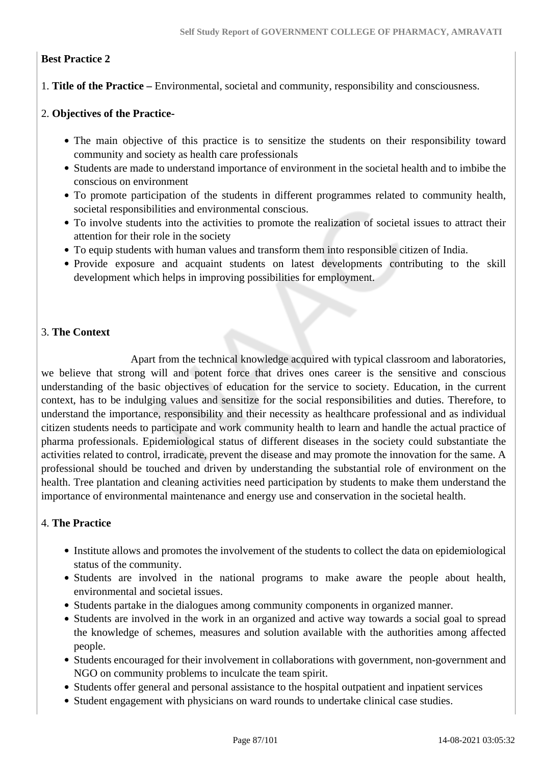**Best Practice 2**

1. **Title of the Practice –** Environmental, societal and community, responsibility and consciousness.

2. **Objectives of the Practice-**

- The main objective of this practice is to sensitize the students on their responsibility toward community and society as health care professionals
- Students are made to understand importance of environment in the societal health and to imbibe the conscious on environment
- To promote participation of the students in different programmes related to community health, societal responsibilities and environmental conscious.
- To involve students into the activities to promote the realization of societal issues to attract their attention for their role in the society
- To equip students with human values and transform them into responsible citizen of India.
- Provide exposure and acquaint students on latest developments contributing to the skill development which helps in improving possibilities for employment.

3. **The Context**

Apart from the technical knowledge acquired with typical classroom and laboratories, we believe that strong will and potent force that drives ones career is the sensitive and conscious understanding of the basic objectives of education for the service to society. Education, in the current context, has to be indulging values and sensitize for the social responsibilities and duties. Therefore, to understand the importance, responsibility and their necessity as healthcare professional and as individual citizen students needs to participate and work community health to learn and handle the actual practice of pharma professionals. Epidemiological status of different diseases in the society could substantiate the activities related to control, irradicate, prevent the disease and may promote the innovation for the same. A professional should be touched and driven by understanding the substantial role of environment on the health. Tree plantation and cleaning activities need participation by students to make them understand the importance of environmental maintenance and energy use and conservation in the societal health.

4. **The Practice**

- Institute allows and promotes the involvement of the students to collect the data on epidemiological status of the community.
- Students are involved in the national programs to make aware the people about health, environmental and societal issues.
- Students partake in the dialogues among community components in organized manner.
- Students are involved in the work in an organized and active way towards a social goal to spread the knowledge of schemes, measures and solution available with the authorities among affected people.
- Students encouraged for their involvement in collaborations with government, non-government and NGO on community problems to inculcate the team spirit.
- Students offer general and personal assistance to the hospital outpatient and inpatient services
- Student engagement with physicians on ward rounds to undertake clinical case studies.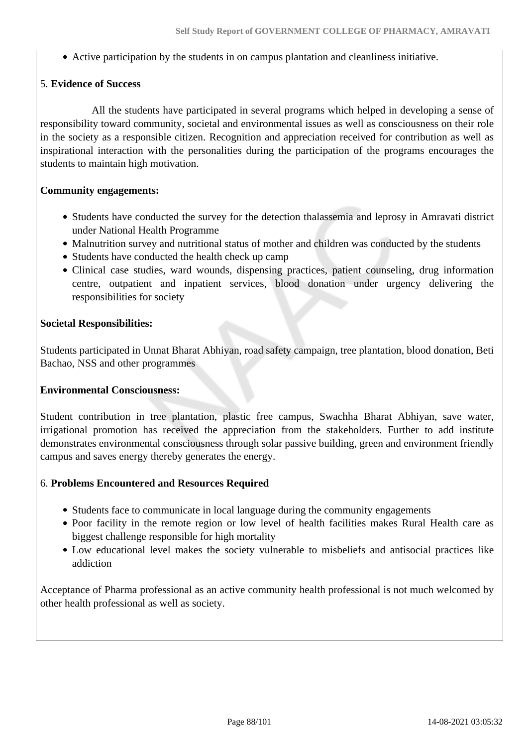- Active participation by the students in on campus plantation and cleanliness initiative.

5. **Evidence of Success**

All the students have participated in several programs which helped in developing a sense of responsibility toward community, societal and environmental issues as well as consciousness on their role in the society as a responsible citizen. Recognition and appreciation received for contribution as well as inspirational interaction with the personalities during the participation of the programs encourages the students to maintain high motivation.

**Community engagements:**

- Students have conducted the survey for the detection thalassemia and leprosy in Amravati district under National Health Programme
- Malnutrition survey and nutritional status of mother and children was conducted by the students
- Students have conducted the health check up camp
- Clinical case studies, ward wounds, dispensing practices, patient counseling, drug information centre, outpatient and inpatient services, blood donation under urgency delivering the responsibilities for society

**Societal Responsibilities:**

Students participated in Unnat Bharat Abhiyan, road safety campaign, tree plantation, blood donation, Beti Bachao, NSS and other programmes

**Environmental Consciousness:**

Student contribution in tree plantation, plastic free campus, Swachha Bharat Abhiyan, save water, irrigational promotion has received the appreciation from the stakeholders. Further to add institute demonstrates environmental consciousness through solar passive building, green and environment friendly campus and saves energy thereby generates the energy.

6. **Problems Encountered and Resources Required**

- Students face to communicate in local language during the community engagements
- Poor facility in the remote region or low level of health facilities makes Rural Health care as biggest challenge responsible for high mortality
- Low educational level makes the society vulnerable to misbeliefs and antisocial practices like addiction

Acceptance of Pharma professional as an active community health professional is not much welcomed by other health professional as well as society.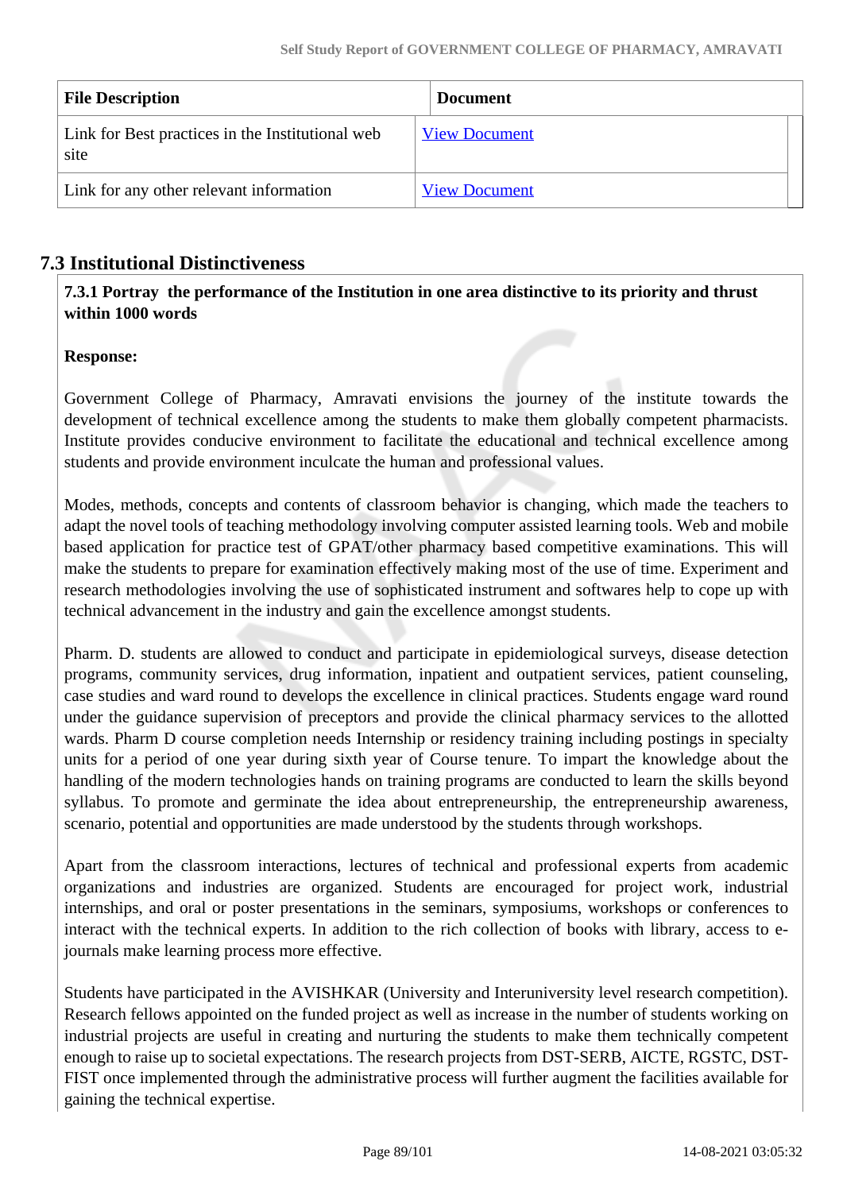| File Description | Document |
|---|---|
| Link for Best practices in the Institutional web site | View Document |
| Link for any other relevant information | View Document |

## 7.3 Institutional Distinctiveness

**7.3.1 Portray the performance of the Institution in one area distinctive to its priority and thrust within 1000 words**

**Response:**

Government College of Pharmacy, Amravati envisions the journey of the institute towards the development of technical excellence among the students to make them globally competent pharmacists. Institute provides conducive environment to facilitate the educational and technical excellence among students and provide environment inculcate the human and professional values.

Modes, methods, concepts and contents of classroom behavior is changing, which made the teachers to adapt the novel tools of teaching methodology involving computer assisted learning tools. Web and mobile based application for practice test of GPAT/other pharmacy based competitive examinations. This will make the students to prepare for examination effectively making most of the use of time. Experiment and research methodologies involving the use of sophisticated instrument and softwares help to cope up with technical advancement in the industry and gain the excellence amongst students.

Pharm. D. students are allowed to conduct and participate in epidemiological surveys, disease detection programs, community services, drug information, inpatient and outpatient services, patient counseling, case studies and ward round to develops the excellence in clinical practices. Students engage ward round under the guidance supervision of preceptors and provide the clinical pharmacy services to the allotted wards. Pharm D course completion needs Internship or residency training including postings in specialty units for a period of one year during sixth year of Course tenure. To impart the knowledge about the handling of the modern technologies hands on training programs are conducted to learn the skills beyond syllabus. To promote and germinate the idea about entrepreneurship, the entrepreneurship awareness, scenario, potential and opportunities are made understood by the students through workshops.

Apart from the classroom interactions, lectures of technical and professional experts from academic organizations and industries are organized. Students are encouraged for project work, industrial internships, and oral or poster presentations in the seminars, symposiums, workshops or conferences to interact with the technical experts. In addition to the rich collection of books with library, access to e-journals make learning process more effective.

Students have participated in the AVISHKAR (University and Interuniversity level research competition). Research fellows appointed on the funded project as well as increase in the number of students working on industrial projects are useful in creating and nurturing the students to make them technically competent enough to raise up to societal expectations. The research projects from DST-SERB, AICTE, RGSTC, DST-FIST once implemented through the administrative process will further augment the facilities available for gaining the technical expertise.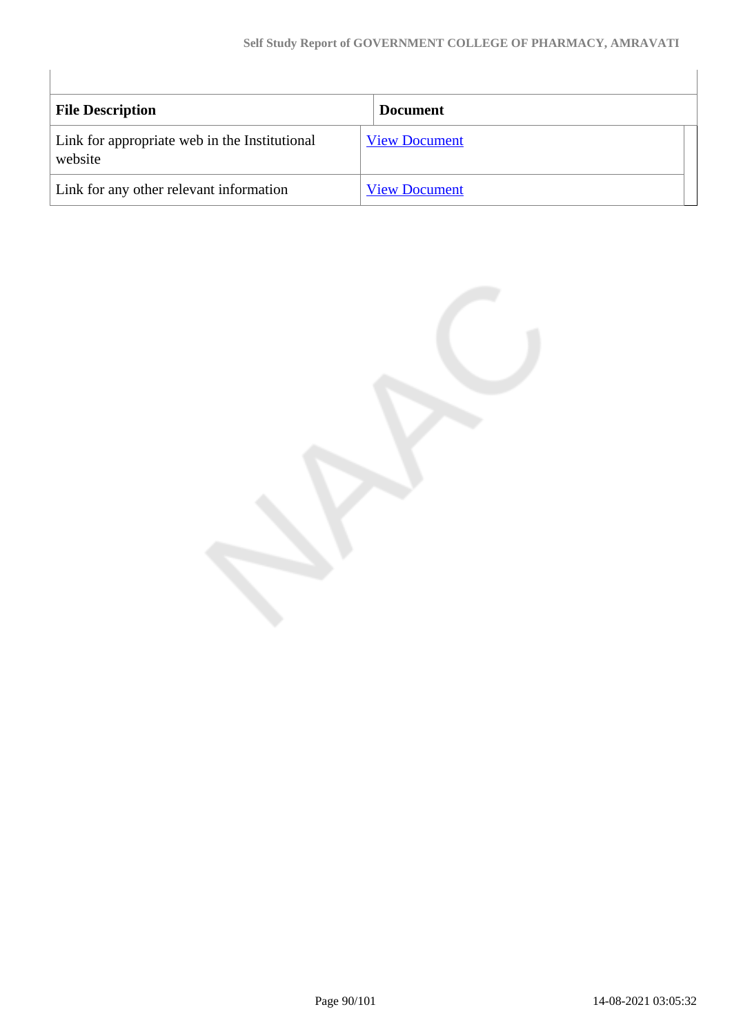| File Description | Document |
| --- | --- |
| Link for appropriate web in the Institutional website | View Document |
| Link for any other relevant information | View Document |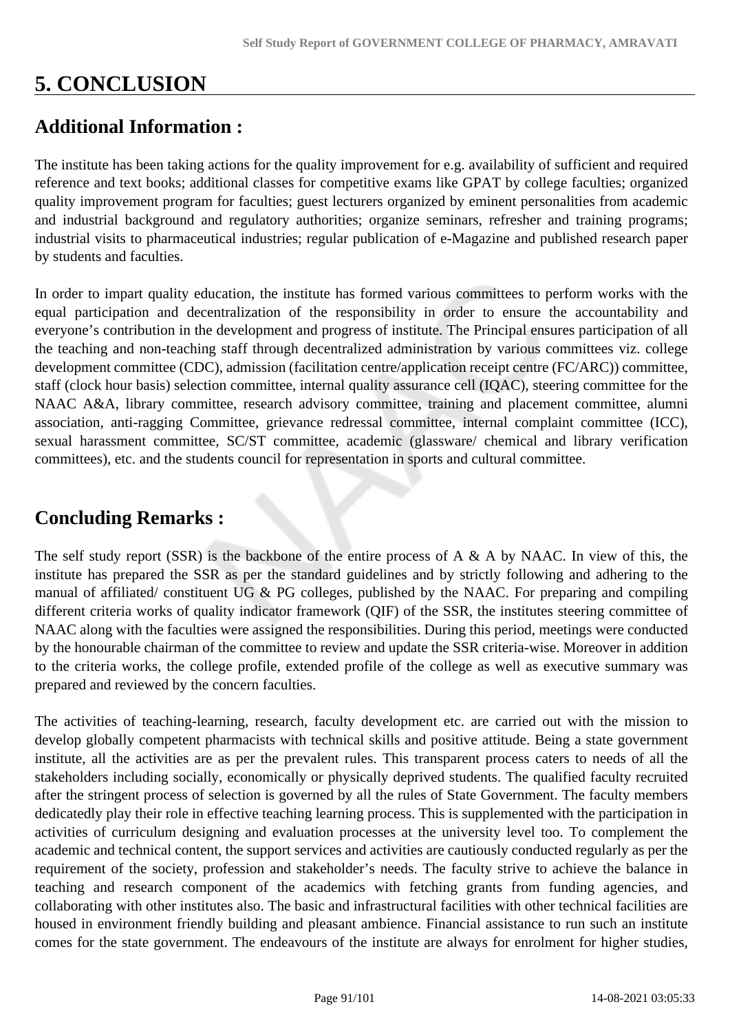# 5. CONCLUSION

## Additional Information :

The institute has been taking actions for the quality improvement for e.g. availability of sufficient and required reference and text books; additional classes for competitive exams like GPAT by college faculties; organized quality improvement program for faculties; guest lecturers organized by eminent personalities from academic and industrial background and regulatory authorities; organize seminars, refresher and training programs; industrial visits to pharmaceutical industries; regular publication of e-Magazine and published research paper by students and faculties.

In order to impart quality education, the institute has formed various committees to perform works with the equal participation and decentralization of the responsibility in order to ensure the accountability and everyone's contribution in the development and progress of institute. The Principal ensures participation of all the teaching and non-teaching staff through decentralized administration by various committees viz. college development committee (CDC), admission (facilitation centre/application receipt centre (FC/ARC)) committee, staff (clock hour basis) selection committee, internal quality assurance cell (IQAC), steering committee for the NAAC A&A, library committee, research advisory committee, training and placement committee, alumni association, anti-ragging Committee, grievance redressal committee, internal complaint committee (ICC), sexual harassment committee, SC/ST committee, academic (glassware/ chemical and library verification committees), etc. and the students council for representation in sports and cultural committee.

## Concluding Remarks :

The self study report (SSR) is the backbone of the entire process of A & A by NAAC. In view of this, the institute has prepared the SSR as per the standard guidelines and by strictly following and adhering to the manual of affiliated/ constituent UG & PG colleges, published by the NAAC. For preparing and compiling different criteria works of quality indicator framework (QIF) of the SSR, the institutes steering committee of NAAC along with the faculties were assigned the responsibilities. During this period, meetings were conducted by the honourable chairman of the committee to review and update the SSR criteria-wise. Moreover in addition to the criteria works, the college profile, extended profile of the college as well as executive summary was prepared and reviewed by the concern faculties.

The activities of teaching-learning, research, faculty development etc. are carried out with the mission to develop globally competent pharmacists with technical skills and positive attitude. Being a state government institute, all the activities are as per the prevalent rules. This transparent process caters to needs of all the stakeholders including socially, economically or physically deprived students. The qualified faculty recruited after the stringent process of selection is governed by all the rules of State Government. The faculty members dedicatedly play their role in effective teaching learning process. This is supplemented with the participation in activities of curriculum designing and evaluation processes at the university level too. To complement the academic and technical content, the support services and activities are cautiously conducted regularly as per the requirement of the society, profession and stakeholder's needs. The faculty strive to achieve the balance in teaching and research component of the academics with fetching grants from funding agencies, and collaborating with other institutes also. The basic and infrastructural facilities with other technical facilities are housed in environment friendly building and pleasant ambience. Financial assistance to run such an institute comes for the state government. The endeavours of the institute are always for enrolment for higher studies,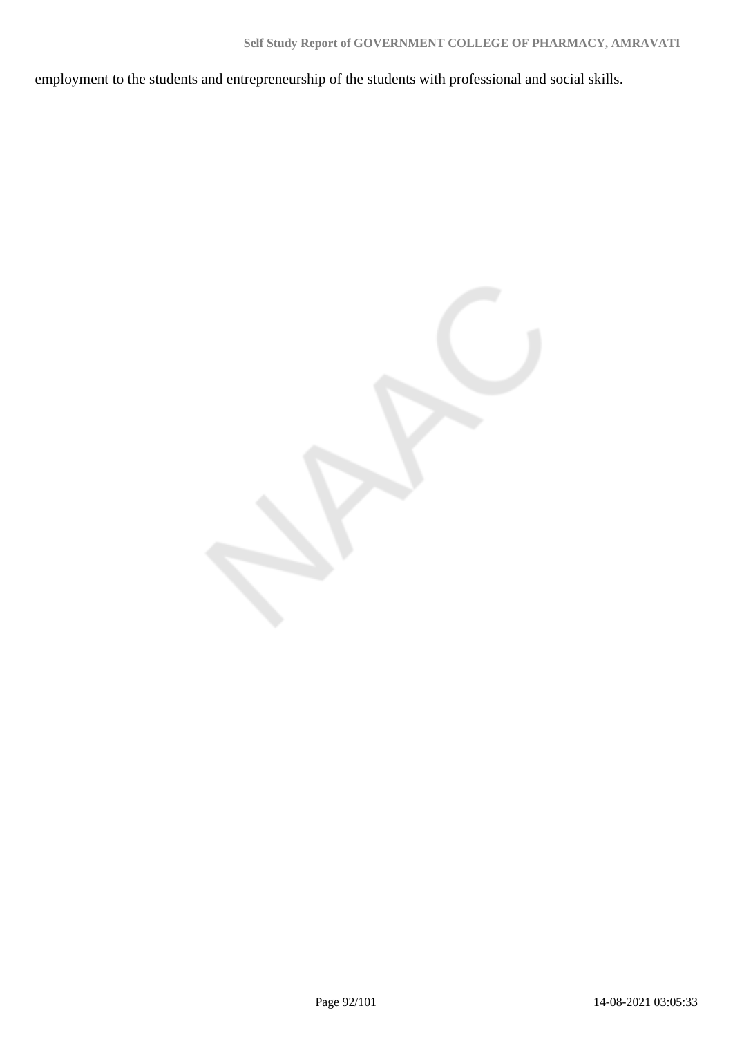employment to the students and entrepreneurship of the students with professional and social skills.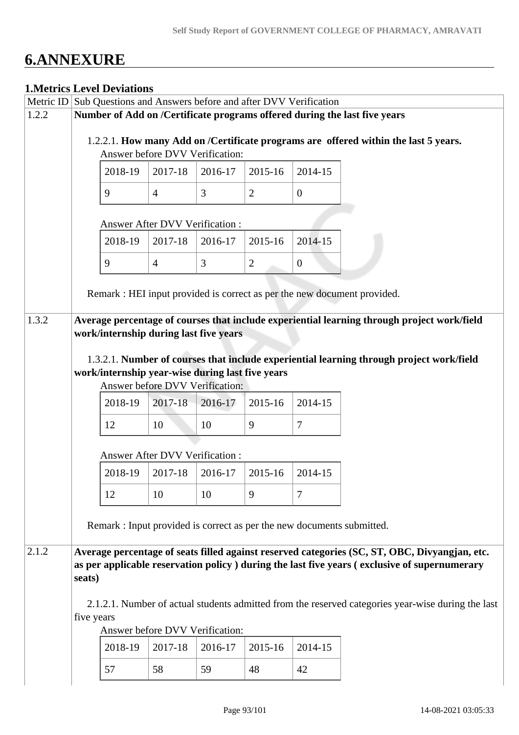# 6.ANNEXURE

### 1.Metrics Level Deviations

| Metric ID | Sub Questions and Answers before and after DVV Verification |
|---|---|
| 1.2.2 | **Number of Add on /Certificate programs offered during the last five years** |

1.2.2.1. **How many Add on /Certificate programs are offered within the last 5 years.**

Answer before DVV Verification:

| 2018-19 | 2017-18 | 2016-17 | 2015-16 | 2014-15 |
|---|---|---|---|---|
| 9 | 4 | 3 | 2 | 0 |

Answer After DVV Verification :

| 2018-19 | 2017-18 | 2016-17 | 2015-16 | 2014-15 |
|---|---|---|---|---|
| 9 | 4 | 3 | 2 | 0 |

Remark : HEI input provided is correct as per the new document provided.

| Metric ID | Sub Questions and Answers before and after DVV Verification |
|---|---|
| 1.3.2 | **Average percentage of courses that include experiential learning through project work/field work/internship during last five years** |

1.3.2.1. **Number of courses that include experiential learning through project work/field work/internship year-wise during last five years**

Answer before DVV Verification:

| 2018-19 | 2017-18 | 2016-17 | 2015-16 | 2014-15 |
|---|---|---|---|---|
| 12 | 10 | 10 | 9 | 7 |

Answer After DVV Verification :

| 2018-19 | 2017-18 | 2016-17 | 2015-16 | 2014-15 |
|---|---|---|---|---|
| 12 | 10 | 10 | 9 | 7 |

Remark : Input provided is correct as per the new documents submitted.

| Metric ID | Sub Questions and Answers before and after DVV Verification |
|---|---|
| 2.1.2 | **Average percentage of seats filled against reserved categories (SC, ST, OBC, Divyangjan, etc. as per applicable reservation policy ) during the last five years ( exclusive of supernumerary seats)** |

2.1.2.1. Number of actual students admitted from the reserved categories year-wise during the last five years

Answer before DVV Verification:

| 2018-19 | 2017-18 | 2016-17 | 2015-16 | 2014-15 |
|---|---|---|---|---|
| 57 | 58 | 59 | 48 | 42 |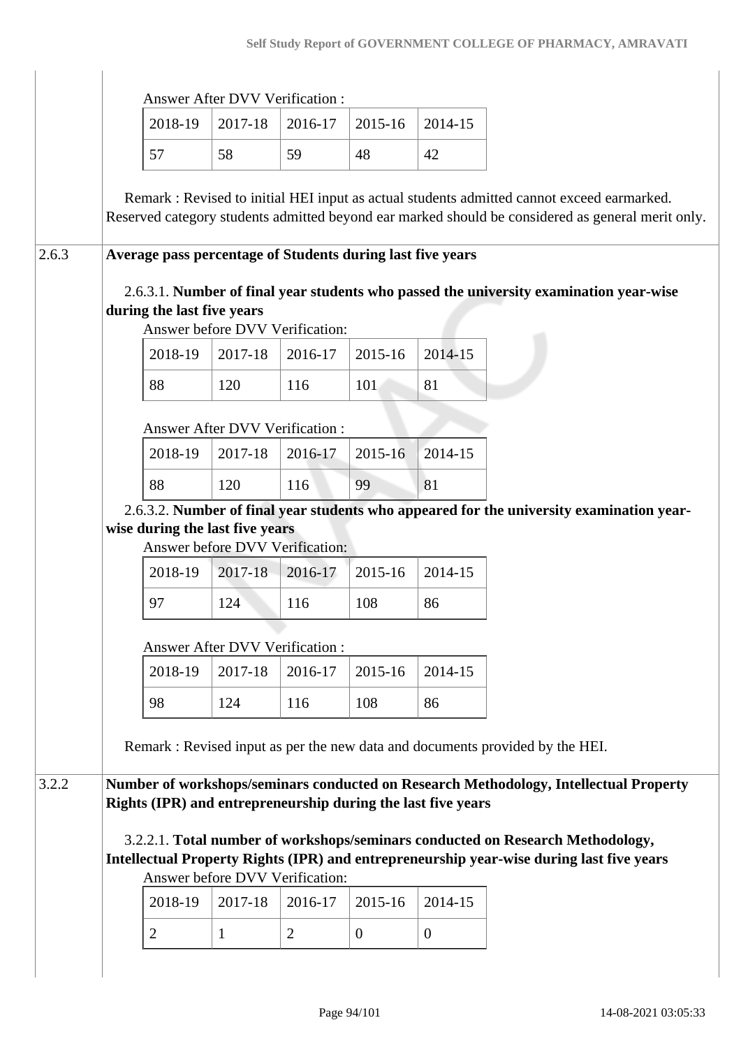Answer After DVV Verification :

| 2018-19 | 2017-18 | 2016-17 | 2015-16 | 2014-15 |
|---|---|---|---|---|
| 57 | 58 | 59 | 48 | 42 |

Remark : Revised to initial HEI input as actual students admitted cannot exceed earmarked. Reserved category students admitted beyond ear marked should be considered as general merit only.

**2.6.3 Average pass percentage of Students during last five years**

2.6.3.1. **Number of final year students who passed the university examination year-wise during the last five years**

Answer before DVV Verification:

| 2018-19 | 2017-18 | 2016-17 | 2015-16 | 2014-15 |
|---|---|---|---|---|
| 88 | 120 | 116 | 101 | 81 |

Answer After DVV Verification :

| 2018-19 | 2017-18 | 2016-17 | 2015-16 | 2014-15 |
|---|---|---|---|---|
| 88 | 120 | 116 | 99 | 81 |

2.6.3.2. **Number of final year students who appeared for the university examination year-wise during the last five years**

Answer before DVV Verification:

| 2018-19 | 2017-18 | 2016-17 | 2015-16 | 2014-15 |
|---|---|---|---|---|
| 97 | 124 | 116 | 108 | 86 |

Answer After DVV Verification :

| 2018-19 | 2017-18 | 2016-17 | 2015-16 | 2014-15 |
|---|---|---|---|---|
| 98 | 124 | 116 | 108 | 86 |

Remark : Revised input as per the new data and documents provided by the HEI.

**3.2.2 Number of workshops/seminars conducted on Research Methodology, Intellectual Property Rights (IPR) and entrepreneurship during the last five years**

3.2.2.1. **Total number of workshops/seminars conducted on Research Methodology, Intellectual Property Rights (IPR) and entrepreneurship year-wise during last five years**

Answer before DVV Verification:

| 2018-19 | 2017-18 | 2016-17 | 2015-16 | 2014-15 |
|---|---|---|---|---|
| 2 | 1 | 2 | 0 | 0 |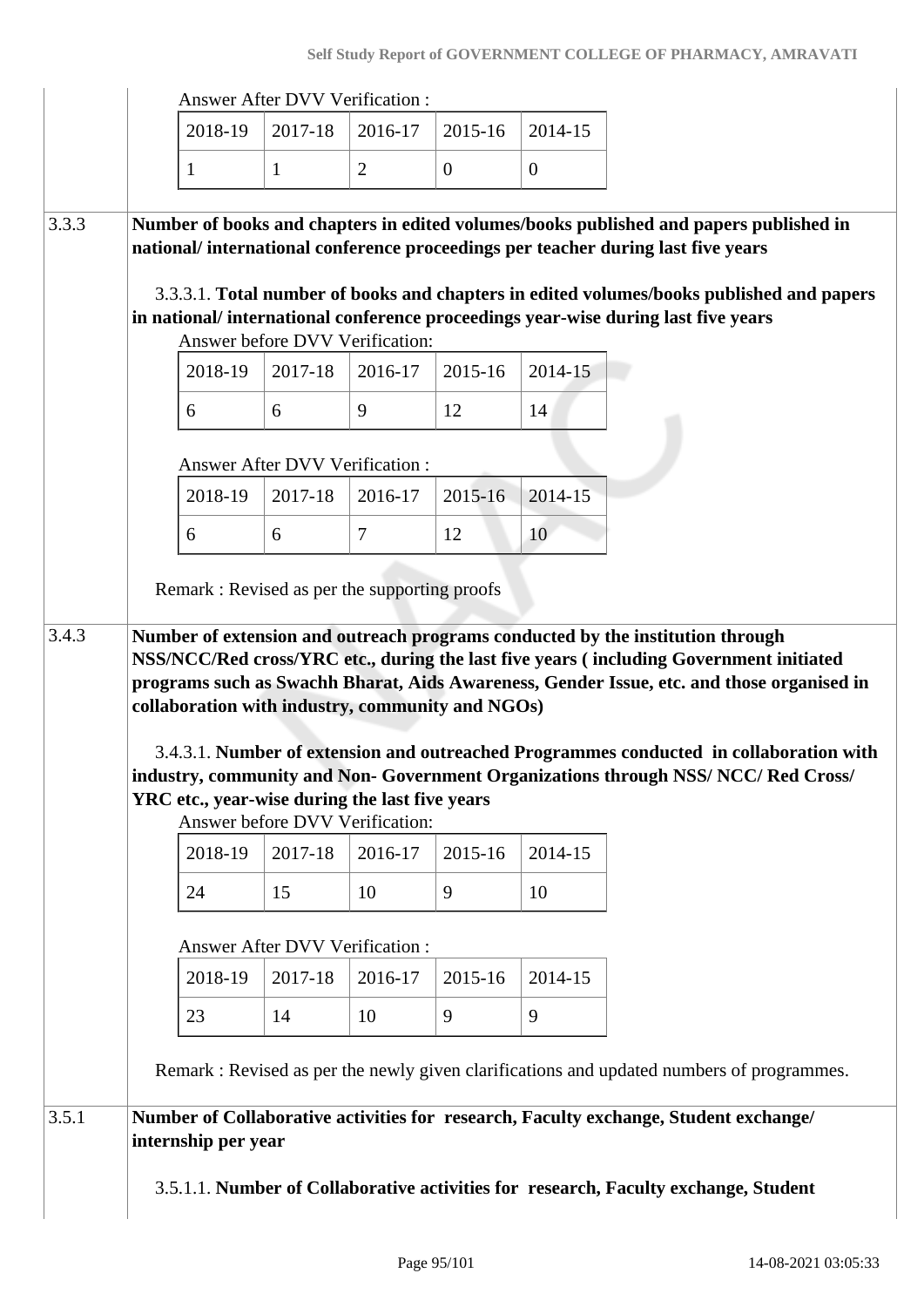Answer After DVV Verification :

| 2018-19 | 2017-18 | 2016-17 | 2015-16 | 2014-15 |
|---|---|---|---|---|
| 1 | 1 | 2 | 0 | 0 |

**3.3.3** **Number of books and chapters in edited volumes/books published and papers published in national/ international conference proceedings per teacher during last five years**

3.3.3.1. **Total number of books and chapters in edited volumes/books published and papers in national/ international conference proceedings year-wise during last five years**

Answer before DVV Verification:

| 2018-19 | 2017-18 | 2016-17 | 2015-16 | 2014-15 |
|---|---|---|---|---|
| 6 | 6 | 9 | 12 | 14 |

Answer After DVV Verification :

| 2018-19 | 2017-18 | 2016-17 | 2015-16 | 2014-15 |
|---|---|---|---|---|
| 6 | 6 | 7 | 12 | 10 |

Remark : Revised as per the supporting proofs

**3.4.3** **Number of extension and outreach programs conducted by the institution through NSS/NCC/Red cross/YRC etc., during the last five years ( including Government initiated programs such as Swachh Bharat, Aids Awareness, Gender Issue, etc. and those organised in collaboration with industry, community and NGOs)**

3.4.3.1. **Number of extension and outreached Programmes conducted in collaboration with industry, community and Non- Government Organizations through NSS/ NCC/ Red Cross/ YRC etc., year-wise during the last five years**

Answer before DVV Verification:

| 2018-19 | 2017-18 | 2016-17 | 2015-16 | 2014-15 |
|---|---|---|---|---|
| 24 | 15 | 10 | 9 | 10 |

Answer After DVV Verification :

| 2018-19 | 2017-18 | 2016-17 | 2015-16 | 2014-15 |
|---|---|---|---|---|
| 23 | 14 | 10 | 9 | 9 |

Remark : Revised as per the newly given clarifications and updated numbers of programmes.

**3.5.1** **Number of Collaborative activities for research, Faculty exchange, Student exchange/ internship per year**

3.5.1.1. **Number of Collaborative activities for research, Faculty exchange, Student**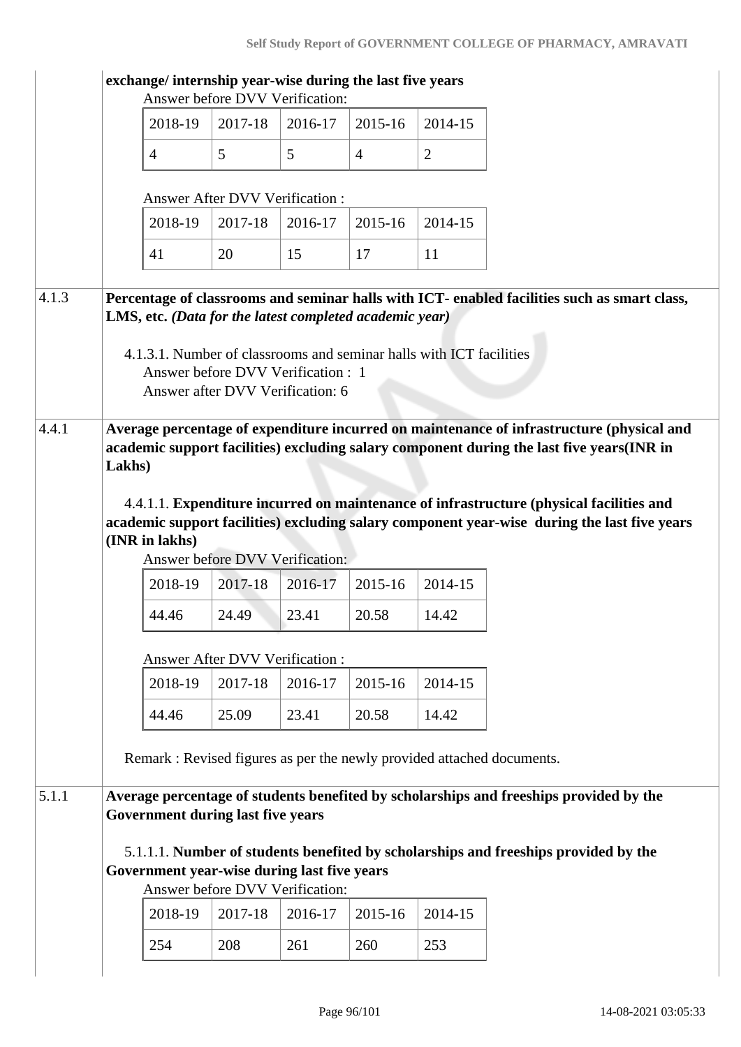**exchange/ internship year-wise during the last five years**

Answer before DVV Verification:

| 2018-19 | 2017-18 | 2016-17 | 2015-16 | 2014-15 |
|---|---|---|---|---|
| 4 | 5 | 5 | 4 | 2 |

Answer After DVV Verification :

| 2018-19 | 2017-18 | 2016-17 | 2015-16 | 2014-15 |
|---|---|---|---|---|
| 41 | 20 | 15 | 17 | 11 |

**4.1.3** **Percentage of classrooms and seminar halls with ICT- enabled facilities such as smart class, LMS, etc.** ***(Data for the latest completed academic year)***

4.1.3.1. Number of classrooms and seminar halls with ICT facilities
Answer before DVV Verification : 1
Answer after DVV Verification: 6

**4.4.1** **Average percentage of expenditure incurred on maintenance of infrastructure (physical and academic support facilities) excluding salary component during the last five years(INR in Lakhs)**

4.4.1.1. **Expenditure incurred on maintenance of infrastructure (physical facilities and academic support facilities) excluding salary component year-wise during the last five years (INR in lakhs)**

Answer before DVV Verification:

| 2018-19 | 2017-18 | 2016-17 | 2015-16 | 2014-15 |
|---|---|---|---|---|
| 44.46 | 24.49 | 23.41 | 20.58 | 14.42 |

Answer After DVV Verification :

| 2018-19 | 2017-18 | 2016-17 | 2015-16 | 2014-15 |
|---|---|---|---|---|
| 44.46 | 25.09 | 23.41 | 20.58 | 14.42 |

Remark : Revised figures as per the newly provided attached documents.

**5.1.1** **Average percentage of students benefited by scholarships and freeships provided by the Government during last five years**

5.1.1.1. **Number of students benefited by scholarships and freeships provided by the Government year-wise during last five years**

Answer before DVV Verification:

| 2018-19 | 2017-18 | 2016-17 | 2015-16 | 2014-15 |
|---|---|---|---|---|
| 254 | 208 | 261 | 260 | 253 |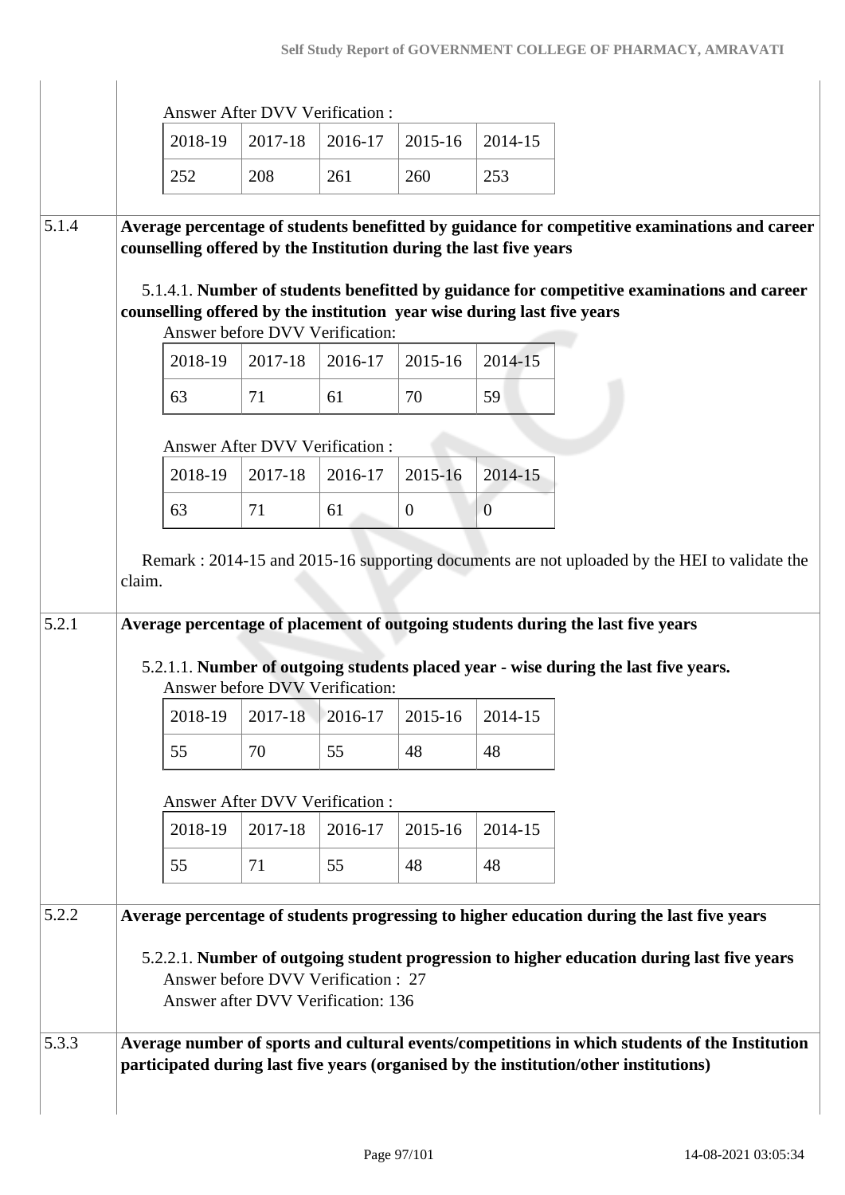Answer After DVV Verification :

| 2018-19 | 2017-18 | 2016-17 | 2015-16 | 2014-15 |
|---|---|---|---|---|
| 252 | 208 | 261 | 260 | 253 |

**5.1.4 Average percentage of students benefitted by guidance for competitive examinations and career counselling offered by the Institution during the last five years**

5.1.4.1. **Number of students benefitted by guidance for competitive examinations and career counselling offered by the institution year wise during last five years**

Answer before DVV Verification:

| 2018-19 | 2017-18 | 2016-17 | 2015-16 | 2014-15 |
|---|---|---|---|---|
| 63 | 71 | 61 | 70 | 59 |

Answer After DVV Verification :

| 2018-19 | 2017-18 | 2016-17 | 2015-16 | 2014-15 |
|---|---|---|---|---|
| 63 | 71 | 61 | 0 | 0 |

Remark : 2014-15 and 2015-16 supporting documents are not uploaded by the HEI to validate the claim.

**5.2.1 Average percentage of placement of outgoing students during the last five years**

5.2.1.1. **Number of outgoing students placed year - wise during the last five years.**

Answer before DVV Verification:

| 2018-19 | 2017-18 | 2016-17 | 2015-16 | 2014-15 |
|---|---|---|---|---|
| 55 | 70 | 55 | 48 | 48 |

Answer After DVV Verification :

| 2018-19 | 2017-18 | 2016-17 | 2015-16 | 2014-15 |
|---|---|---|---|---|
| 55 | 71 | 55 | 48 | 48 |

**5.2.2 Average percentage of students progressing to higher education during the last five years**

5.2.2.1. **Number of outgoing student progression to higher education during last five years**

Answer before DVV Verification : 27
Answer after DVV Verification: 136

**5.3.3 Average number of sports and cultural events/competitions in which students of the Institution participated during last five years (organised by the institution/other institutions)**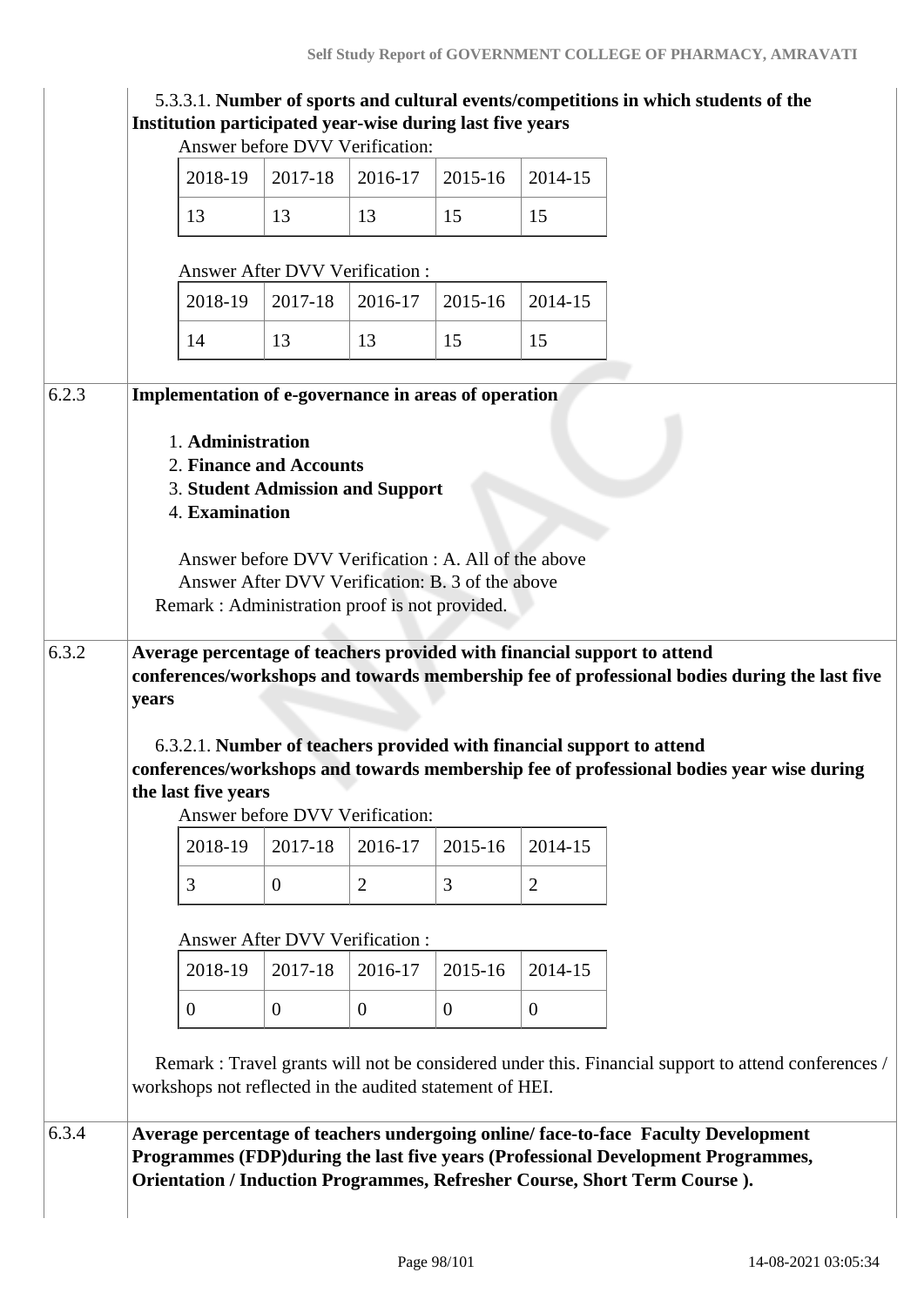5.3.3.1. **Number of sports and cultural events/competitions in which students of the Institution participated year-wise during last five years**

Answer before DVV Verification:

| 2018-19 | 2017-18 | 2016-17 | 2015-16 | 2014-15 |
|---|---|---|---|---|
| 13 | 13 | 13 | 15 | 15 |

Answer After DVV Verification :

| 2018-19 | 2017-18 | 2016-17 | 2015-16 | 2014-15 |
|---|---|---|---|---|
| 14 | 13 | 13 | 15 | 15 |

**6.2.3 Implementation of e-governance in areas of operation**

1. **Administration**
2. **Finance and Accounts**
3. **Student Admission and Support**
4. **Examination**

Answer before DVV Verification : A. All of the above
Answer After DVV Verification: B. 3 of the above
Remark : Administration proof is not provided.

**6.3.2 Average percentage of teachers provided with financial support to attend conferences/workshops and towards membership fee of professional bodies during the last five years**

6.3.2.1. **Number of teachers provided with financial support to attend conferences/workshops and towards membership fee of professional bodies year wise during the last five years**

Answer before DVV Verification:

| 2018-19 | 2017-18 | 2016-17 | 2015-16 | 2014-15 |
|---|---|---|---|---|
| 3 | 0 | 2 | 3 | 2 |

Answer After DVV Verification :

| 2018-19 | 2017-18 | 2016-17 | 2015-16 | 2014-15 |
|---|---|---|---|---|
| 0 | 0 | 0 | 0 | 0 |

Remark : Travel grants will not be considered under this. Financial support to attend conferences / workshops not reflected in the audited statement of HEI.

**6.3.4 Average percentage of teachers undergoing online/ face-to-face Faculty Development Programmes (FDP)during the last five years (Professional Development Programmes, Orientation / Induction Programmes, Refresher Course, Short Term Course ).**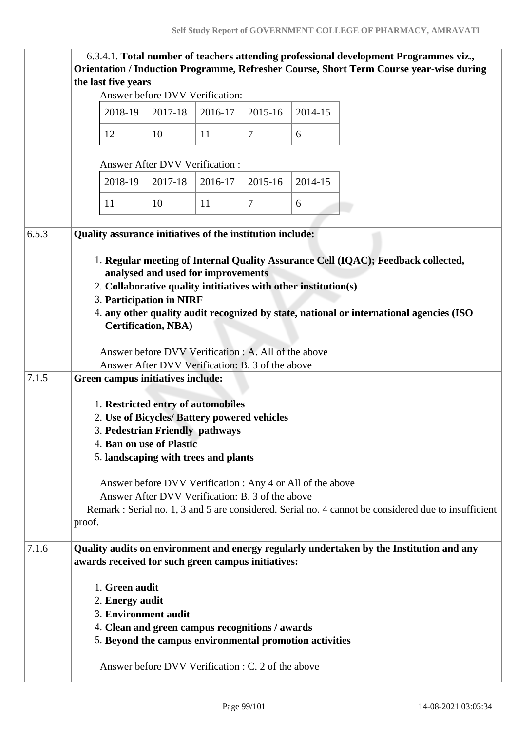6.3.4.1. **Total number of teachers attending professional development Programmes viz., Orientation / Induction Programme, Refresher Course, Short Term Course year-wise during the last five years**

Answer before DVV Verification:

| 2018-19 | 2017-18 | 2016-17 | 2015-16 | 2014-15 |
|---|---|---|---|---|
| 12 | 10 | 11 | 7 | 6 |

Answer After DVV Verification :

| 2018-19 | 2017-18 | 2016-17 | 2015-16 | 2014-15 |
|---|---|---|---|---|
| 11 | 10 | 11 | 7 | 6 |

**6.5.3** **Quality assurance initiatives of the institution include:**

1. **Regular meeting of Internal Quality Assurance Cell (IQAC); Feedback collected, analysed and used for improvements**
2. **Collaborative quality intitiatives with other institution(s)**
3. **Participation in NIRF**
4. **any other quality audit recognized by state, national or international agencies (ISO Certification, NBA)**

Answer before DVV Verification : A. All of the above
Answer After DVV Verification: B. 3 of the above

**7.1.5** **Green campus initiatives include:**

1. **Restricted entry of automobiles**
2. **Use of Bicycles/ Battery powered vehicles**
3. **Pedestrian Friendly pathways**
4. **Ban on use of Plastic**
5. **landscaping with trees and plants**

Answer before DVV Verification : Any 4 or All of the above
Answer After DVV Verification: B. 3 of the above
Remark : Serial no. 1, 3 and 5 are considered. Serial no. 4 cannot be considered due to insufficient proof.

**7.1.6** **Quality audits on environment and energy regularly undertaken by the Institution and any awards received for such green campus initiatives:**

1. **Green audit**
2. **Energy audit**
3. **Environment audit**
4. **Clean and green campus recognitions / awards**
5. **Beyond the campus environmental promotion activities**

Answer before DVV Verification : C. 2 of the above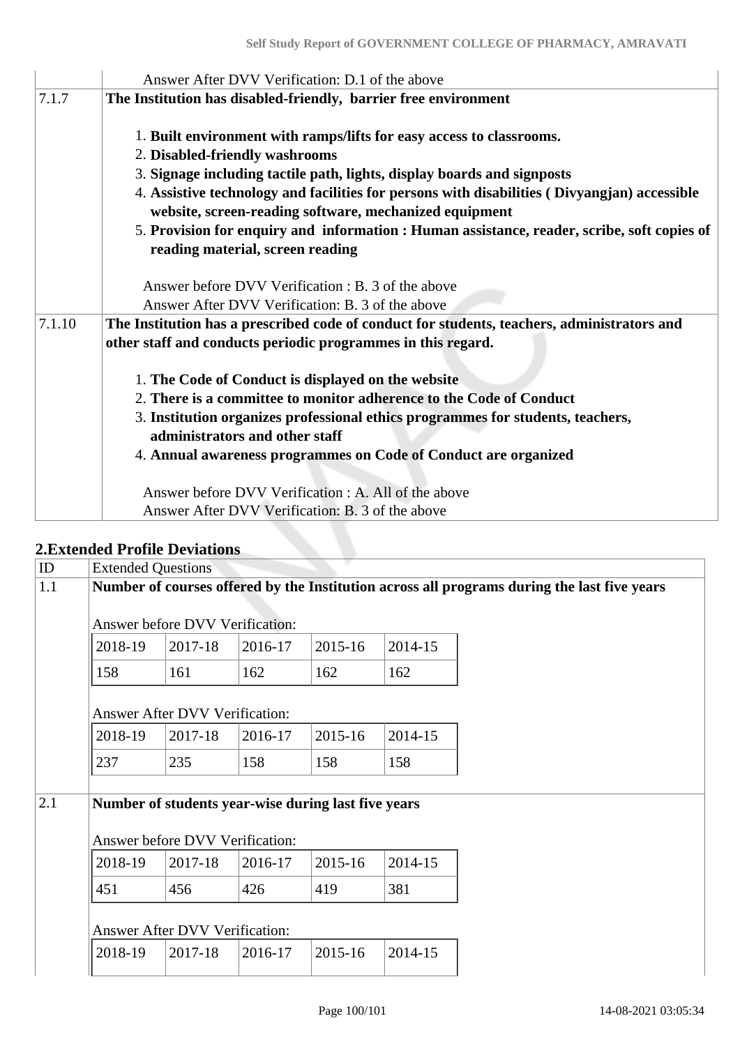| | |
|---|---|
| | Answer After DVV Verification: D.1 of the above |
| 7.1.7 | **The Institution has disabled-friendly, barrier free environment**<br><br>1. **Built environment with ramps/lifts for easy access to classrooms.**<br>2. **Disabled-friendly washrooms**<br>3. **Signage including tactile path, lights, display boards and signposts**<br>4. **Assistive technology and facilities for persons with disabilities ( Divyangjan) accessible website, screen-reading software, mechanized equipment**<br>5. **Provision for enquiry and information : Human assistance, reader, scribe, soft copies of reading material, screen reading**<br><br>Answer before DVV Verification : B. 3 of the above<br>Answer After DVV Verification: B. 3 of the above |
| 7.1.10 | **The Institution has a prescribed code of conduct for students, teachers, administrators and other staff and conducts periodic programmes in this regard.**<br><br>1. **The Code of Conduct is displayed on the website**<br>2. **There is a committee to monitor adherence to the Code of Conduct**<br>3. **Institution organizes professional ethics programmes for students, teachers, administrators and other staff**<br>4. **Annual awareness programmes on Code of Conduct are organized**<br><br>Answer before DVV Verification : A. All of the above<br>Answer After DVV Verification: B. 3 of the above |

## 2.Extended Profile Deviations

| ID | Extended Questions |
|---|---|
| 1.1 | **Number of courses offered by the Institution across all programs during the last five years** |
| 2.1 | **Number of students year-wise during last five years** |

**1.1** Answer before DVV Verification:

| 2018-19 | 2017-18 | 2016-17 | 2015-16 | 2014-15 |
|---|---|---|---|---|
| 158 | 161 | 162 | 162 | 162 |

Answer After DVV Verification:

| 2018-19 | 2017-18 | 2016-17 | 2015-16 | 2014-15 |
|---|---|---|---|---|
| 237 | 235 | 158 | 158 | 158 |

**2.1** Answer before DVV Verification:

| 2018-19 | 2017-18 | 2016-17 | 2015-16 | 2014-15 |
|---|---|---|---|---|
| 451 | 456 | 426 | 419 | 381 |

Answer After DVV Verification:

| 2018-19 | 2017-18 | 2016-17 | 2015-16 | 2014-15 |
|---|---|---|---|---|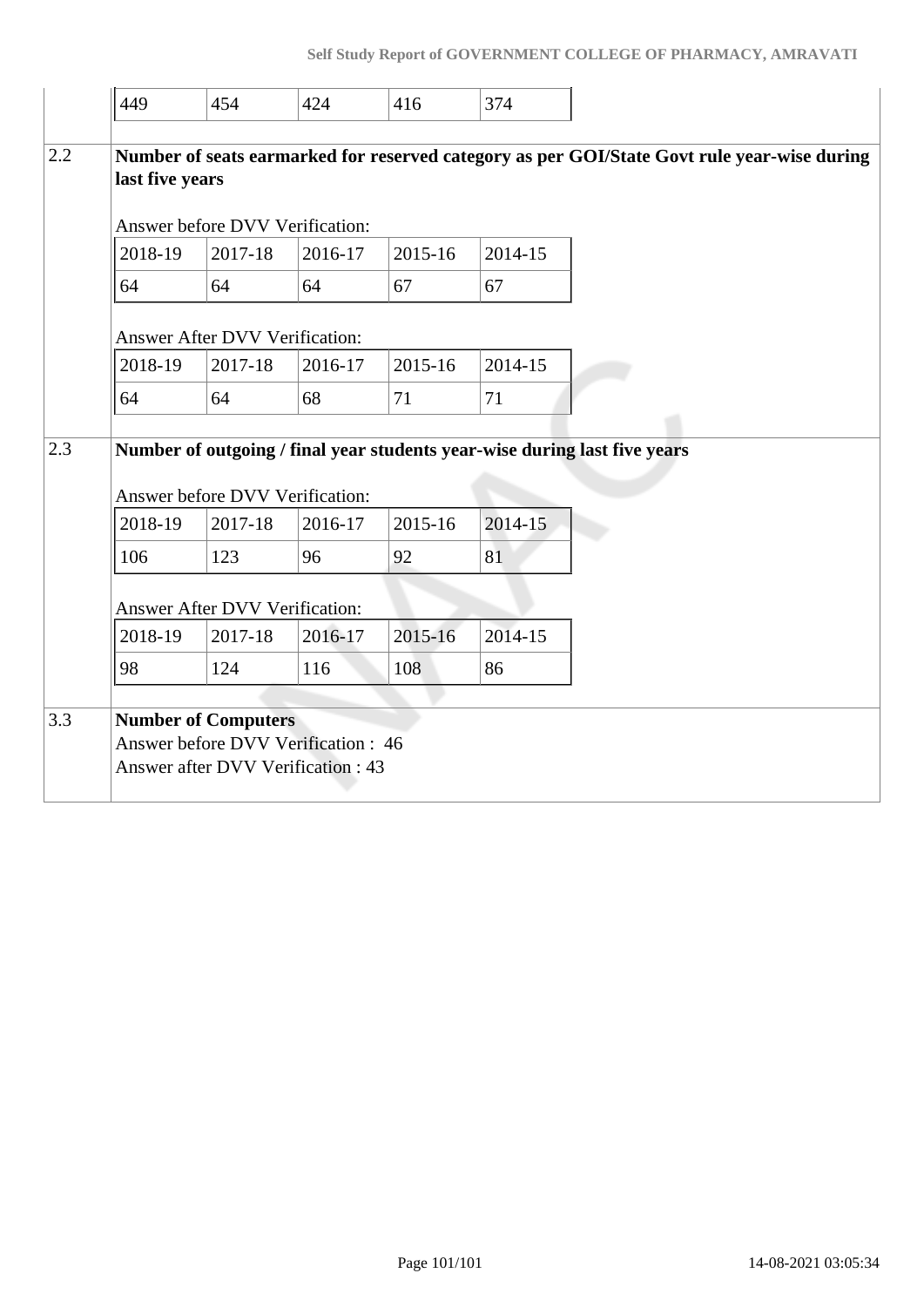| | | | | |
|---|---|---|---|---|
| 449 | 454 | 424 | 416 | 374 |

**2.2 Number of seats earmarked for reserved category as per GOI/State Govt rule year-wise during last five years**

Answer before DVV Verification:

| 2018-19 | 2017-18 | 2016-17 | 2015-16 | 2014-15 |
|---|---|---|---|---|
| 64 | 64 | 64 | 67 | 67 |

Answer After DVV Verification:

| 2018-19 | 2017-18 | 2016-17 | 2015-16 | 2014-15 |
|---|---|---|---|---|
| 64 | 64 | 68 | 71 | 71 |

**2.3 Number of outgoing / final year students year-wise during last five years**

Answer before DVV Verification:

| 2018-19 | 2017-18 | 2016-17 | 2015-16 | 2014-15 |
|---|---|---|---|---|
| 106 | 123 | 96 | 92 | 81 |

Answer After DVV Verification:

| 2018-19 | 2017-18 | 2016-17 | 2015-16 | 2014-15 |
|---|---|---|---|---|
| 98 | 124 | 116 | 108 | 86 |

**3.3 Number of Computers**

Answer before DVV Verification : 46

Answer after DVV Verification : 43